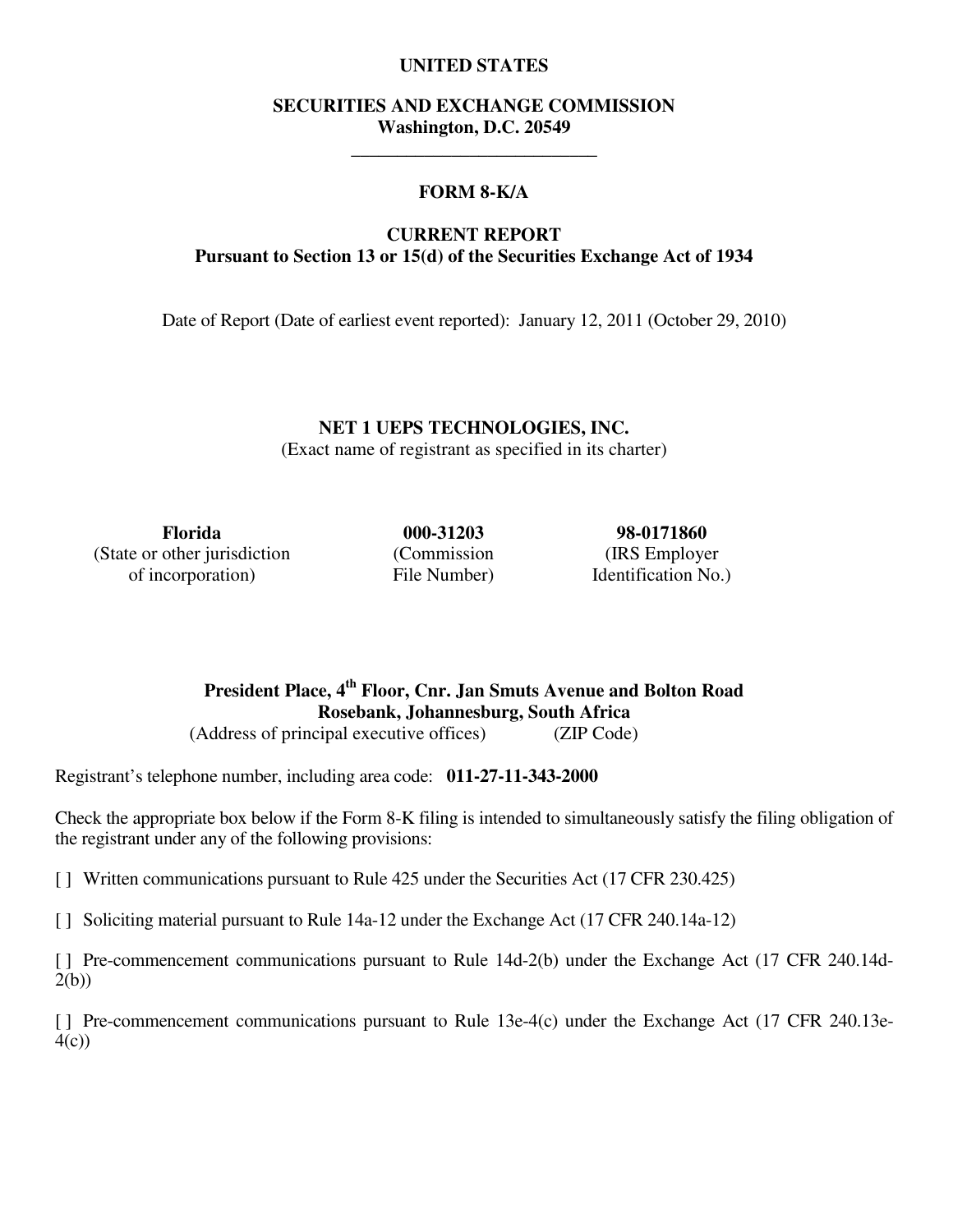**UNITED STATES**

**SECURITIES AND EXCHANGE COMMISSION**
**Washington, D.C. 20549**

---

**FORM 8-K/A**

**CURRENT REPORT**
**Pursuant to Section 13 or 15(d) of the Securities Exchange Act of 1934**

Date of Report (Date of earliest event reported): January 12, 2011 (October 29, 2010)

**NET 1 UEPS TECHNOLOGIES, INC.**
(Exact name of registrant as specified in its charter)

| **Florida** | **000-31203** | **98-0171860** |
|---|---|---|
| (State or other jurisdiction of incorporation) | (Commission File Number) | (IRS Employer Identification No.) |

**President Place, 4th Floor, Cnr. Jan Smuts Avenue and Bolton Road**
**Rosebank, Johannesburg, South Africa**
(Address of principal executive offices) (ZIP Code)

Registrant's telephone number, including area code: **011-27-11-343-2000**

Check the appropriate box below if the Form 8-K filing is intended to simultaneously satisfy the filing obligation of the registrant under any of the following provisions:

[ ] Written communications pursuant to Rule 425 under the Securities Act (17 CFR 230.425)

[ ] Soliciting material pursuant to Rule 14a-12 under the Exchange Act (17 CFR 240.14a-12)

[ ] Pre-commencement communications pursuant to Rule 14d-2(b) under the Exchange Act (17 CFR 240.14d-2(b))

[ ] Pre-commencement communications pursuant to Rule 13e-4(c) under the Exchange Act (17 CFR 240.13e-4(c))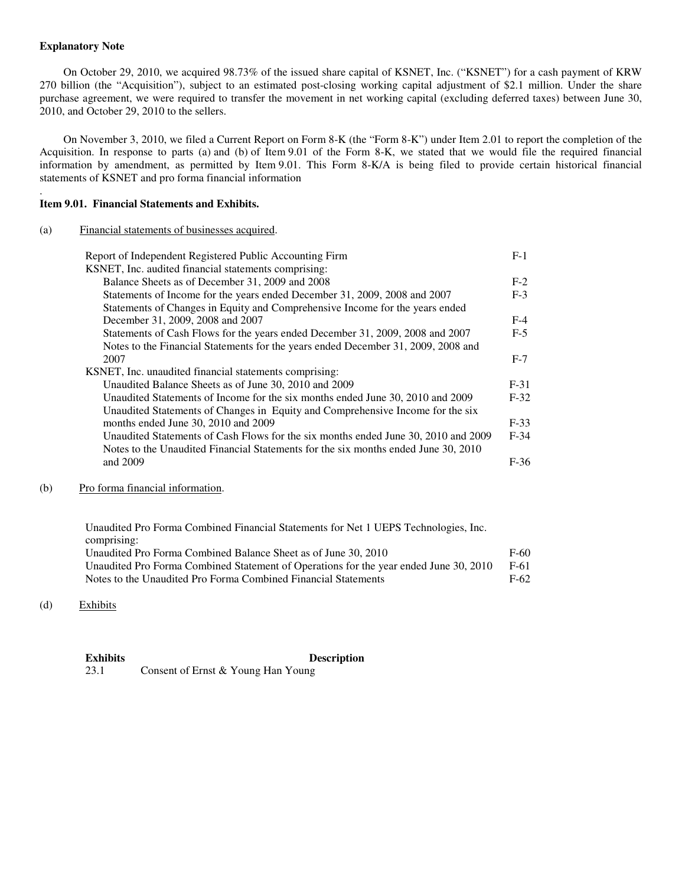**Explanatory Note**

On October 29, 2010, we acquired 98.73% of the issued share capital of KSNET, Inc. ("KSNET") for a cash payment of KRW 270 billion (the "Acquisition"), subject to an estimated post-closing working capital adjustment of $2.1 million. Under the share purchase agreement, we were required to transfer the movement in net working capital (excluding deferred taxes) between June 30, 2010, and October 29, 2010 to the sellers.

On November 3, 2010, we filed a Current Report on Form 8-K (the "Form 8-K") under Item 2.01 to report the completion of the Acquisition. In response to parts (a) and (b) of Item 9.01 of the Form 8-K, we stated that we would file the required financial information by amendment, as permitted by Item 9.01. This Form 8-K/A is being filed to provide certain historical financial statements of KSNET and pro forma financial information

.

**Item 9.01. Financial Statements and Exhibits.**

(a) Financial statements of businesses acquired.

| | |
|---|---|
| Report of Independent Registered Public Accounting Firm | F-1 |
| KSNET, Inc. audited financial statements comprising: | |
| Balance Sheets as of December 31, 2009 and 2008 | F-2 |
| Statements of Income for the years ended December 31, 2009, 2008 and 2007 | F-3 |
| Statements of Changes in Equity and Comprehensive Income for the years ended December 31, 2009, 2008 and 2007 | F-4 |
| Statements of Cash Flows for the years ended December 31, 2009, 2008 and 2007 | F-5 |
| Notes to the Financial Statements for the years ended December 31, 2009, 2008 and 2007 | F-7 |
| KSNET, Inc. unaudited financial statements comprising: | |
| Unaudited Balance Sheets as of June 30, 2010 and 2009 | F-31 |
| Unaudited Statements of Income for the six months ended June 30, 2010 and 2009 | F-32 |
| Unaudited Statements of Changes in Equity and Comprehensive Income for the six months ended June 30, 2010 and 2009 | F-33 |
| Unaudited Statements of Cash Flows for the six months ended June 30, 2010 and 2009 | F-34 |
| Notes to the Unaudited Financial Statements for the six months ended June 30, 2010 and 2009 | F-36 |

(b) Pro forma financial information.

| | |
|---|---|
| Unaudited Pro Forma Combined Financial Statements for Net 1 UEPS Technologies, Inc. comprising: | |
| Unaudited Pro Forma Combined Balance Sheet as of June 30, 2010 | F-60 |
| Unaudited Pro Forma Combined Statement of Operations for the year ended June 30, 2010 | F-61 |
| Notes to the Unaudited Pro Forma Combined Financial Statements | F-62 |

(d) Exhibits

| **Exhibits** | **Description** |
|---|---|
| 23.1 | Consent of Ernst & Young Han Young |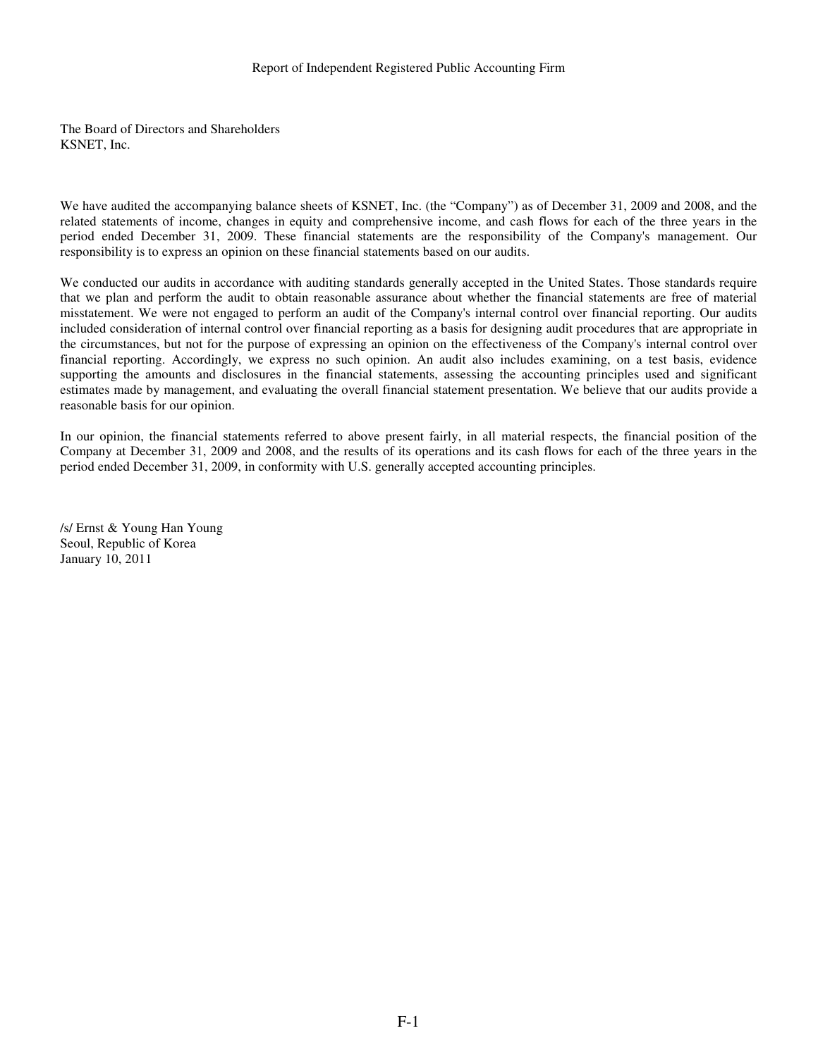# Report of Independent Registered Public Accounting Firm

The Board of Directors and Shareholders
KSNET, Inc.

We have audited the accompanying balance sheets of KSNET, Inc. (the "Company") as of December 31, 2009 and 2008, and the related statements of income, changes in equity and comprehensive income, and cash flows for each of the three years in the period ended December 31, 2009. These financial statements are the responsibility of the Company's management. Our responsibility is to express an opinion on these financial statements based on our audits.

We conducted our audits in accordance with auditing standards generally accepted in the United States. Those standards require that we plan and perform the audit to obtain reasonable assurance about whether the financial statements are free of material misstatement. We were not engaged to perform an audit of the Company's internal control over financial reporting. Our audits included consideration of internal control over financial reporting as a basis for designing audit procedures that are appropriate in the circumstances, but not for the purpose of expressing an opinion on the effectiveness of the Company's internal control over financial reporting. Accordingly, we express no such opinion. An audit also includes examining, on a test basis, evidence supporting the amounts and disclosures in the financial statements, assessing the accounting principles used and significant estimates made by management, and evaluating the overall financial statement presentation. We believe that our audits provide a reasonable basis for our opinion.

In our opinion, the financial statements referred to above present fairly, in all material respects, the financial position of the Company at December 31, 2009 and 2008, and the results of its operations and its cash flows for each of the three years in the period ended December 31, 2009, in conformity with U.S. generally accepted accounting principles.

/s/ Ernst & Young Han Young
Seoul, Republic of Korea
January 10, 2011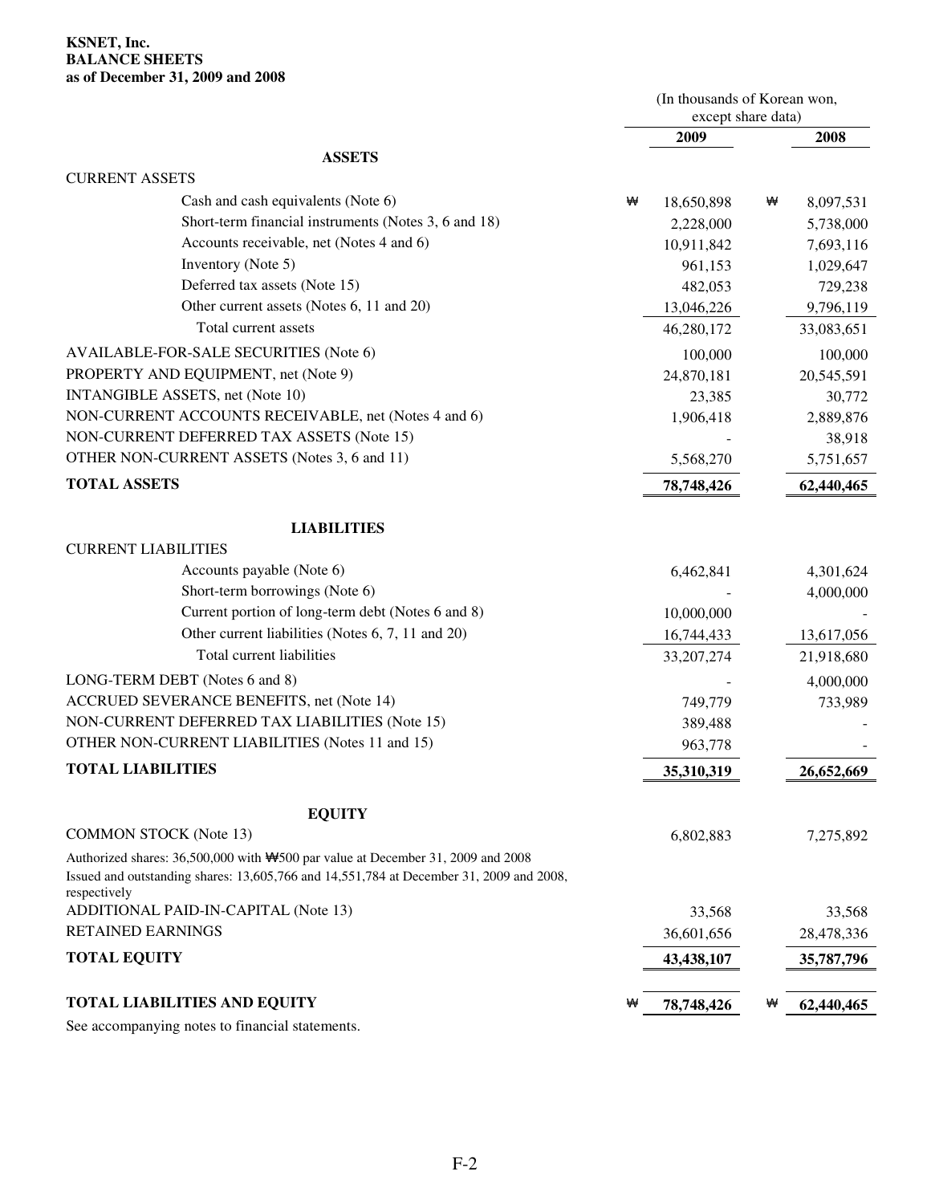**KSNET, Inc.**
**BALANCE SHEETS**
**as of December 31, 2009 and 2008**

| | (In thousands of Korean won, except share data) | |
|---|---|---|
| | **2009** | **2008** |
| **ASSETS** | | |
| CURRENT ASSETS | | |
| Cash and cash equivalents (Note 6) | ₩ 18,650,898 | ₩ 8,097,531 |
| Short-term financial instruments (Notes 3, 6 and 18) | 2,228,000 | 5,738,000 |
| Accounts receivable, net (Notes 4 and 6) | 10,911,842 | 7,693,116 |
| Inventory (Note 5) | 961,153 | 1,029,647 |
| Deferred tax assets (Note 15) | 482,053 | 729,238 |
| Other current assets (Notes 6, 11 and 20) | 13,046,226 | 9,796,119 |
| Total current assets | 46,280,172 | 33,083,651 |
| AVAILABLE-FOR-SALE SECURITIES (Note 6) | 100,000 | 100,000 |
| PROPERTY AND EQUIPMENT, net (Note 9) | 24,870,181 | 20,545,591 |
| INTANGIBLE ASSETS, net (Note 10) | 23,385 | 30,772 |
| NON-CURRENT ACCOUNTS RECEIVABLE, net (Notes 4 and 6) | 1,906,418 | 2,889,876 |
| NON-CURRENT DEFERRED TAX ASSETS (Note 15) | - | 38,918 |
| OTHER NON-CURRENT ASSETS (Notes 3, 6 and 11) | 5,568,270 | 5,751,657 |
| **TOTAL ASSETS** | **78,748,426** | **62,440,465** |
| **LIABILITIES** | | |
| CURRENT LIABILITIES | | |
| Accounts payable (Note 6) | 6,462,841 | 4,301,624 |
| Short-term borrowings (Note 6) | - | 4,000,000 |
| Current portion of long-term debt (Notes 6 and 8) | 10,000,000 | - |
| Other current liabilities (Notes 6, 7, 11 and 20) | 16,744,433 | 13,617,056 |
| Total current liabilities | 33,207,274 | 21,918,680 |
| LONG-TERM DEBT (Notes 6 and 8) | - | 4,000,000 |
| ACCRUED SEVERANCE BENEFITS, net (Note 14) | 749,779 | 733,989 |
| NON-CURRENT DEFERRED TAX LIABILITIES (Note 15) | 389,488 | - |
| OTHER NON-CURRENT LIABILITIES (Notes 11 and 15) | 963,778 | - |
| **TOTAL LIABILITIES** | **35,310,319** | **26,652,669** |
| **EQUITY** | | |
| COMMON STOCK (Note 13) | 6,802,883 | 7,275,892 |
| Authorized shares: 36,500,000 with ₩500 par value at December 31, 2009 and 2008<br>Issued and outstanding shares: 13,605,766 and 14,551,784 at December 31, 2009 and 2008, respectively | | |
| ADDITIONAL PAID-IN-CAPITAL (Note 13) | 33,568 | 33,568 |
| RETAINED EARNINGS | 36,601,656 | 28,478,336 |
| **TOTAL EQUITY** | **43,438,107** | **35,787,796** |
| **TOTAL LIABILITIES AND EQUITY** | **₩ 78,748,426** | **₩ 62,440,465** |

See accompanying notes to financial statements.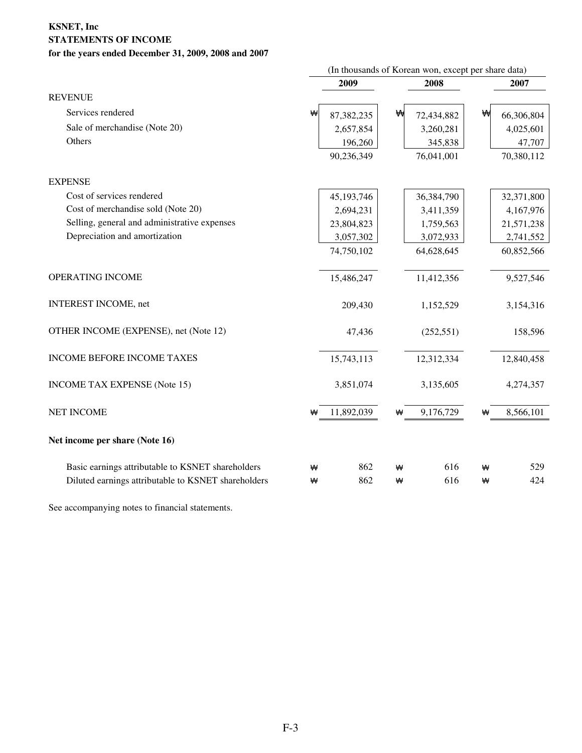**KSNET, Inc**
**STATEMENTS OF INCOME**
**for the years ended December 31, 2009, 2008 and 2007**

| | (In thousands of Korean won, except per share data) | | |
|---|---|---|---|
| | **2009** | **2008** | **2007** |
| REVENUE | | | |
| Services rendered | ₩ 87,382,235 | ₩ 72,434,882 | ₩ 66,306,804 |
| Sale of merchandise (Note 20) | 2,657,854 | 3,260,281 | 4,025,601 |
| Others | 196,260 | 345,838 | 47,707 |
| | 90,236,349 | 76,041,001 | 70,380,112 |
| EXPENSE | | | |
| Cost of services rendered | 45,193,746 | 36,384,790 | 32,371,800 |
| Cost of merchandise sold (Note 20) | 2,694,231 | 3,411,359 | 4,167,976 |
| Selling, general and administrative expenses | 23,804,823 | 1,759,563 | 21,571,238 |
| Depreciation and amortization | 3,057,302 | 3,072,933 | 2,741,552 |
| | 74,750,102 | 64,628,645 | 60,852,566 |
| OPERATING INCOME | 15,486,247 | 11,412,356 | 9,527,546 |
| INTEREST INCOME, net | 209,430 | 1,152,529 | 3,154,316 |
| OTHER INCOME (EXPENSE), net (Note 12) | 47,436 | (252,551) | 158,596 |
| INCOME BEFORE INCOME TAXES | 15,743,113 | 12,312,334 | 12,840,458 |
| INCOME TAX EXPENSE (Note 15) | 3,851,074 | 3,135,605 | 4,274,357 |
| NET INCOME | ₩ 11,892,039 | ₩ 9,176,729 | ₩ 8,566,101 |
| **Net income per share (Note 16)** | | | |
| Basic earnings attributable to KSNET shareholders | ₩ 862 | ₩ 616 | ₩ 529 |
| Diluted earnings attributable to KSNET shareholders | ₩ 862 | ₩ 616 | ₩ 424 |

See accompanying notes to financial statements.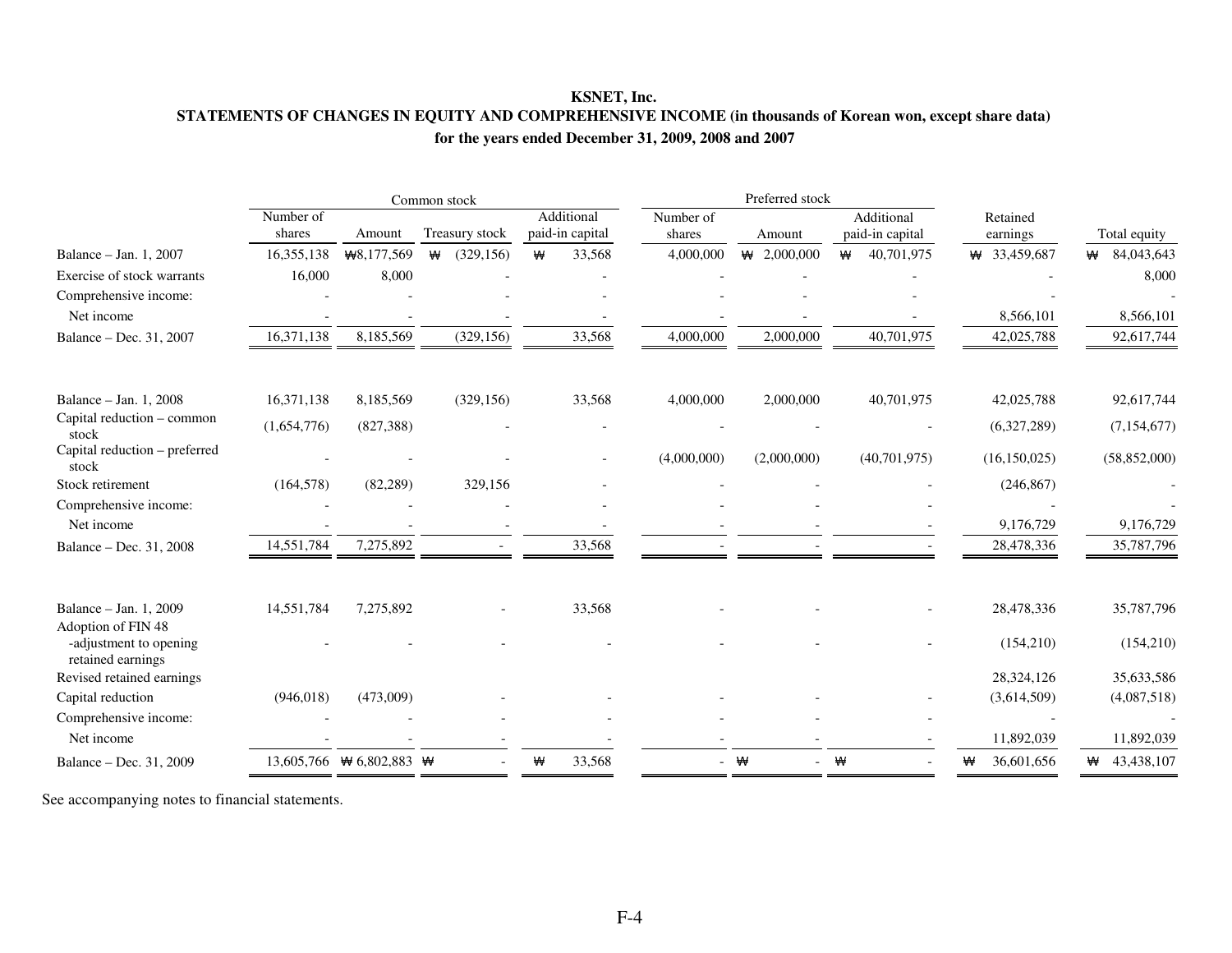**KSNET, Inc.**

**STATEMENTS OF CHANGES IN EQUITY AND COMPREHENSIVE INCOME (in thousands of Korean won, except share data)**

**for the years ended December 31, 2009, 2008 and 2007**

| | Common stock | | | | Preferred stock | | | | |
|---|---|---|---|---|---|---|---|---|---|
| | Number of shares | Amount | Treasury stock | Additional paid-in capital | Number of shares | Amount | Additional paid-in capital | Retained earnings | Total equity |
| Balance – Jan. 1, 2007 | 16,355,138 | ₩8,177,569 | ₩ (329,156) | ₩ 33,568 | 4,000,000 | ₩ 2,000,000 | ₩ 40,701,975 | ₩ 33,459,687 | ₩ 84,043,643 |
| Exercise of stock warrants | 16,000 | 8,000 | - | - | - | - | - | - | 8,000 |
| Comprehensive income: | - | - | - | - | - | - | - | - | - |
| Net income | - | - | - | - | - | - | - | 8,566,101 | 8,566,101 |
| Balance – Dec. 31, 2007 | 16,371,138 | 8,185,569 | (329,156) | 33,568 | 4,000,000 | 2,000,000 | 40,701,975 | 42,025,788 | 92,617,744 |
| | | | | | | | | | |
| Balance – Jan. 1, 2008 | 16,371,138 | 8,185,569 | (329,156) | 33,568 | 4,000,000 | 2,000,000 | 40,701,975 | 42,025,788 | 92,617,744 |
| Capital reduction – common stock | (1,654,776) | (827,388) | - | - | - | - | - | (6,327,289) | (7,154,677) |
| Capital reduction – preferred stock | - | - | - | - | (4,000,000) | (2,000,000) | (40,701,975) | (16,150,025) | (58,852,000) |
| Stock retirement | (164,578) | (82,289) | 329,156 | - | - | - | - | (246,867) | - |
| Comprehensive income: | - | - | - | - | - | - | - | - | - |
| Net income | - | - | - | - | - | - | - | 9,176,729 | 9,176,729 |
| Balance – Dec. 31, 2008 | 14,551,784 | 7,275,892 | - | 33,568 | - | - | - | 28,478,336 | 35,787,796 |
| | | | | | | | | | |
| Balance – Jan. 1, 2009 | 14,551,784 | 7,275,892 | - | 33,568 | - | - | - | 28,478,336 | 35,787,796 |
| Adoption of FIN 48 -adjustment to opening retained earnings | - | - | - | - | - | - | - | (154,210) | (154,210) |
| Revised retained earnings | | | | | | | | 28,324,126 | 35,633,586 |
| Capital reduction | (946,018) | (473,009) | - | - | - | - | - | (3,614,509) | (4,087,518) |
| Comprehensive income: | - | - | - | - | - | - | - | - | - |
| Net income | - | - | - | - | - | - | - | 11,892,039 | 11,892,039 |
| Balance – Dec. 31, 2009 | 13,605,766 | ₩ 6,802,883 | ₩ - | ₩ 33,568 | - | ₩ - | ₩ - | ₩ 36,601,656 | ₩ 43,438,107 |

See accompanying notes to financial statements.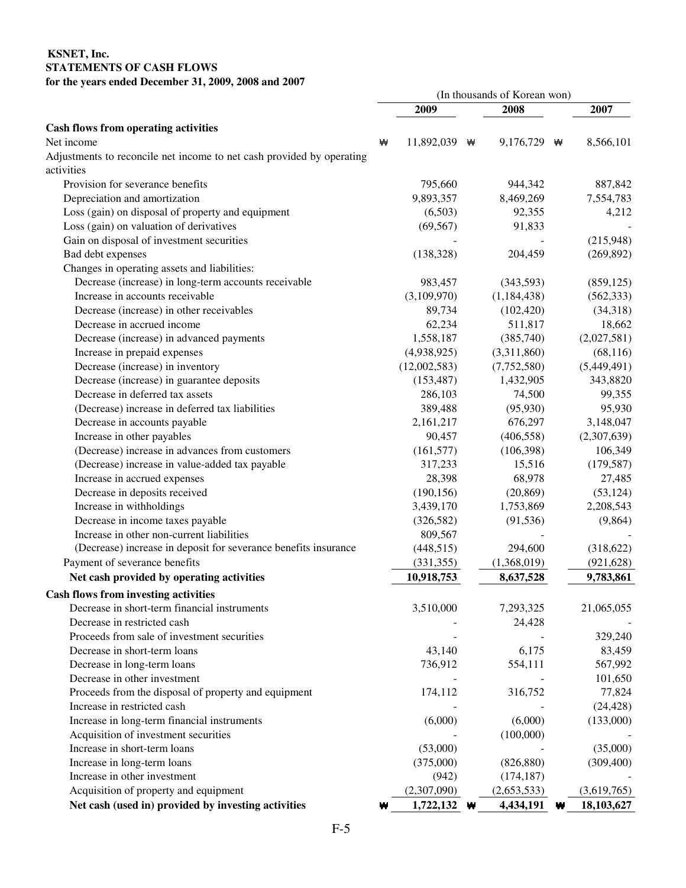**KSNET, Inc.**
**STATEMENTS OF CASH FLOWS**
**for the years ended December 31, 2009, 2008 and 2007**

| | (In thousands of Korean won) | | |
|---|---|---|---|
| | **2009** | **2008** | **2007** |
| **Cash flows from operating activities** | | | |
| Net income | ₩ 11,892,039 | ₩ 9,176,729 | ₩ 8,566,101 |
| Adjustments to reconcile net income to net cash provided by operating activities | | | |
| Provision for severance benefits | 795,660 | 944,342 | 887,842 |
| Depreciation and amortization | 9,893,357 | 8,469,269 | 7,554,783 |
| Loss (gain) on disposal of property and equipment | (6,503) | 92,355 | 4,212 |
| Loss (gain) on valuation of derivatives | (69,567) | 91,833 | - |
| Gain on disposal of investment securities | - | - | (215,948) |
| Bad debt expenses | (138,328) | 204,459 | (269,892) |
| Changes in operating assets and liabilities: | | | |
| Decrease (increase) in long-term accounts receivable | 983,457 | (343,593) | (859,125) |
| Increase in accounts receivable | (3,109,970) | (1,184,438) | (562,333) |
| Decrease (increase) in other receivables | 89,734 | (102,420) | (34,318) |
| Decrease in accrued income | 62,234 | 511,817 | 18,662 |
| Decrease (increase) in advanced payments | 1,558,187 | (385,740) | (2,027,581) |
| Increase in prepaid expenses | (4,938,925) | (3,311,860) | (68,116) |
| Decrease (increase) in inventory | (12,002,583) | (7,752,580) | (5,449,491) |
| Decrease (increase) in guarantee deposits | (153,487) | 1,432,905 | 343,8820 |
| Decrease in deferred tax assets | 286,103 | 74,500 | 99,355 |
| (Decrease) increase in deferred tax liabilities | 389,488 | (95,930) | 95,930 |
| Decrease in accounts payable | 2,161,217 | 676,297 | 3,148,047 |
| Increase in other payables | 90,457 | (406,558) | (2,307,639) |
| (Decrease) increase in advances from customers | (161,577) | (106,398) | 106,349 |
| (Decrease) increase in value-added tax payable | 317,233 | 15,516 | (179,587) |
| Increase in accrued expenses | 28,398 | 68,978 | 27,485 |
| Decrease in deposits received | (190,156) | (20,869) | (53,124) |
| Increase in withholdings | 3,439,170 | 1,753,869 | 2,208,543 |
| Decrease in income taxes payable | (326,582) | (91,536) | (9,864) |
| Increase in other non-current liabilities | 809,567 | - | - |
| (Decrease) increase in deposit for severance benefits insurance | (448,515) | 294,600 | (318,622) |
| Payment of severance benefits | (331,355) | (1,368,019) | (921,628) |
| **Net cash provided by operating activities** | **10,918,753** | **8,637,528** | **9,783,861** |
| **Cash flows from investing activities** | | | |
| Decrease in short-term financial instruments | 3,510,000 | 7,293,325 | 21,065,055 |
| Decrease in restricted cash | - | 24,428 | - |
| Proceeds from sale of investment securities | - | - | 329,240 |
| Decrease in short-term loans | 43,140 | 6,175 | 83,459 |
| Decrease in long-term loans | 736,912 | 554,111 | 567,992 |
| Decrease in other investment | - | - | 101,650 |
| Proceeds from the disposal of property and equipment | 174,112 | 316,752 | 77,824 |
| Increase in restricted cash | - | - | (24,428) |
| Increase in long-term financial instruments | (6,000) | (6,000) | (133,000) |
| Acquisition of investment securities | - | (100,000) | - |
| Increase in short-term loans | (53,000) | - | (35,000) |
| Increase in long-term loans | (375,000) | (826,880) | (309,400) |
| Increase in other investment | (942) | (174,187) | - |
| Acquisition of property and equipment | (2,307,090) | (2,653,533) | (3,619,765) |
| **Net cash (used in) provided by investing activities** | **₩ 1,722,132** | **₩ 4,434,191** | **₩ 18,103,627** |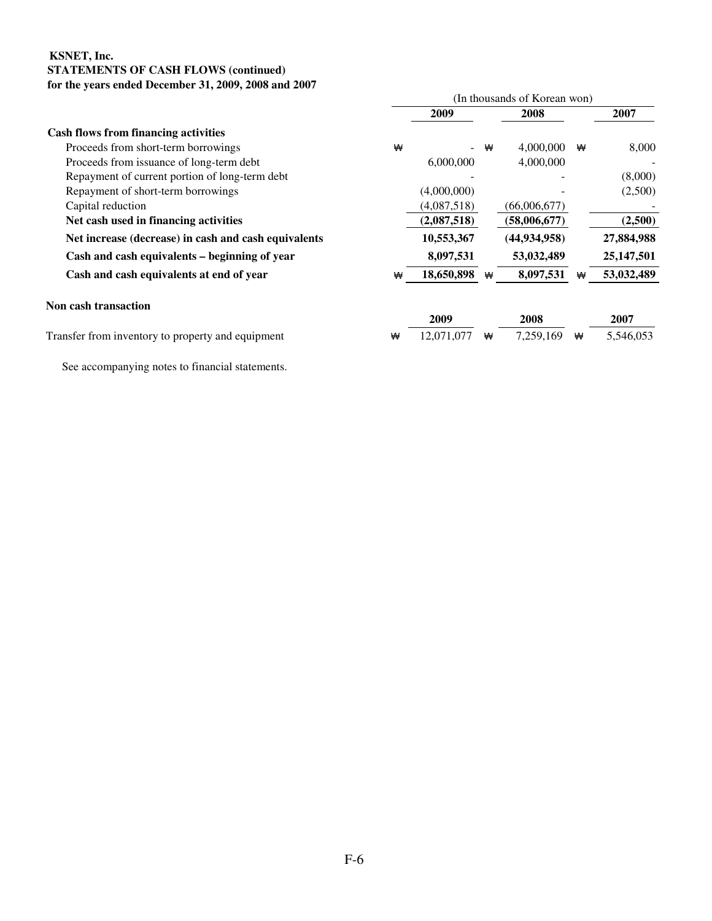**KSNET, Inc.**
**STATEMENTS OF CASH FLOWS (continued)**
**for the years ended December 31, 2009, 2008 and 2007**

| | (In thousands of Korean won) | | |
|---|---|---|---|
| | **2009** | **2008** | **2007** |
| **Cash flows from financing activities** | | | |
| Proceeds from short-term borrowings | ₩ - | ₩ 4,000,000 | ₩ 8,000 |
| Proceeds from issuance of long-term debt | 6,000,000 | 4,000,000 | - |
| Repayment of current portion of long-term debt | - | - | (8,000) |
| Repayment of short-term borrowings | (4,000,000) | - | (2,500) |
| Capital reduction | (4,087,518) | (66,006,677) | - |
| **Net cash used in financing activities** | **(2,087,518)** | **(58,006,677)** | **(2,500)** |
| **Net increase (decrease) in cash and cash equivalents** | **10,553,367** | **(44,934,958)** | **27,884,988** |
| **Cash and cash equivalents – beginning of year** | **8,097,531** | **53,032,489** | **25,147,501** |
| **Cash and cash equivalents at end of year** | ₩ **18,650,898** | ₩ **8,097,531** | ₩ **53,032,489** |

**Non cash transaction**

| | **2009** | **2008** | **2007** |
|---|---|---|---|
| Transfer from inventory to property and equipment | ₩ 12,071,077 | ₩ 7,259,169 | ₩ 5,546,053 |

See accompanying notes to financial statements.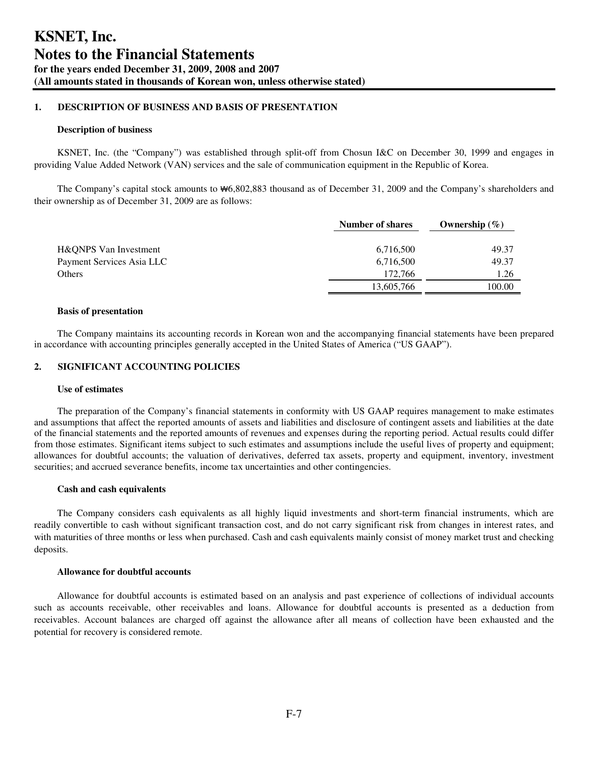# KSNET, Inc.
# Notes to the Financial Statements
**for the years ended December 31, 2009, 2008 and 2007**
**(All amounts stated in thousands of Korean won, unless otherwise stated)**

## 1. DESCRIPTION OF BUSINESS AND BASIS OF PRESENTATION

### Description of business

KSNET, Inc. (the "Company") was established through split-off from Chosun I&C on December 30, 1999 and engages in providing Value Added Network (VAN) services and the sale of communication equipment in the Republic of Korea.

The Company's capital stock amounts to ₩6,802,883 thousand as of December 31, 2009 and the Company's shareholders and their ownership as of December 31, 2009 are as follows:

| | Number of shares | Ownership (%) |
|---|---|---|
| H&QNPS Van Investment | 6,716,500 | 49.37 |
| Payment Services Asia LLC | 6,716,500 | 49.37 |
| Others | 172,766 | 1.26 |
| | 13,605,766 | 100.00 |

### Basis of presentation

The Company maintains its accounting records in Korean won and the accompanying financial statements have been prepared in accordance with accounting principles generally accepted in the United States of America ("US GAAP").

## 2. SIGNIFICANT ACCOUNTING POLICIES

### Use of estimates

The preparation of the Company's financial statements in conformity with US GAAP requires management to make estimates and assumptions that affect the reported amounts of assets and liabilities and disclosure of contingent assets and liabilities at the date of the financial statements and the reported amounts of revenues and expenses during the reporting period. Actual results could differ from those estimates. Significant items subject to such estimates and assumptions include the useful lives of property and equipment; allowances for doubtful accounts; the valuation of derivatives, deferred tax assets, property and equipment, inventory, investment securities; and accrued severance benefits, income tax uncertainties and other contingencies.

### Cash and cash equivalents

The Company considers cash equivalents as all highly liquid investments and short-term financial instruments, which are readily convertible to cash without significant transaction cost, and do not carry significant risk from changes in interest rates, and with maturities of three months or less when purchased. Cash and cash equivalents mainly consist of money market trust and checking deposits.

### Allowance for doubtful accounts

Allowance for doubtful accounts is estimated based on an analysis and past experience of collections of individual accounts such as accounts receivable, other receivables and loans. Allowance for doubtful accounts is presented as a deduction from receivables. Account balances are charged off against the allowance after all means of collection have been exhausted and the potential for recovery is considered remote.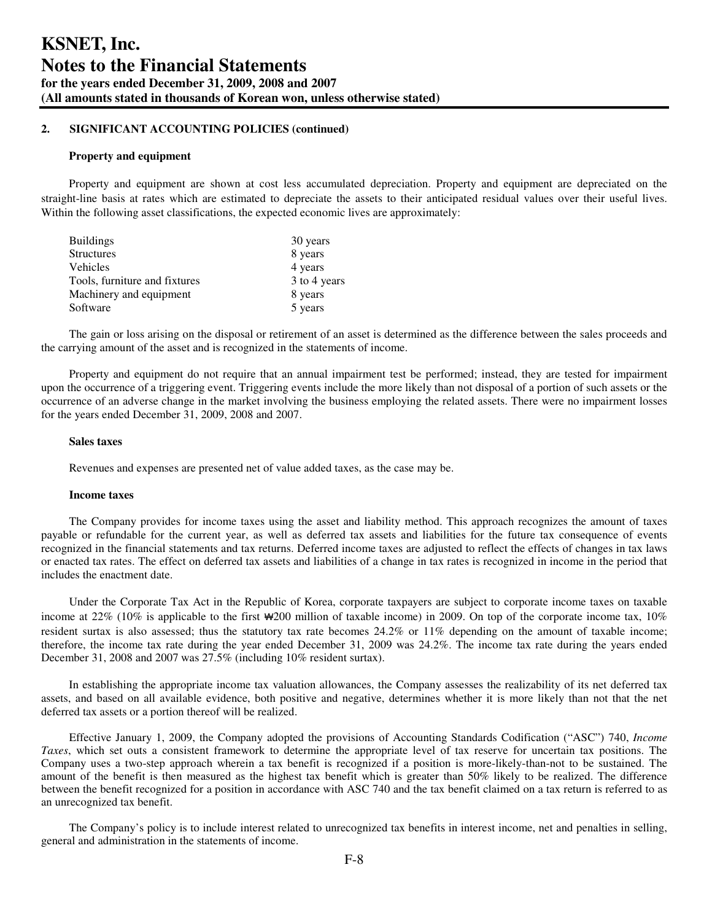## 2. SIGNIFICANT ACCOUNTING POLICIES (continued)

### Property and equipment

Property and equipment are shown at cost less accumulated depreciation. Property and equipment are depreciated on the straight-line basis at rates which are estimated to depreciate the assets to their anticipated residual values over their useful lives. Within the following asset classifications, the expected economic lives are approximately:

| | |
|---|---|
| Buildings | 30 years |
| Structures | 8 years |
| Vehicles | 4 years |
| Tools, furniture and fixtures | 3 to 4 years |
| Machinery and equipment | 8 years |
| Software | 5 years |

The gain or loss arising on the disposal or retirement of an asset is determined as the difference between the sales proceeds and the carrying amount of the asset and is recognized in the statements of income.

Property and equipment do not require that an annual impairment test be performed; instead, they are tested for impairment upon the occurrence of a triggering event. Triggering events include the more likely than not disposal of a portion of such assets or the occurrence of an adverse change in the market involving the business employing the related assets. There were no impairment losses for the years ended December 31, 2009, 2008 and 2007.

### Sales taxes

Revenues and expenses are presented net of value added taxes, as the case may be.

### Income taxes

The Company provides for income taxes using the asset and liability method. This approach recognizes the amount of taxes payable or refundable for the current year, as well as deferred tax assets and liabilities for the future tax consequence of events recognized in the financial statements and tax returns. Deferred income taxes are adjusted to reflect the effects of changes in tax laws or enacted tax rates. The effect on deferred tax assets and liabilities of a change in tax rates is recognized in income in the period that includes the enactment date.

Under the Corporate Tax Act in the Republic of Korea, corporate taxpayers are subject to corporate income taxes on taxable income at 22% (10% is applicable to the first ₩200 million of taxable income) in 2009. On top of the corporate income tax, 10% resident surtax is also assessed; thus the statutory tax rate becomes 24.2% or 11% depending on the amount of taxable income; therefore, the income tax rate during the year ended December 31, 2009 was 24.2%. The income tax rate during the years ended December 31, 2008 and 2007 was 27.5% (including 10% resident surtax).

In establishing the appropriate income tax valuation allowances, the Company assesses the realizability of its net deferred tax assets, and based on all available evidence, both positive and negative, determines whether it is more likely than not that the net deferred tax assets or a portion thereof will be realized.

Effective January 1, 2009, the Company adopted the provisions of Accounting Standards Codification ("ASC") 740, *Income Taxes*, which set outs a consistent framework to determine the appropriate level of tax reserve for uncertain tax positions. The Company uses a two-step approach wherein a tax benefit is recognized if a position is more-likely-than-not to be sustained. The amount of the benefit is then measured as the highest tax benefit which is greater than 50% likely to be realized. The difference between the benefit recognized for a position in accordance with ASC 740 and the tax benefit claimed on a tax return is referred to as an unrecognized tax benefit.

The Company's policy is to include interest related to unrecognized tax benefits in interest income, net and penalties in selling, general and administration in the statements of income.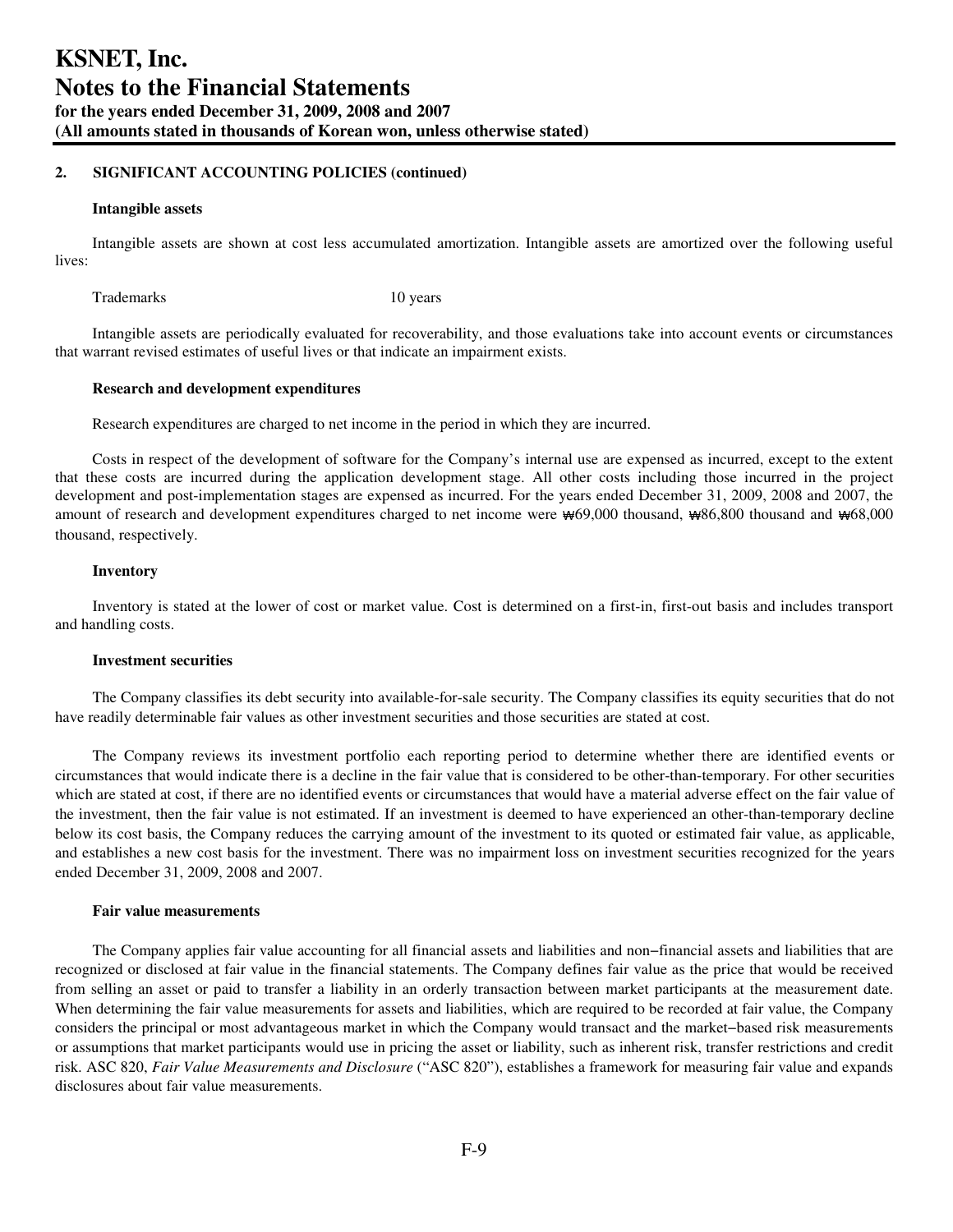## 2. SIGNIFICANT ACCOUNTING POLICIES (continued)

### Intangible assets

Intangible assets are shown at cost less accumulated amortization. Intangible assets are amortized over the following useful lives:

| | |
|---|---|
| Trademarks | 10 years |

Intangible assets are periodically evaluated for recoverability, and those evaluations take into account events or circumstances that warrant revised estimates of useful lives or that indicate an impairment exists.

### Research and development expenditures

Research expenditures are charged to net income in the period in which they are incurred.

Costs in respect of the development of software for the Company's internal use are expensed as incurred, except to the extent that these costs are incurred during the application development stage. All other costs including those incurred in the project development and post-implementation stages are expensed as incurred. For the years ended December 31, 2009, 2008 and 2007, the amount of research and development expenditures charged to net income were ₩69,000 thousand, ₩86,800 thousand and ₩68,000 thousand, respectively.

### Inventory

Inventory is stated at the lower of cost or market value. Cost is determined on a first-in, first-out basis and includes transport and handling costs.

### Investment securities

The Company classifies its debt security into available-for-sale security. The Company classifies its equity securities that do not have readily determinable fair values as other investment securities and those securities are stated at cost.

The Company reviews its investment portfolio each reporting period to determine whether there are identified events or circumstances that would indicate there is a decline in the fair value that is considered to be other-than-temporary. For other securities which are stated at cost, if there are no identified events or circumstances that would have a material adverse effect on the fair value of the investment, then the fair value is not estimated. If an investment is deemed to have experienced an other-than-temporary decline below its cost basis, the Company reduces the carrying amount of the investment to its quoted or estimated fair value, as applicable, and establishes a new cost basis for the investment. There was no impairment loss on investment securities recognized for the years ended December 31, 2009, 2008 and 2007.

### Fair value measurements

The Company applies fair value accounting for all financial assets and liabilities and non−financial assets and liabilities that are recognized or disclosed at fair value in the financial statements. The Company defines fair value as the price that would be received from selling an asset or paid to transfer a liability in an orderly transaction between market participants at the measurement date. When determining the fair value measurements for assets and liabilities, which are required to be recorded at fair value, the Company considers the principal or most advantageous market in which the Company would transact and the market−based risk measurements or assumptions that market participants would use in pricing the asset or liability, such as inherent risk, transfer restrictions and credit risk. ASC 820, *Fair Value Measurements and Disclosure* ("ASC 820"), establishes a framework for measuring fair value and expands disclosures about fair value measurements.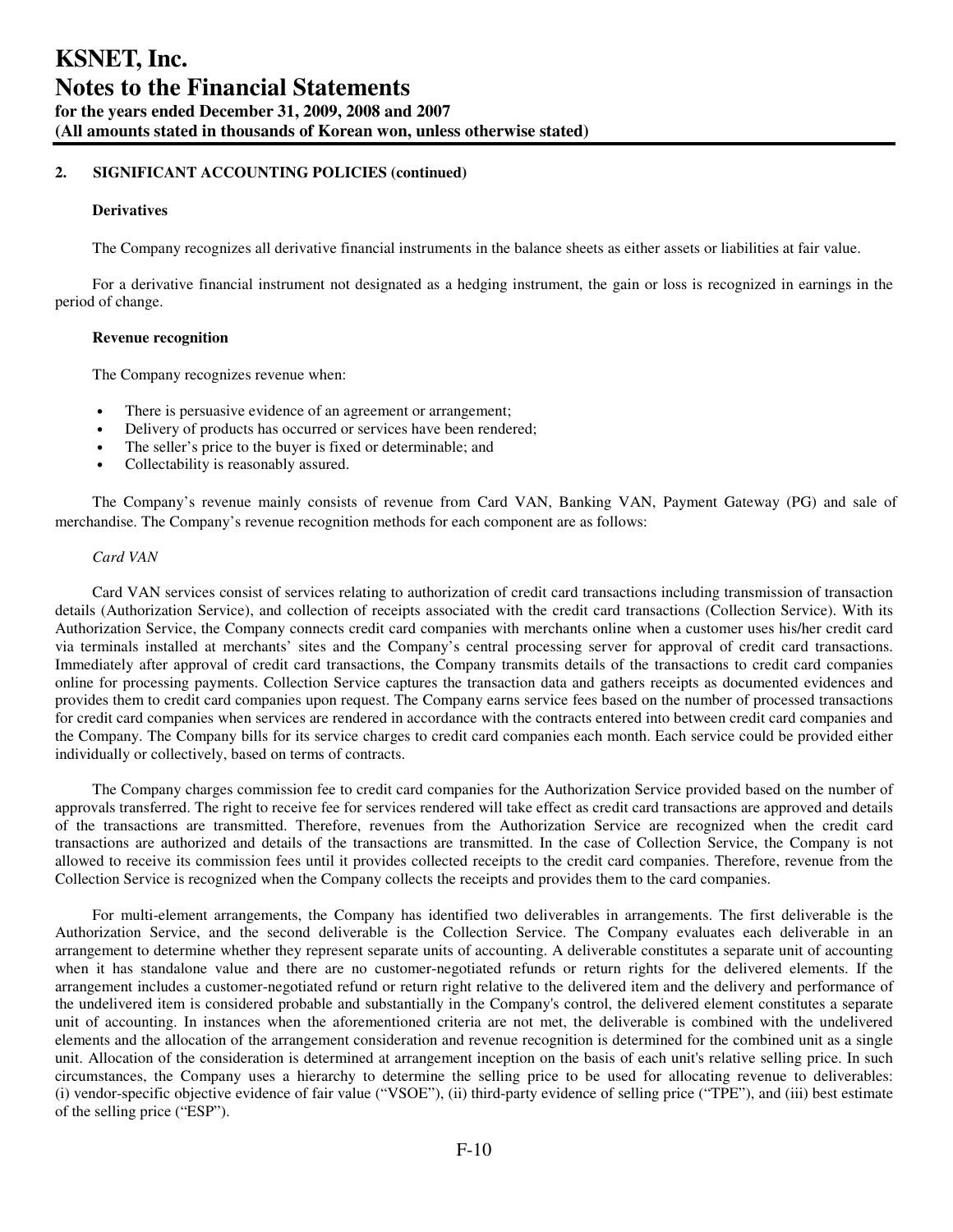## 2. SIGNIFICANT ACCOUNTING POLICIES (continued)

### Derivatives

The Company recognizes all derivative financial instruments in the balance sheets as either assets or liabilities at fair value.

For a derivative financial instrument not designated as a hedging instrument, the gain or loss is recognized in earnings in the period of change.

### Revenue recognition

The Company recognizes revenue when:

- There is persuasive evidence of an agreement or arrangement;
- Delivery of products has occurred or services have been rendered;
- The seller's price to the buyer is fixed or determinable; and
- Collectability is reasonably assured.

The Company's revenue mainly consists of revenue from Card VAN, Banking VAN, Payment Gateway (PG) and sale of merchandise. The Company's revenue recognition methods for each component are as follows:

*Card VAN*

Card VAN services consist of services relating to authorization of credit card transactions including transmission of transaction details (Authorization Service), and collection of receipts associated with the credit card transactions (Collection Service). With its Authorization Service, the Company connects credit card companies with merchants online when a customer uses his/her credit card via terminals installed at merchants' sites and the Company's central processing server for approval of credit card transactions. Immediately after approval of credit card transactions, the Company transmits details of the transactions to credit card companies online for processing payments. Collection Service captures the transaction data and gathers receipts as documented evidences and provides them to credit card companies upon request. The Company earns service fees based on the number of processed transactions for credit card companies when services are rendered in accordance with the contracts entered into between credit card companies and the Company. The Company bills for its service charges to credit card companies each month. Each service could be provided either individually or collectively, based on terms of contracts.

The Company charges commission fee to credit card companies for the Authorization Service provided based on the number of approvals transferred. The right to receive fee for services rendered will take effect as credit card transactions are approved and details of the transactions are transmitted. Therefore, revenues from the Authorization Service are recognized when the credit card transactions are authorized and details of the transactions are transmitted. In the case of Collection Service, the Company is not allowed to receive its commission fees until it provides collected receipts to the credit card companies. Therefore, revenue from the Collection Service is recognized when the Company collects the receipts and provides them to the card companies.

For multi-element arrangements, the Company has identified two deliverables in arrangements. The first deliverable is the Authorization Service, and the second deliverable is the Collection Service. The Company evaluates each deliverable in an arrangement to determine whether they represent separate units of accounting. A deliverable constitutes a separate unit of accounting when it has standalone value and there are no customer-negotiated refunds or return rights for the delivered elements. If the arrangement includes a customer-negotiated refund or return right relative to the delivered item and the delivery and performance of the undelivered item is considered probable and substantially in the Company's control, the delivered element constitutes a separate unit of accounting. In instances when the aforementioned criteria are not met, the deliverable is combined with the undelivered elements and the allocation of the arrangement consideration and revenue recognition is determined for the combined unit as a single unit. Allocation of the consideration is determined at arrangement inception on the basis of each unit's relative selling price. In such circumstances, the Company uses a hierarchy to determine the selling price to be used for allocating revenue to deliverables: (i) vendor-specific objective evidence of fair value ("VSOE"), (ii) third-party evidence of selling price ("TPE"), and (iii) best estimate of the selling price ("ESP").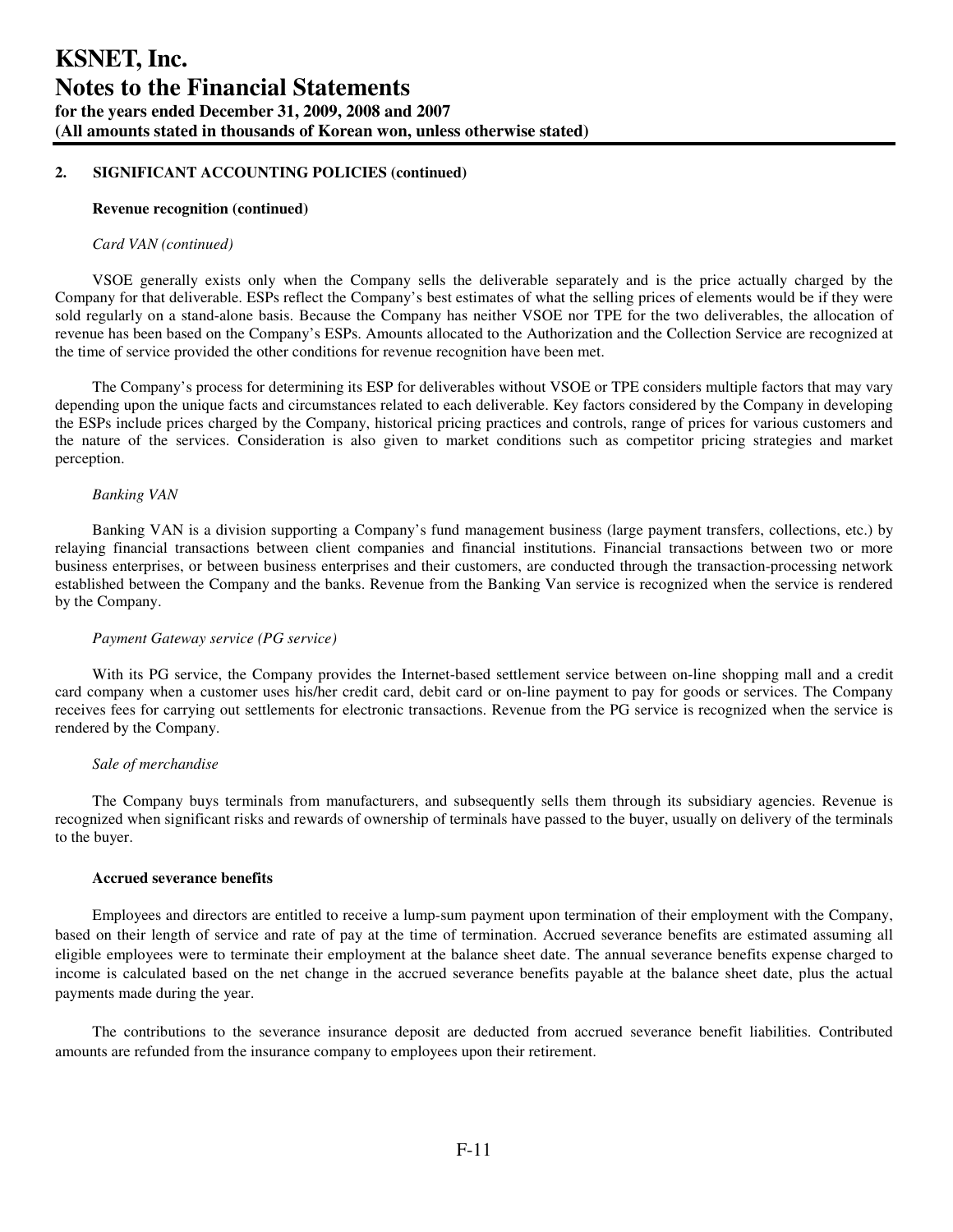## 2. SIGNIFICANT ACCOUNTING POLICIES (continued)

**Revenue recognition (continued)**

*Card VAN (continued)*

VSOE generally exists only when the Company sells the deliverable separately and is the price actually charged by the Company for that deliverable. ESPs reflect the Company's best estimates of what the selling prices of elements would be if they were sold regularly on a stand-alone basis. Because the Company has neither VSOE nor TPE for the two deliverables, the allocation of revenue has been based on the Company's ESPs. Amounts allocated to the Authorization and the Collection Service are recognized at the time of service provided the other conditions for revenue recognition have been met.

The Company's process for determining its ESP for deliverables without VSOE or TPE considers multiple factors that may vary depending upon the unique facts and circumstances related to each deliverable. Key factors considered by the Company in developing the ESPs include prices charged by the Company, historical pricing practices and controls, range of prices for various customers and the nature of the services. Consideration is also given to market conditions such as competitor pricing strategies and market perception.

*Banking VAN*

Banking VAN is a division supporting a Company's fund management business (large payment transfers, collections, etc.) by relaying financial transactions between client companies and financial institutions. Financial transactions between two or more business enterprises, or between business enterprises and their customers, are conducted through the transaction-processing network established between the Company and the banks. Revenue from the Banking Van service is recognized when the service is rendered by the Company.

*Payment Gateway service (PG service)*

With its PG service, the Company provides the Internet-based settlement service between on-line shopping mall and a credit card company when a customer uses his/her credit card, debit card or on-line payment to pay for goods or services. The Company receives fees for carrying out settlements for electronic transactions. Revenue from the PG service is recognized when the service is rendered by the Company.

*Sale of merchandise*

The Company buys terminals from manufacturers, and subsequently sells them through its subsidiary agencies. Revenue is recognized when significant risks and rewards of ownership of terminals have passed to the buyer, usually on delivery of the terminals to the buyer.

**Accrued severance benefits**

Employees and directors are entitled to receive a lump-sum payment upon termination of their employment with the Company, based on their length of service and rate of pay at the time of termination. Accrued severance benefits are estimated assuming all eligible employees were to terminate their employment at the balance sheet date. The annual severance benefits expense charged to income is calculated based on the net change in the accrued severance benefits payable at the balance sheet date, plus the actual payments made during the year.

The contributions to the severance insurance deposit are deducted from accrued severance benefit liabilities. Contributed amounts are refunded from the insurance company to employees upon their retirement.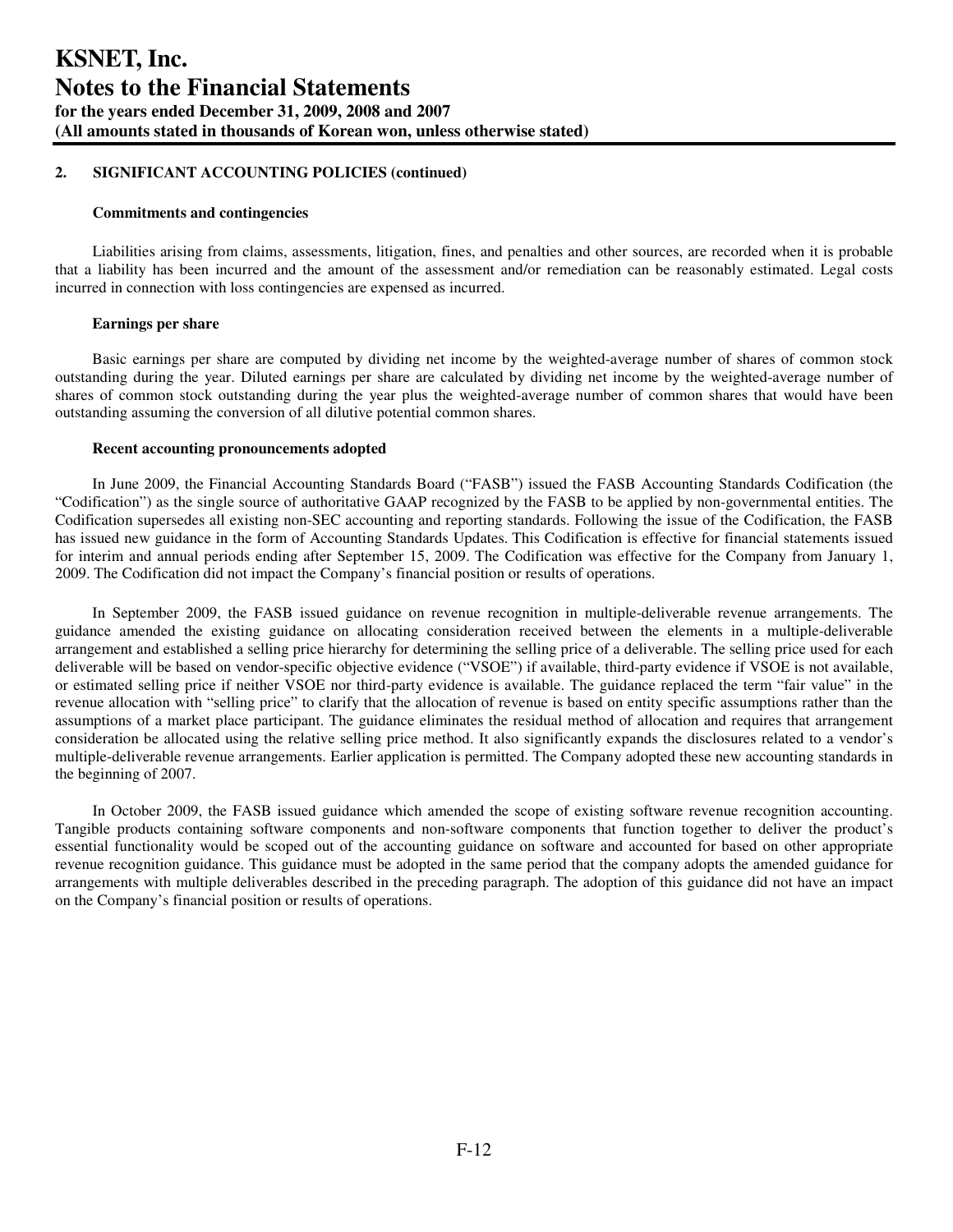# KSNET, Inc.
# Notes to the Financial Statements
**for the years ended December 31, 2009, 2008 and 2007**
**(All amounts stated in thousands of Korean won, unless otherwise stated)**

## 2. SIGNIFICANT ACCOUNTING POLICIES (continued)

### Commitments and contingencies

Liabilities arising from claims, assessments, litigation, fines, and penalties and other sources, are recorded when it is probable that a liability has been incurred and the amount of the assessment and/or remediation can be reasonably estimated. Legal costs incurred in connection with loss contingencies are expensed as incurred.

### Earnings per share

Basic earnings per share are computed by dividing net income by the weighted-average number of shares of common stock outstanding during the year. Diluted earnings per share are calculated by dividing net income by the weighted-average number of shares of common stock outstanding during the year plus the weighted-average number of common shares that would have been outstanding assuming the conversion of all dilutive potential common shares.

### Recent accounting pronouncements adopted

In June 2009, the Financial Accounting Standards Board ("FASB") issued the FASB Accounting Standards Codification (the "Codification") as the single source of authoritative GAAP recognized by the FASB to be applied by non-governmental entities. The Codification supersedes all existing non-SEC accounting and reporting standards. Following the issue of the Codification, the FASB has issued new guidance in the form of Accounting Standards Updates. This Codification is effective for financial statements issued for interim and annual periods ending after September 15, 2009. The Codification was effective for the Company from January 1, 2009. The Codification did not impact the Company's financial position or results of operations.

In September 2009, the FASB issued guidance on revenue recognition in multiple-deliverable revenue arrangements. The guidance amended the existing guidance on allocating consideration received between the elements in a multiple-deliverable arrangement and established a selling price hierarchy for determining the selling price of a deliverable. The selling price used for each deliverable will be based on vendor-specific objective evidence ("VSOE") if available, third-party evidence if VSOE is not available, or estimated selling price if neither VSOE nor third-party evidence is available. The guidance replaced the term "fair value" in the revenue allocation with "selling price" to clarify that the allocation of revenue is based on entity specific assumptions rather than the assumptions of a market place participant. The guidance eliminates the residual method of allocation and requires that arrangement consideration be allocated using the relative selling price method. It also significantly expands the disclosures related to a vendor's multiple-deliverable revenue arrangements. Earlier application is permitted. The Company adopted these new accounting standards in the beginning of 2007.

In October 2009, the FASB issued guidance which amended the scope of existing software revenue recognition accounting. Tangible products containing software components and non-software components that function together to deliver the product's essential functionality would be scoped out of the accounting guidance on software and accounted for based on other appropriate revenue recognition guidance. This guidance must be adopted in the same period that the company adopts the amended guidance for arrangements with multiple deliverables described in the preceding paragraph. The adoption of this guidance did not have an impact on the Company's financial position or results of operations.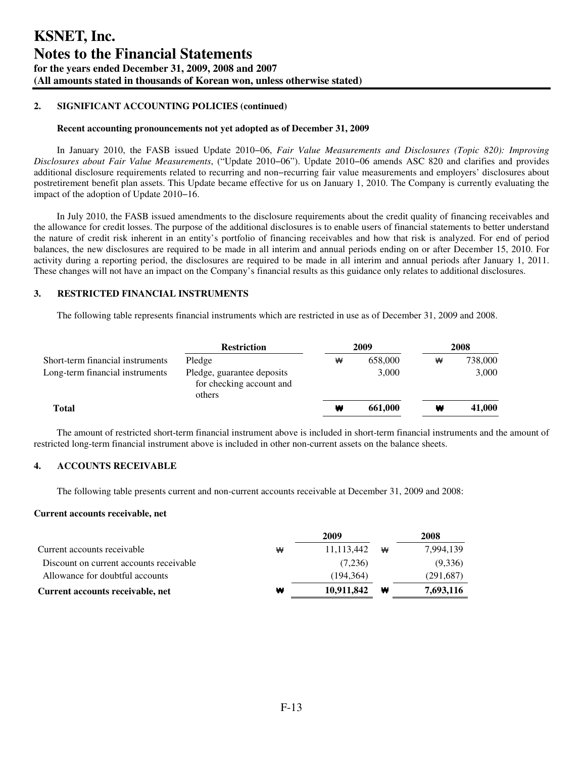# KSNET, Inc.
# Notes to the Financial Statements
**for the years ended December 31, 2009, 2008 and 2007**
**(All amounts stated in thousands of Korean won, unless otherwise stated)**

**2. SIGNIFICANT ACCOUNTING POLICIES (continued)**

**Recent accounting pronouncements not yet adopted as of December 31, 2009**

In January 2010, the FASB issued Update 2010−06, *Fair Value Measurements and Disclosures (Topic 820): Improving Disclosures about Fair Value Measurements*, ("Update 2010−06"). Update 2010−06 amends ASC 820 and clarifies and provides additional disclosure requirements related to recurring and non−recurring fair value measurements and employers' disclosures about postretirement benefit plan assets. This Update became effective for us on January 1, 2010. The Company is currently evaluating the impact of the adoption of Update 2010−16.

In July 2010, the FASB issued amendments to the disclosure requirements about the credit quality of financing receivables and the allowance for credit losses. The purpose of the additional disclosures is to enable users of financial statements to better understand the nature of credit risk inherent in an entity's portfolio of financing receivables and how that risk is analyzed. For end of period balances, the new disclosures are required to be made in all interim and annual periods ending on or after December 15, 2010. For activity during a reporting period, the disclosures are required to be made in all interim and annual periods after January 1, 2011. These changes will not have an impact on the Company's financial results as this guidance only relates to additional disclosures.

**3. RESTRICTED FINANCIAL INSTRUMENTS**

The following table represents financial instruments which are restricted in use as of December 31, 2009 and 2008.

| | Restriction | 2009 | 2008 |
|---|---|---|---|
| Short-term financial instruments | Pledge | ₩ 658,000 | ₩ 738,000 |
| Long-term financial instruments | Pledge, guarantee deposits for checking account and others | 3,000 | 3,000 |
| **Total** | | **₩ 661,000** | **₩ 41,000** |

The amount of restricted short-term financial instrument above is included in short-term financial instruments and the amount of restricted long-term financial instrument above is included in other non-current assets on the balance sheets.

**4. ACCOUNTS RECEIVABLE**

The following table presents current and non-current accounts receivable at December 31, 2009 and 2008:

**Current accounts receivable, net**

| | 2009 | 2008 |
|---|---|---|
| Current accounts receivable | ₩ 11,113,442 | ₩ 7,994,139 |
| Discount on current accounts receivable | (7,236) | (9,336) |
| Allowance for doubtful accounts | (194,364) | (291,687) |
| **Current accounts receivable, net** | **₩ 10,911,842** | **₩ 7,693,116** |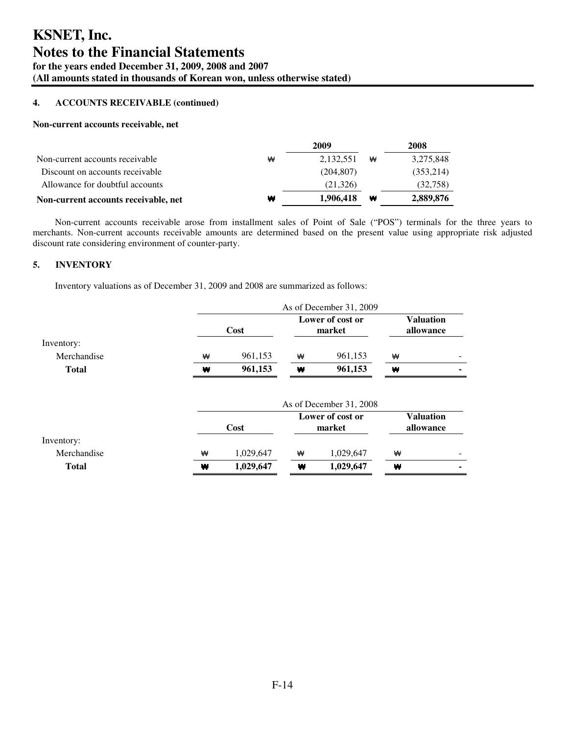# KSNET, Inc.
# Notes to the Financial Statements
**for the years ended December 31, 2009, 2008 and 2007**
**(All amounts stated in thousands of Korean won, unless otherwise stated)**

### 4. ACCOUNTS RECEIVABLE (continued)

**Non-current accounts receivable, net**

| | | 2009 | | 2008 |
|---|---|---|---|---|
| Non-current accounts receivable | ₩ | 2,132,551 | ₩ | 3,275,848 |
| Discount on accounts receivable | | (204,807) | | (353,214) |
| Allowance for doubtful accounts | | (21,326) | | (32,758) |
| **Non-current accounts receivable, net** | **₩** | **1,906,418** | **₩** | **2,889,876** |

Non-current accounts receivable arose from installment sales of Point of Sale ("POS") terminals for the three years to merchants. Non-current accounts receivable amounts are determined based on the present value using appropriate risk adjusted discount rate considering environment of counter-party.

### 5. INVENTORY

Inventory valuations as of December 31, 2009 and 2008 are summarized as follows:

| | As of December 31, 2009 | | | | | |
|---|---|---|---|---|---|---|
| | | Cost | | Lower of cost or market | | Valuation allowance |
| Inventory: | | | | | | |
| Merchandise | ₩ | 961,153 | ₩ | 961,153 | ₩ | - |
| **Total** | **₩** | **961,153** | **₩** | **961,153** | **₩** | **-** |

| | As of December 31, 2008 | | | | | |
|---|---|---|---|---|---|---|
| | | Cost | | Lower of cost or market | | Valuation allowance |
| Inventory: | | | | | | |
| Merchandise | ₩ | 1,029,647 | ₩ | 1,029,647 | ₩ | - |
| **Total** | **₩** | **1,029,647** | **₩** | **1,029,647** | **₩** | **-** |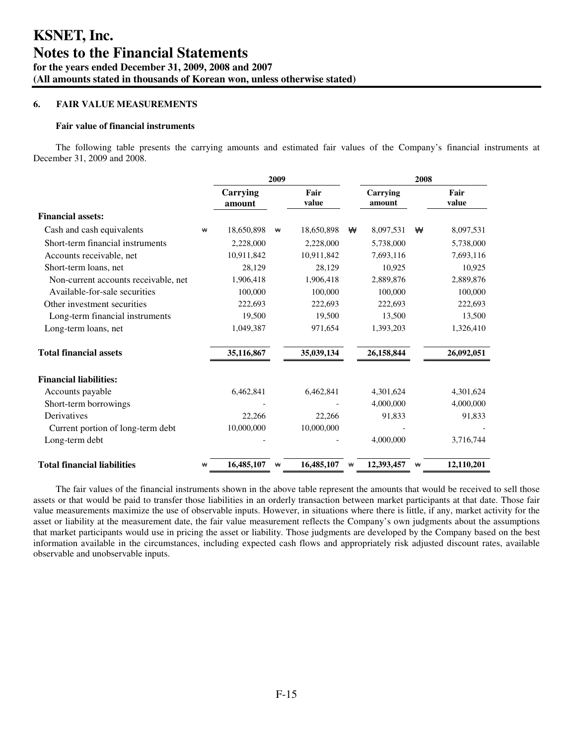# KSNET, Inc.
# Notes to the Financial Statements
**for the years ended December 31, 2009, 2008 and 2007**
**(All amounts stated in thousands of Korean won, unless otherwise stated)**

## 6. FAIR VALUE MEASUREMENTS

### Fair value of financial instruments

The following table presents the carrying amounts and estimated fair values of the Company's financial instruments at December 31, 2009 and 2008.

| | 2009 | | 2008 | |
|---|---|---|---|---|
| | Carrying amount | Fair value | Carrying amount | Fair value |
| **Financial assets:** | | | | |
| Cash and cash equivalents | ₩ 18,650,898 | ₩ 18,650,898 | ₩ 8,097,531 | ₩ 8,097,531 |
| Short-term financial instruments | 2,228,000 | 2,228,000 | 5,738,000 | 5,738,000 |
| Accounts receivable, net | 10,911,842 | 10,911,842 | 7,693,116 | 7,693,116 |
| Short-term loans, net | 28,129 | 28,129 | 10,925 | 10,925 |
| Non-current accounts receivable, net | 1,906,418 | 1,906,418 | 2,889,876 | 2,889,876 |
| Available-for-sale securities | 100,000 | 100,000 | 100,000 | 100,000 |
| Other investment securities | 222,693 | 222,693 | 222,693 | 222,693 |
| Long-term financial instruments | 19,500 | 19,500 | 13,500 | 13,500 |
| Long-term loans, net | 1,049,387 | 971,654 | 1,393,203 | 1,326,410 |
| **Total financial assets** | **35,116,867** | **35,039,134** | **26,158,844** | **26,092,051** |
| **Financial liabilities:** | | | | |
| Accounts payable | 6,462,841 | 6,462,841 | 4,301,624 | 4,301,624 |
| Short-term borrowings | - | - | 4,000,000 | 4,000,000 |
| Derivatives | 22,266 | 22,266 | 91,833 | 91,833 |
| Current portion of long-term debt | 10,000,000 | 10,000,000 | - | - |
| Long-term debt | - | - | 4,000,000 | 3,716,744 |
| **Total financial liabilities** | ₩ **16,485,107** | ₩ **16,485,107** | ₩ **12,393,457** | ₩ **12,110,201** |

The fair values of the financial instruments shown in the above table represent the amounts that would be received to sell those assets or that would be paid to transfer those liabilities in an orderly transaction between market participants at that date. Those fair value measurements maximize the use of observable inputs. However, in situations where there is little, if any, market activity for the asset or liability at the measurement date, the fair value measurement reflects the Company's own judgments about the assumptions that market participants would use in pricing the asset or liability. Those judgments are developed by the Company based on the best information available in the circumstances, including expected cash flows and appropriately risk adjusted discount rates, available observable and unobservable inputs.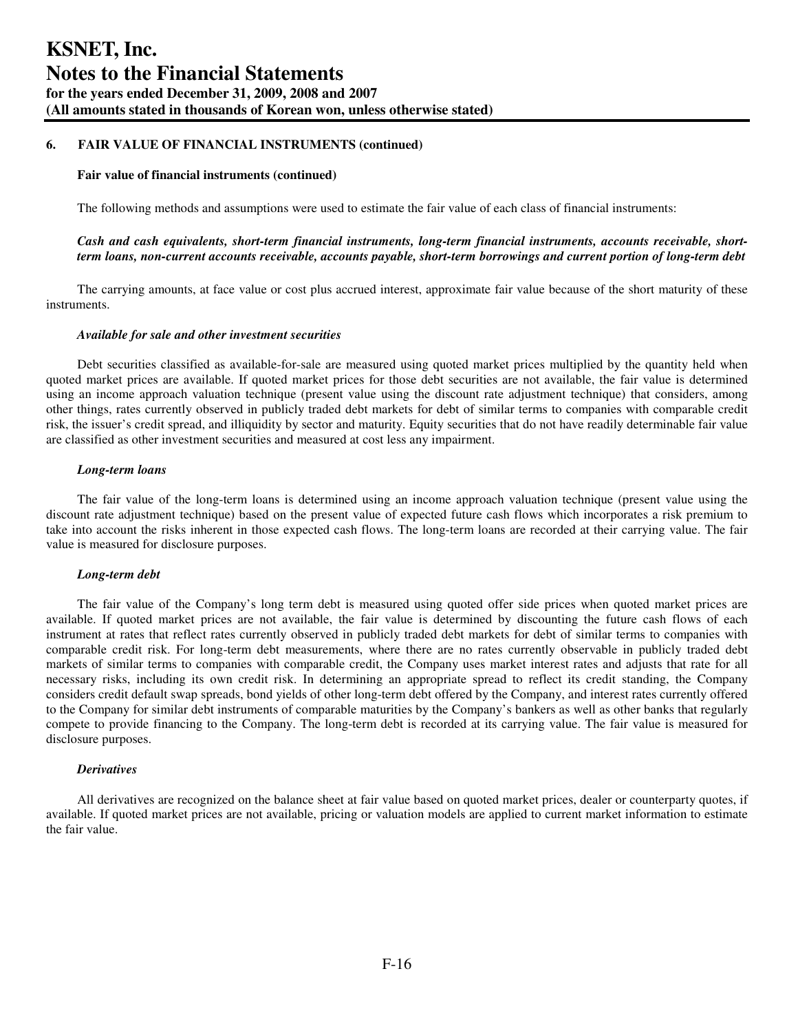## 6. FAIR VALUE OF FINANCIAL INSTRUMENTS (continued)

**Fair value of financial instruments (continued)**

The following methods and assumptions were used to estimate the fair value of each class of financial instruments:

***Cash and cash equivalents, short-term financial instruments, long-term financial instruments, accounts receivable, short-term loans, non-current accounts receivable, accounts payable, short-term borrowings and current portion of long-term debt***

The carrying amounts, at face value or cost plus accrued interest, approximate fair value because of the short maturity of these instruments.

***Available for sale and other investment securities***

Debt securities classified as available-for-sale are measured using quoted market prices multiplied by the quantity held when quoted market prices are available. If quoted market prices for those debt securities are not available, the fair value is determined using an income approach valuation technique (present value using the discount rate adjustment technique) that considers, among other things, rates currently observed in publicly traded debt markets for debt of similar terms to companies with comparable credit risk, the issuer's credit spread, and illiquidity by sector and maturity. Equity securities that do not have readily determinable fair value are classified as other investment securities and measured at cost less any impairment.

***Long-term loans***

The fair value of the long-term loans is determined using an income approach valuation technique (present value using the discount rate adjustment technique) based on the present value of expected future cash flows which incorporates a risk premium to take into account the risks inherent in those expected cash flows. The long-term loans are recorded at their carrying value. The fair value is measured for disclosure purposes.

***Long-term debt***

The fair value of the Company's long term debt is measured using quoted offer side prices when quoted market prices are available. If quoted market prices are not available, the fair value is determined by discounting the future cash flows of each instrument at rates that reflect rates currently observed in publicly traded debt markets for debt of similar terms to companies with comparable credit risk. For long-term debt measurements, where there are no rates currently observable in publicly traded debt markets of similar terms to companies with comparable credit, the Company uses market interest rates and adjusts that rate for all necessary risks, including its own credit risk. In determining an appropriate spread to reflect its credit standing, the Company considers credit default swap spreads, bond yields of other long-term debt offered by the Company, and interest rates currently offered to the Company for similar debt instruments of comparable maturities by the Company's bankers as well as other banks that regularly compete to provide financing to the Company. The long-term debt is recorded at its carrying value. The fair value is measured for disclosure purposes.

***Derivatives***

All derivatives are recognized on the balance sheet at fair value based on quoted market prices, dealer or counterparty quotes, if available. If quoted market prices are not available, pricing or valuation models are applied to current market information to estimate the fair value.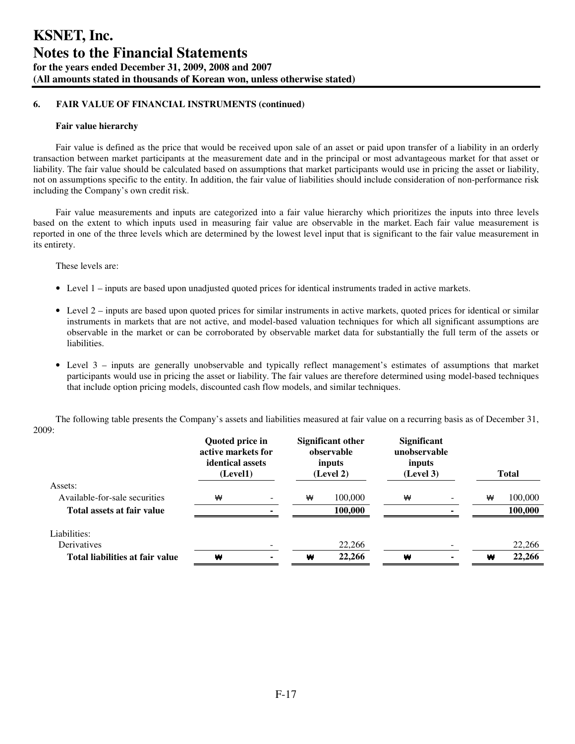# KSNET, Inc.
# Notes to the Financial Statements
**for the years ended December 31, 2009, 2008 and 2007**
**(All amounts stated in thousands of Korean won, unless otherwise stated)**

## 6. FAIR VALUE OF FINANCIAL INSTRUMENTS (continued)

### Fair value hierarchy

Fair value is defined as the price that would be received upon sale of an asset or paid upon transfer of a liability in an orderly transaction between market participants at the measurement date and in the principal or most advantageous market for that asset or liability. The fair value should be calculated based on assumptions that market participants would use in pricing the asset or liability, not on assumptions specific to the entity. In addition, the fair value of liabilities should include consideration of non-performance risk including the Company's own credit risk.

Fair value measurements and inputs are categorized into a fair value hierarchy which prioritizes the inputs into three levels based on the extent to which inputs used in measuring fair value are observable in the market. Each fair value measurement is reported in one of the three levels which are determined by the lowest level input that is significant to the fair value measurement in its entirety.

These levels are:

- Level 1 – inputs are based upon unadjusted quoted prices for identical instruments traded in active markets.
- Level 2 – inputs are based upon quoted prices for similar instruments in active markets, quoted prices for identical or similar instruments in markets that are not active, and model-based valuation techniques for which all significant assumptions are observable in the market or can be corroborated by observable market data for substantially the full term of the assets or liabilities.
- Level 3 – inputs are generally unobservable and typically reflect management's estimates of assumptions that market participants would use in pricing the asset or liability. The fair values are therefore determined using model-based techniques that include option pricing models, discounted cash flow models, and similar techniques.

The following table presents the Company's assets and liabilities measured at fair value on a recurring basis as of December 31, 2009:

| | Quoted price in active markets for identical assets (Level1) | Significant other observable inputs (Level 2) | Significant unobservable inputs (Level 3) | Total |
|---|---|---|---|---|
| Assets: | | | | |
| Available-for-sale securities | ₩ - | ₩ 100,000 | ₩ - | ₩ 100,000 |
| **Total assets at fair value** | **-** | **100,000** | **-** | **100,000** |
| Liabilities: | | | | |
| Derivatives | - | 22,266 | - | 22,266 |
| **Total liabilities at fair value** | **₩ -** | **₩ 22,266** | **₩ -** | **₩ 22,266** |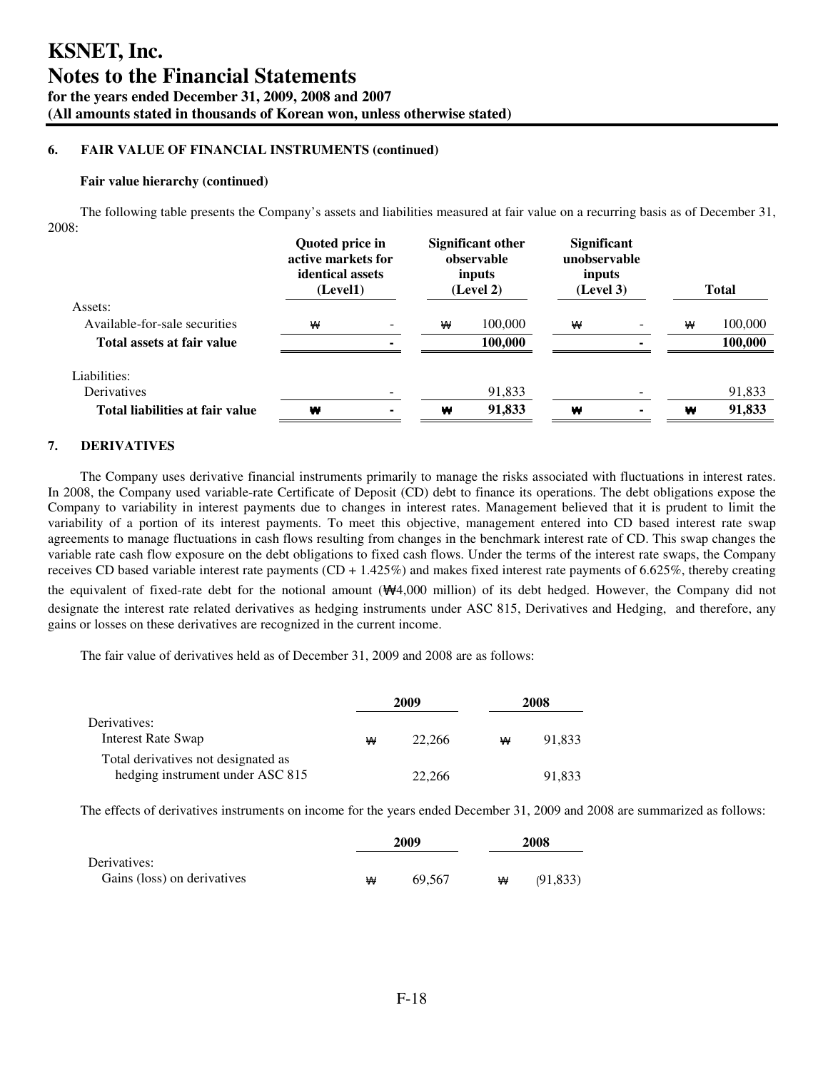## 6. FAIR VALUE OF FINANCIAL INSTRUMENTS (continued)

**Fair value hierarchy (continued)**

The following table presents the Company's assets and liabilities measured at fair value on a recurring basis as of December 31, 2008:

| | Quoted price in active markets for identical assets (Level1) | Significant other observable inputs (Level 2) | Significant unobservable inputs (Level 3) | Total |
|---|---|---|---|---|
| Assets: | | | | |
| Available-for-sale securities | ₩ - | ₩ 100,000 | ₩ - | ₩ 100,000 |
| **Total assets at fair value** | **-** | **100,000** | **-** | **100,000** |
| Liabilities: | | | | |
| Derivatives | - | 91,833 | - | 91,833 |
| **Total liabilities at fair value** | **₩ -** | **₩ 91,833** | **₩ -** | **₩ 91,833** |

## 7. DERIVATIVES

The Company uses derivative financial instruments primarily to manage the risks associated with fluctuations in interest rates. In 2008, the Company used variable-rate Certificate of Deposit (CD) debt to finance its operations. The debt obligations expose the Company to variability in interest payments due to changes in interest rates. Management believed that it is prudent to limit the variability of a portion of its interest payments. To meet this objective, management entered into CD based interest rate swap agreements to manage fluctuations in cash flows resulting from changes in the benchmark interest rate of CD. This swap changes the variable rate cash flow exposure on the debt obligations to fixed cash flows. Under the terms of the interest rate swaps, the Company receives CD based variable interest rate payments (CD + 1.425%) and makes fixed interest rate payments of 6.625%, thereby creating the equivalent of fixed-rate debt for the notional amount (₩4,000 million) of its debt hedged. However, the Company did not designate the interest rate related derivatives as hedging instruments under ASC 815, Derivatives and Hedging, and therefore, any gains or losses on these derivatives are recognized in the current income.

The fair value of derivatives held as of December 31, 2009 and 2008 are as follows:

| | 2009 | 2008 |
|---|---|---|
| Derivatives: | | |
| Interest Rate Swap | ₩ 22,266 | ₩ 91,833 |
| Total derivatives not designated as hedging instrument under ASC 815 | 22,266 | 91,833 |

The effects of derivatives instruments on income for the years ended December 31, 2009 and 2008 are summarized as follows:

| | 2009 | 2008 |
|---|---|---|
| Derivatives: | | |
| Gains (loss) on derivatives | ₩ 69,567 | ₩ (91,833) |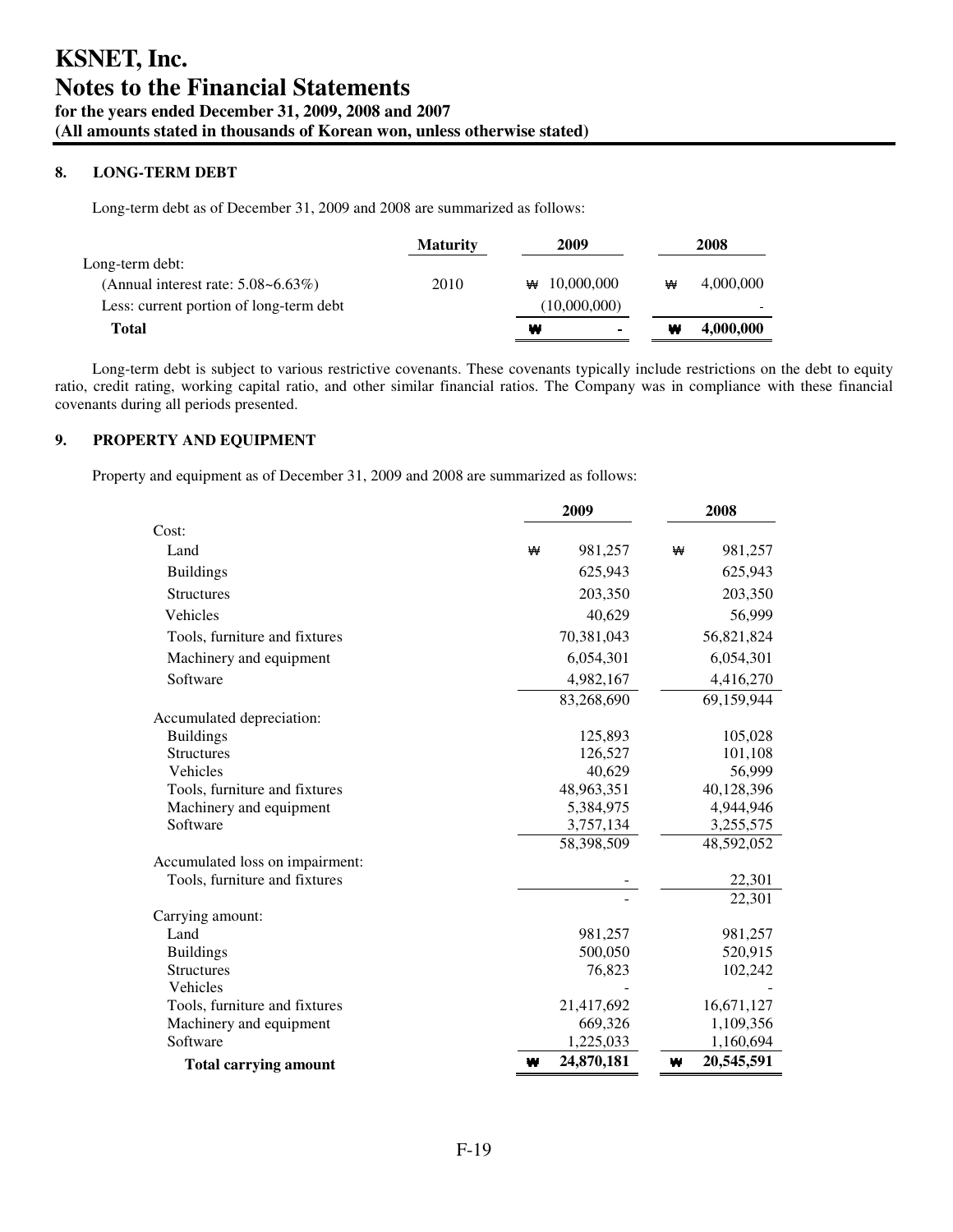# KSNET, Inc.
# Notes to the Financial Statements
**for the years ended December 31, 2009, 2008 and 2007**
**(All amounts stated in thousands of Korean won, unless otherwise stated)**

## 8. LONG-TERM DEBT

Long-term debt as of December 31, 2009 and 2008 are summarized as follows:

| | Maturity | 2009 | 2008 |
|---|---|---|---|
| Long-term debt: | | | |
| (Annual interest rate: 5.08~6.63%) | 2010 | ₩ 10,000,000 | ₩ 4,000,000 |
| Less: current portion of long-term debt | | (10,000,000) | - |
| **Total** | | **₩ -** | **₩ 4,000,000** |

Long-term debt is subject to various restrictive covenants. These covenants typically include restrictions on the debt to equity ratio, credit rating, working capital ratio, and other similar financial ratios. The Company was in compliance with these financial covenants during all periods presented.

## 9. PROPERTY AND EQUIPMENT

Property and equipment as of December 31, 2009 and 2008 are summarized as follows:

| | 2009 | 2008 |
|---|---|---|
| Cost: | | |
| Land | ₩ 981,257 | ₩ 981,257 |
| Buildings | 625,943 | 625,943 |
| Structures | 203,350 | 203,350 |
| Vehicles | 40,629 | 56,999 |
| Tools, furniture and fixtures | 70,381,043 | 56,821,824 |
| Machinery and equipment | 6,054,301 | 6,054,301 |
| Software | 4,982,167 | 4,416,270 |
| | 83,268,690 | 69,159,944 |
| Accumulated depreciation: | | |
| Buildings | 125,893 | 105,028 |
| Structures | 126,527 | 101,108 |
| Vehicles | 40,629 | 56,999 |
| Tools, furniture and fixtures | 48,963,351 | 40,128,396 |
| Machinery and equipment | 5,384,975 | 4,944,946 |
| Software | 3,757,134 | 3,255,575 |
| | 58,398,509 | 48,592,052 |
| Accumulated loss on impairment: | | |
| Tools, furniture and fixtures | - | 22,301 |
| | - | 22,301 |
| Carrying amount: | | |
| Land | 981,257 | 981,257 |
| Buildings | 500,050 | 520,915 |
| Structures | 76,823 | 102,242 |
| Vehicles | - | - |
| Tools, furniture and fixtures | 21,417,692 | 16,671,127 |
| Machinery and equipment | 669,326 | 1,109,356 |
| Software | 1,225,033 | 1,160,694 |
| **Total carrying amount** | **₩ 24,870,181** | **₩ 20,545,591** |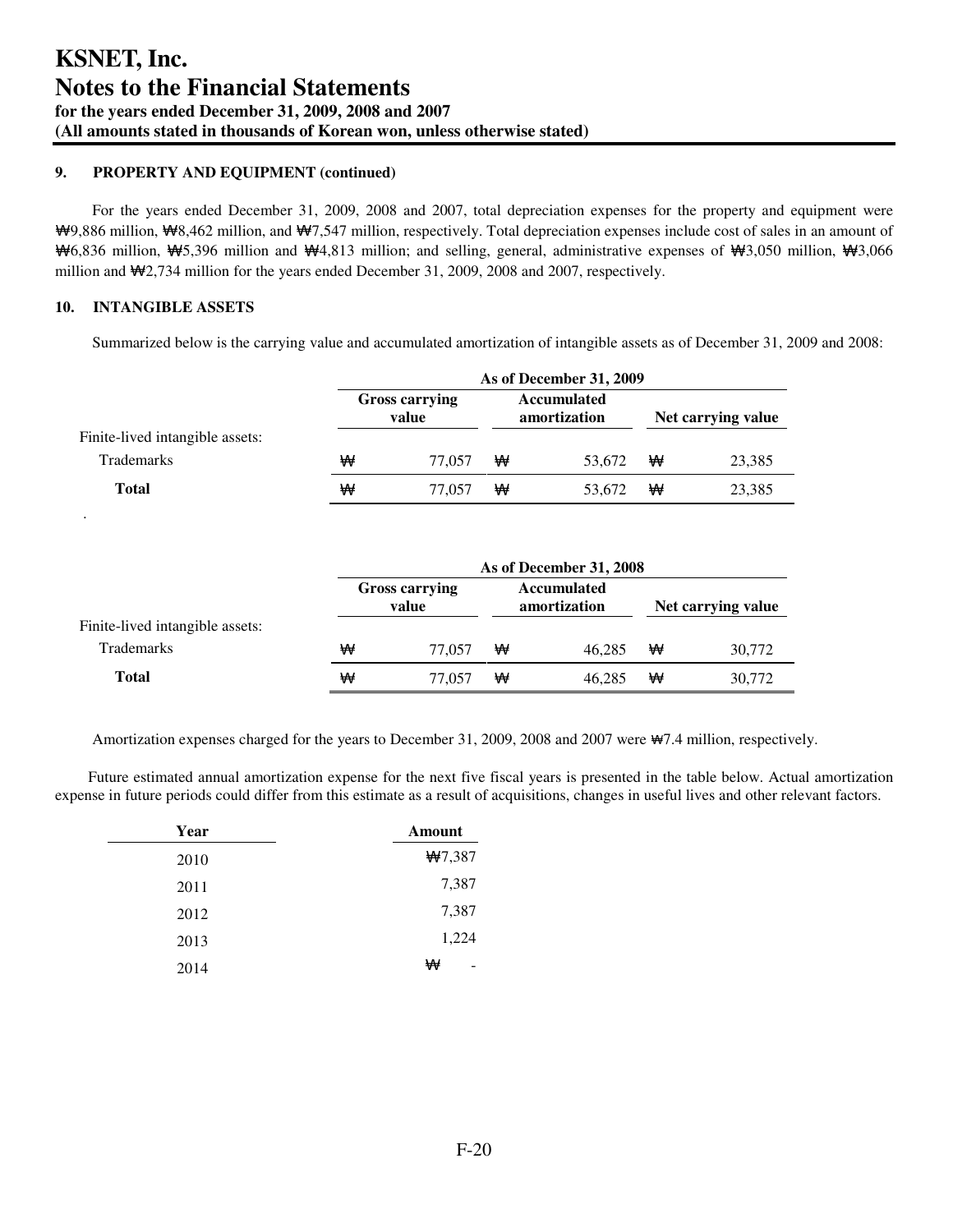# KSNET, Inc.
# Notes to the Financial Statements
### for the years ended December 31, 2009, 2008 and 2007
### (All amounts stated in thousands of Korean won, unless otherwise stated)

**9. PROPERTY AND EQUIPMENT (continued)**

For the years ended December 31, 2009, 2008 and 2007, total depreciation expenses for the property and equipment were ₩9,886 million, ₩8,462 million, and ₩7,547 million, respectively. Total depreciation expenses include cost of sales in an amount of ₩6,836 million, ₩5,396 million and ₩4,813 million; and selling, general, administrative expenses of ₩3,050 million, ₩3,066 million and ₩2,734 million for the years ended December 31, 2009, 2008 and 2007, respectively.

**10. INTANGIBLE ASSETS**

Summarized below is the carrying value and accumulated amortization of intangible assets as of December 31, 2009 and 2008:

| | As of December 31, 2009 | | |
|---|---|---|---|
| | Gross carrying value | Accumulated amortization | Net carrying value |
| Finite-lived intangible assets: | | | |
| Trademarks | ₩ 77,057 | ₩ 53,672 | ₩ 23,385 |
| **Total** | ₩ 77,057 | ₩ 53,672 | ₩ 23,385 |

.

| | As of December 31, 2008 | | |
|---|---|---|---|
| | Gross carrying value | Accumulated amortization | Net carrying value |
| Finite-lived intangible assets: | | | |
| Trademarks | ₩ 77,057 | ₩ 46,285 | ₩ 30,772 |
| **Total** | ₩ 77,057 | ₩ 46,285 | ₩ 30,772 |

Amortization expenses charged for the years to December 31, 2009, 2008 and 2007 were ₩7.4 million, respectively.

Future estimated annual amortization expense for the next five fiscal years is presented in the table below. Actual amortization expense in future periods could differ from this estimate as a result of acquisitions, changes in useful lives and other relevant factors.

| Year | Amount |
|---|---|
| 2010 | ₩7,387 |
| 2011 | 7,387 |
| 2012 | 7,387 |
| 2013 | 1,224 |
| 2014 | ₩ - |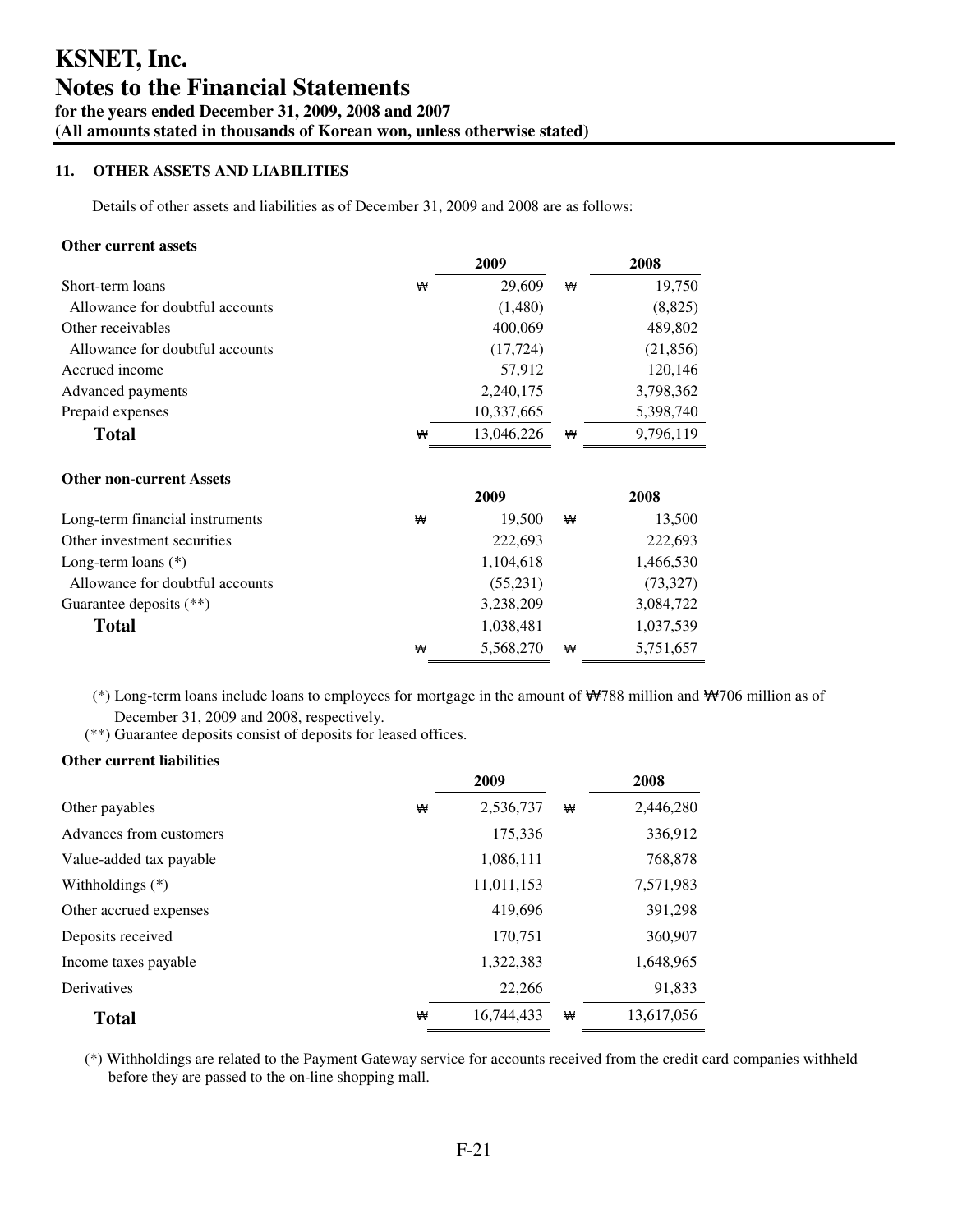# KSNET, Inc.
# Notes to the Financial Statements
**for the years ended December 31, 2009, 2008 and 2007**
**(All amounts stated in thousands of Korean won, unless otherwise stated)**

### 11. OTHER ASSETS AND LIABILITIES

Details of other assets and liabilities as of December 31, 2009 and 2008 are as follows:

**Other current assets**

| | | 2009 | | 2008 |
|---|---|---|---|---|
| Short-term loans | ₩ | 29,609 | ₩ | 19,750 |
| Allowance for doubtful accounts | | (1,480) | | (8,825) |
| Other receivables | | 400,069 | | 489,802 |
| Allowance for doubtful accounts | | (17,724) | | (21,856) |
| Accrued income | | 57,912 | | 120,146 |
| Advanced payments | | 2,240,175 | | 3,798,362 |
| Prepaid expenses | | 10,337,665 | | 5,398,740 |
| **Total** | ₩ | 13,046,226 | ₩ | 9,796,119 |

**Other non-current Assets**

| | | 2009 | | 2008 |
|---|---|---|---|---|
| Long-term financial instruments | ₩ | 19,500 | ₩ | 13,500 |
| Other investment securities | | 222,693 | | 222,693 |
| Long-term loans (*) | | 1,104,618 | | 1,466,530 |
| Allowance for doubtful accounts | | (55,231) | | (73,327) |
| Guarantee deposits (**) | | 3,238,209 | | 3,084,722 |
| **Total** | | 1,038,481 | | 1,037,539 |
| | ₩ | 5,568,270 | ₩ | 5,751,657 |

(*) Long-term loans include loans to employees for mortgage in the amount of ₩788 million and ₩706 million as of December 31, 2009 and 2008, respectively.

(**) Guarantee deposits consist of deposits for leased offices.

**Other current liabilities**

| | | 2009 | | 2008 |
|---|---|---|---|---|
| Other payables | ₩ | 2,536,737 | ₩ | 2,446,280 |
| Advances from customers | | 175,336 | | 336,912 |
| Value-added tax payable | | 1,086,111 | | 768,878 |
| Withholdings (*) | | 11,011,153 | | 7,571,983 |
| Other accrued expenses | | 419,696 | | 391,298 |
| Deposits received | | 170,751 | | 360,907 |
| Income taxes payable | | 1,322,383 | | 1,648,965 |
| Derivatives | | 22,266 | | 91,833 |
| **Total** | ₩ | 16,744,433 | ₩ | 13,617,056 |

(*) Withholdings are related to the Payment Gateway service for accounts received from the credit card companies withheld before they are passed to the on-line shopping mall.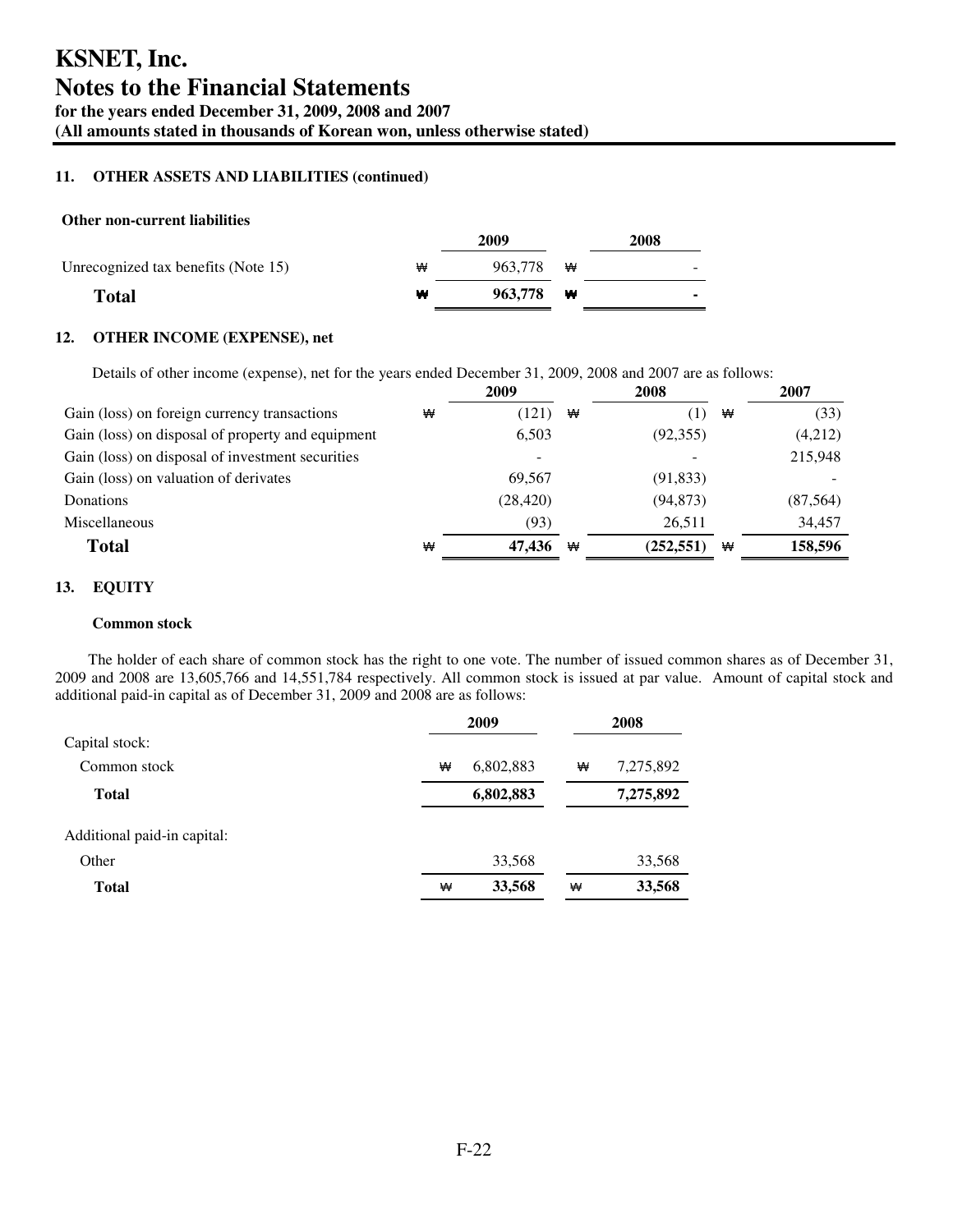# KSNET, Inc.
# Notes to the Financial Statements
**for the years ended December 31, 2009, 2008 and 2007**
**(All amounts stated in thousands of Korean won, unless otherwise stated)**

### 11. OTHER ASSETS AND LIABILITIES (continued)

**Other non-current liabilities**

| | 2009 | 2008 |
|---|---|---|
| Unrecognized tax benefits (Note 15) | ₩ 963,778 | ₩ - |
| **Total** | **₩ 963,778** | **₩ -** |

### 12. OTHER INCOME (EXPENSE), net

Details of other income (expense), net for the years ended December 31, 2009, 2008 and 2007 are as follows:

| | 2009 | 2008 | 2007 |
|---|---|---|---|
| Gain (loss) on foreign currency transactions | ₩ (121) | ₩ (1) | ₩ (33) |
| Gain (loss) on disposal of property and equipment | 6,503 | (92,355) | (4,212) |
| Gain (loss) on disposal of investment securities | - | - | 215,948 |
| Gain (loss) on valuation of derivates | 69,567 | (91,833) | - |
| Donations | (28,420) | (94,873) | (87,564) |
| Miscellaneous | (93) | 26,511 | 34,457 |
| **Total** | **₩ 47,436** | **₩ (252,551)** | **₩ 158,596** |

### 13. EQUITY

**Common stock**

The holder of each share of common stock has the right to one vote. The number of issued common shares as of December 31, 2009 and 2008 are 13,605,766 and 14,551,784 respectively. All common stock is issued at par value. Amount of capital stock and additional paid-in capital as of December 31, 2009 and 2008 are as follows:

| | 2009 | 2008 |
|---|---|---|
| Capital stock: | | |
| Common stock | ₩ 6,802,883 | ₩ 7,275,892 |
| **Total** | **6,802,883** | **7,275,892** |
| Additional paid-in capital: | | |
| Other | 33,568 | 33,568 |
| **Total** | **₩ 33,568** | **₩ 33,568** |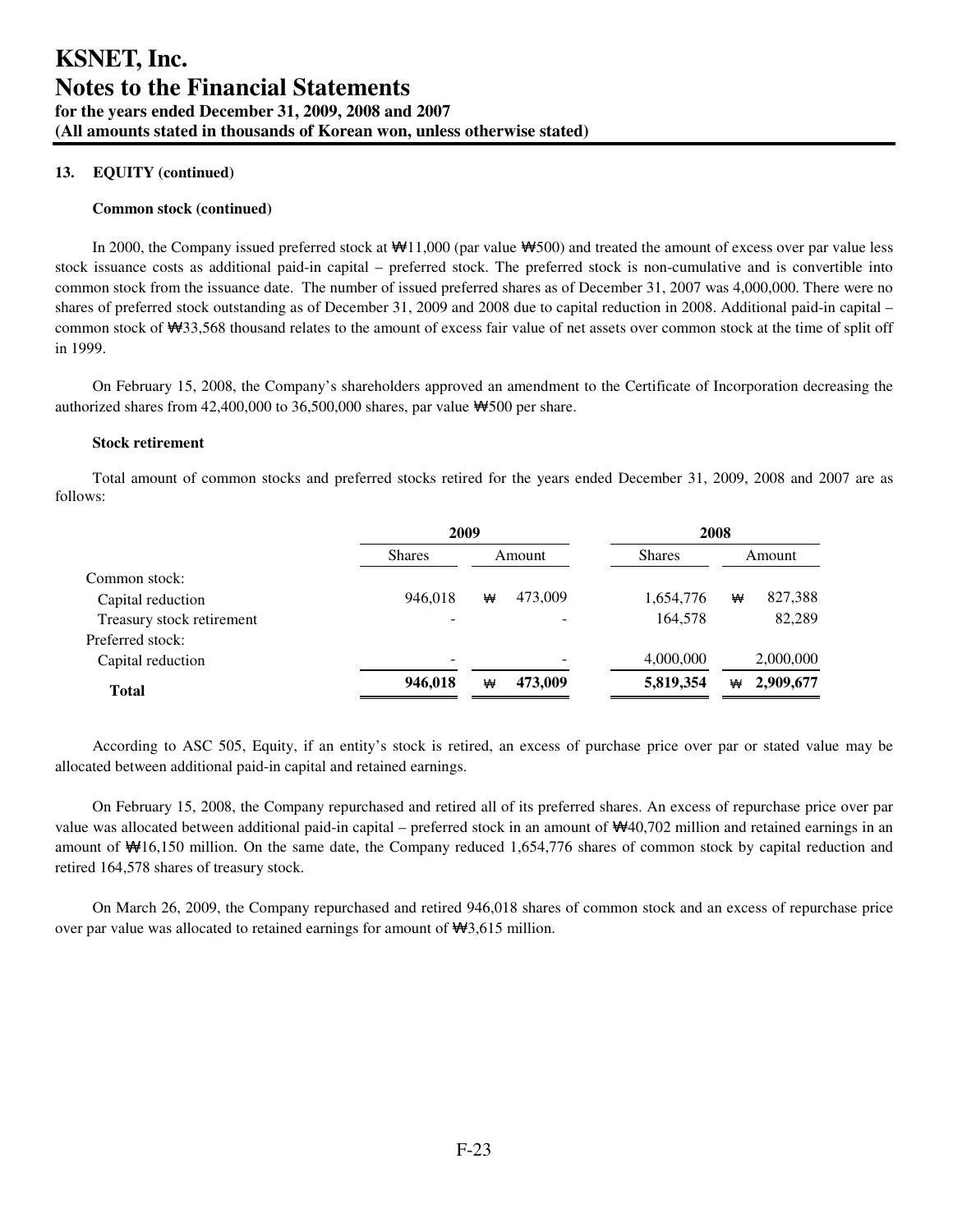**KSNET, Inc.**
**Notes to the Financial Statements**
**for the years ended December 31, 2009, 2008 and 2007**
**(All amounts stated in thousands of Korean won, unless otherwise stated)**

**13. EQUITY (continued)**

**Common stock (continued)**

In 2000, the Company issued preferred stock at ₩11,000 (par value ₩500) and treated the amount of excess over par value less stock issuance costs as additional paid-in capital – preferred stock. The preferred stock is non-cumulative and is convertible into common stock from the issuance date. The number of issued preferred shares as of December 31, 2007 was 4,000,000. There were no shares of preferred stock outstanding as of December 31, 2009 and 2008 due to capital reduction in 2008. Additional paid-in capital – common stock of ₩33,568 thousand relates to the amount of excess fair value of net assets over common stock at the time of split off in 1999.

On February 15, 2008, the Company's shareholders approved an amendment to the Certificate of Incorporation decreasing the authorized shares from 42,400,000 to 36,500,000 shares, par value ₩500 per share.

**Stock retirement**

Total amount of common stocks and preferred stocks retired for the years ended December 31, 2009, 2008 and 2007 are as follows:

| | 2009 | | 2008 | |
|---|---|---|---|---|
| | Shares | Amount | Shares | Amount |
| Common stock: | | | | |
| Capital reduction | 946,018 | ₩ 473,009 | 1,654,776 | ₩ 827,388 |
| Treasury stock retirement | - | - | 164,578 | 82,289 |
| Preferred stock: | | | | |
| Capital reduction | - | - | 4,000,000 | 2,000,000 |
| **Total** | **946,018** | **₩ 473,009** | **5,819,354** | **₩ 2,909,677** |

According to ASC 505, Equity, if an entity's stock is retired, an excess of purchase price over par or stated value may be allocated between additional paid-in capital and retained earnings.

On February 15, 2008, the Company repurchased and retired all of its preferred shares. An excess of repurchase price over par value was allocated between additional paid-in capital – preferred stock in an amount of ₩40,702 million and retained earnings in an amount of ₩16,150 million. On the same date, the Company reduced 1,654,776 shares of common stock by capital reduction and retired 164,578 shares of treasury stock.

On March 26, 2009, the Company repurchased and retired 946,018 shares of common stock and an excess of repurchase price over par value was allocated to retained earnings for amount of ₩3,615 million.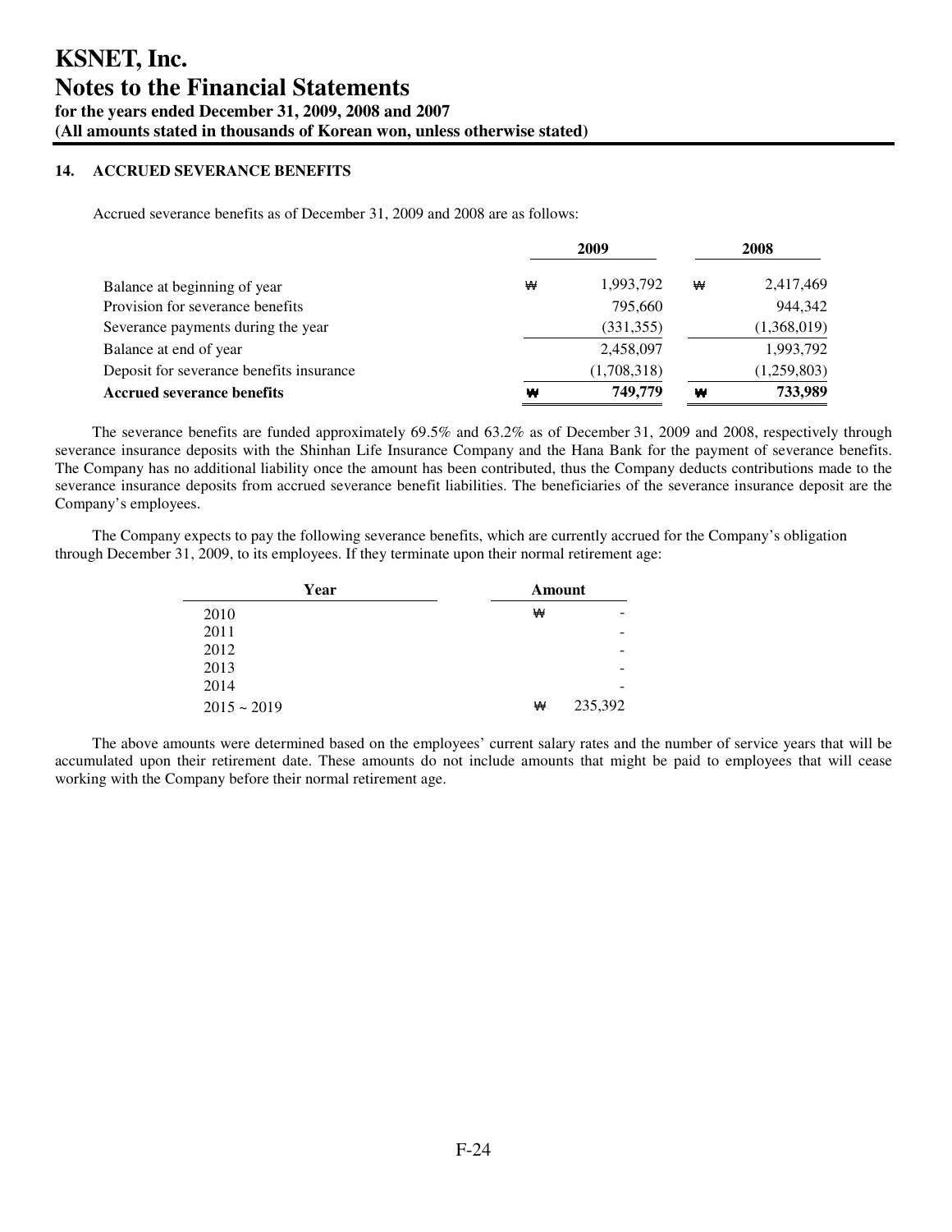# KSNET, Inc.
# Notes to the Financial Statements
**for the years ended December 31, 2009, 2008 and 2007**
**(All amounts stated in thousands of Korean won, unless otherwise stated)**

## 14. ACCRUED SEVERANCE BENEFITS

Accrued severance benefits as of December 31, 2009 and 2008 are as follows:

| | 2009 | 2008 |
|---|---|---|
| Balance at beginning of year | ₩ 1,993,792 | ₩ 2,417,469 |
| Provision for severance benefits | 795,660 | 944,342 |
| Severance payments during the year | (331,355) | (1,368,019) |
| Balance at end of year | 2,458,097 | 1,993,792 |
| Deposit for severance benefits insurance | (1,708,318) | (1,259,803) |
| **Accrued severance benefits** | **₩ 749,779** | **₩ 733,989** |

The severance benefits are funded approximately 69.5% and 63.2% as of December 31, 2009 and 2008, respectively through severance insurance deposits with the Shinhan Life Insurance Company and the Hana Bank for the payment of severance benefits. The Company has no additional liability once the amount has been contributed, thus the Company deducts contributions made to the severance insurance deposits from accrued severance benefit liabilities. The beneficiaries of the severance insurance deposit are the Company's employees.

The Company expects to pay the following severance benefits, which are currently accrued for the Company's obligation through December 31, 2009, to its employees. If they terminate upon their normal retirement age:

| Year | Amount |
|---|---|
| 2010 | ₩ - |
| 2011 | - |
| 2012 | - |
| 2013 | - |
| 2014 | - |
| 2015 ~ 2019 | ₩ 235,392 |

The above amounts were determined based on the employees' current salary rates and the number of service years that will be accumulated upon their retirement date. These amounts do not include amounts that might be paid to employees that will cease working with the Company before their normal retirement age.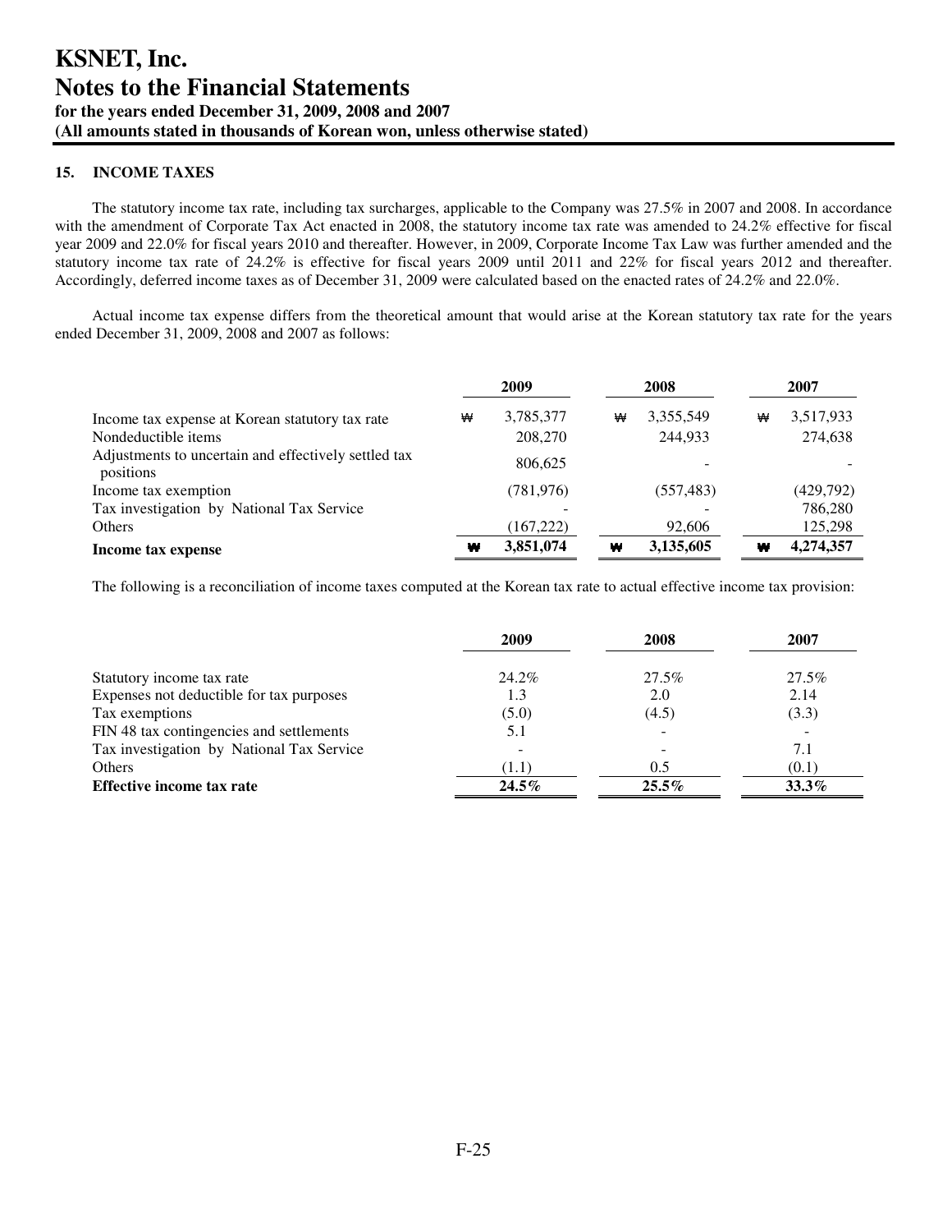## 15. INCOME TAXES

The statutory income tax rate, including tax surcharges, applicable to the Company was 27.5% in 2007 and 2008. In accordance with the amendment of Corporate Tax Act enacted in 2008, the statutory income tax rate was amended to 24.2% effective for fiscal year 2009 and 22.0% for fiscal years 2010 and thereafter. However, in 2009, Corporate Income Tax Law was further amended and the statutory income tax rate of 24.2% is effective for fiscal years 2009 until 2011 and 22% for fiscal years 2012 and thereafter. Accordingly, deferred income taxes as of December 31, 2009 were calculated based on the enacted rates of 24.2% and 22.0%.

Actual income tax expense differs from the theoretical amount that would arise at the Korean statutory tax rate for the years ended December 31, 2009, 2008 and 2007 as follows:

| | 2009 | 2008 | 2007 |
|---|---|---|---|
| Income tax expense at Korean statutory tax rate | ₩ 3,785,377 | ₩ 3,355,549 | ₩ 3,517,933 |
| Nondeductible items | 208,270 | 244,933 | 274,638 |
| Adjustments to uncertain and effectively settled tax positions | 806,625 | - | - |
| Income tax exemption | (781,976) | (557,483) | (429,792) |
| Tax investigation by National Tax Service | - | - | 786,280 |
| Others | (167,222) | 92,606 | 125,298 |
| **Income tax expense** | **₩ 3,851,074** | **₩ 3,135,605** | **₩ 4,274,357** |

The following is a reconciliation of income taxes computed at the Korean tax rate to actual effective income tax provision:

| | 2009 | 2008 | 2007 |
|---|---|---|---|
| Statutory income tax rate | 24.2% | 27.5% | 27.5% |
| Expenses not deductible for tax purposes | 1.3 | 2.0 | 2.14 |
| Tax exemptions | (5.0) | (4.5) | (3.3) |
| FIN 48 tax contingencies and settlements | 5.1 | - | - |
| Tax investigation by National Tax Service | - | - | 7.1 |
| Others | (1.1) | 0.5 | (0.1) |
| **Effective income tax rate** | **24.5%** | **25.5%** | **33.3%** |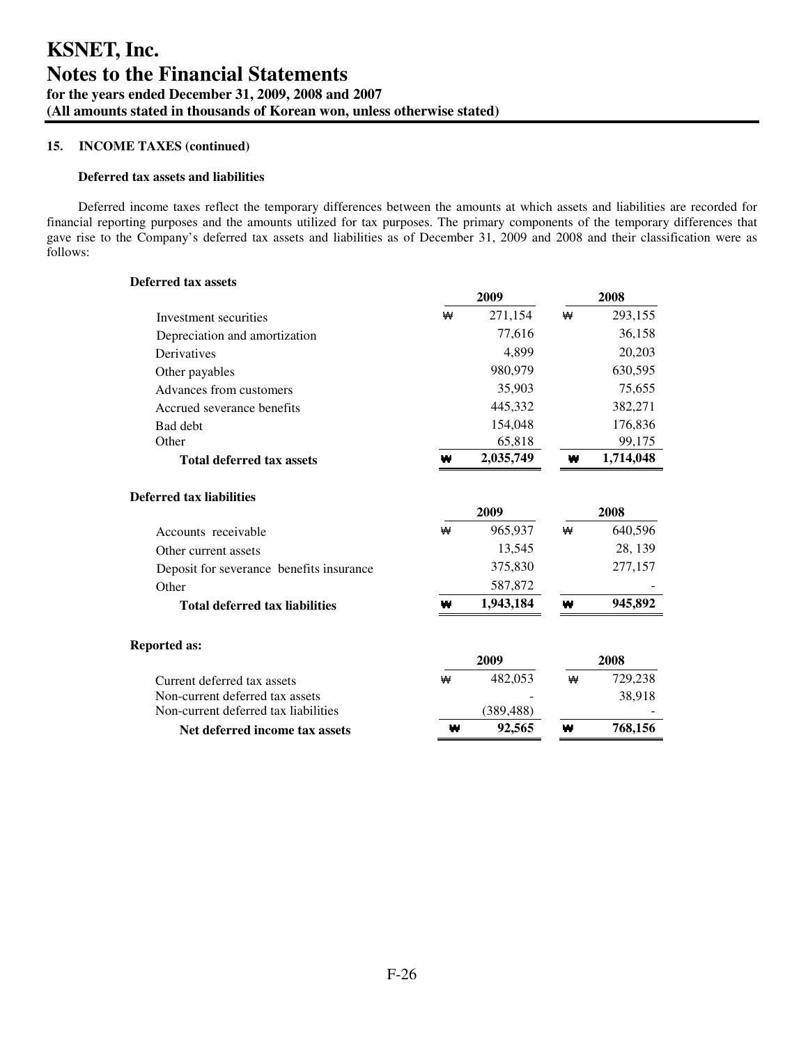# KSNET, Inc.
# Notes to the Financial Statements
**for the years ended December 31, 2009, 2008 and 2007**
**(All amounts stated in thousands of Korean won, unless otherwise stated)**

**15. INCOME TAXES (continued)**

**Deferred tax assets and liabilities**

Deferred income taxes reflect the temporary differences between the amounts at which assets and liabilities are recorded for financial reporting purposes and the amounts utilized for tax purposes. The primary components of the temporary differences that gave rise to the Company's deferred tax assets and liabilities as of December 31, 2009 and 2008 and their classification were as follows:

**Deferred tax assets**

| | 2009 | 2008 |
|---|---|---|
| Investment securities | ₩ 271,154 | ₩ 293,155 |
| Depreciation and amortization | 77,616 | 36,158 |
| Derivatives | 4,899 | 20,203 |
| Other payables | 980,979 | 630,595 |
| Advances from customers | 35,903 | 75,655 |
| Accrued severance benefits | 445,332 | 382,271 |
| Bad debt | 154,048 | 176,836 |
| Other | 65,818 | 99,175 |
| **Total deferred tax assets** | **₩ 2,035,749** | **₩ 1,714,048** |

**Deferred tax liabilities**

| | 2009 | 2008 |
|---|---|---|
| Accounts receivable | ₩ 965,937 | ₩ 640,596 |
| Other current assets | 13,545 | 28, 139 |
| Deposit for severance benefits insurance | 375,830 | 277,157 |
| Other | 587,872 | - |
| **Total deferred tax liabilities** | **₩ 1,943,184** | **₩ 945,892** |

**Reported as:**

| | 2009 | 2008 |
|---|---|---|
| Current deferred tax assets | ₩ 482,053 | ₩ 729,238 |
| Non-current deferred tax assets | - | 38,918 |
| Non-current deferred tax liabilities | (389,488) | - |
| **Net deferred income tax assets** | **₩ 92,565** | **₩ 768,156** |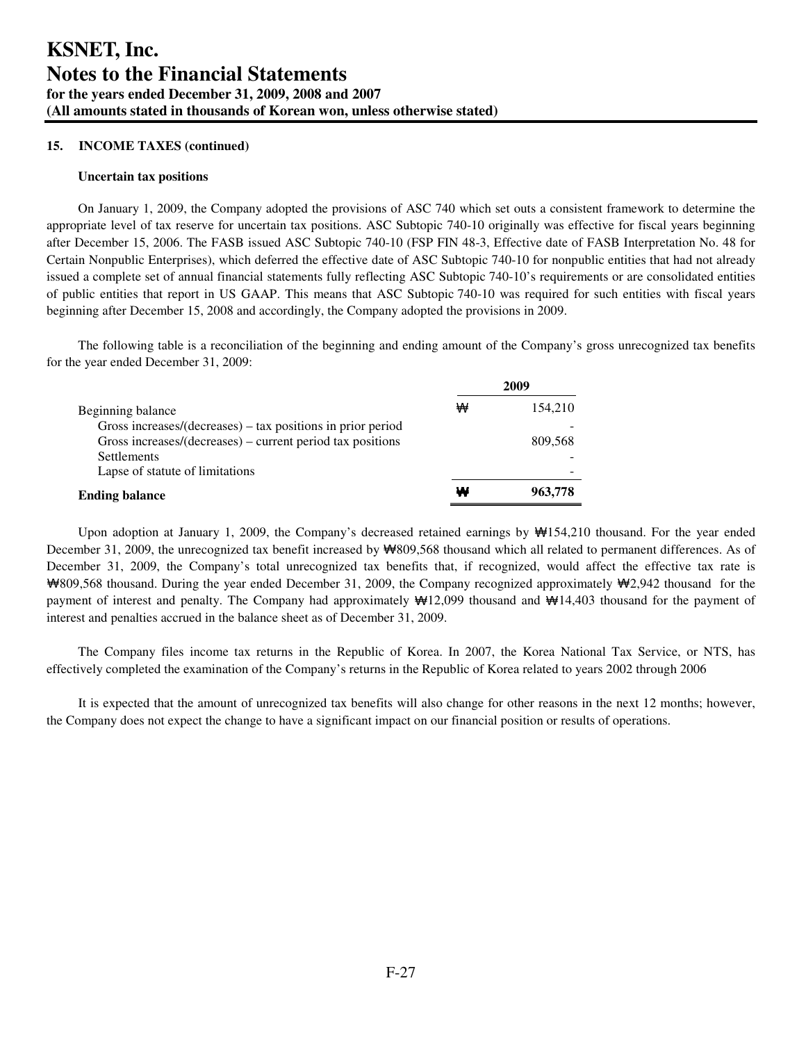### 15. INCOME TAXES (continued)

**Uncertain tax positions**

On January 1, 2009, the Company adopted the provisions of ASC 740 which set outs a consistent framework to determine the appropriate level of tax reserve for uncertain tax positions. ASC Subtopic 740-10 originally was effective for fiscal years beginning after December 15, 2006. The FASB issued ASC Subtopic 740-10 (FSP FIN 48-3, Effective date of FASB Interpretation No. 48 for Certain Nonpublic Enterprises), which deferred the effective date of ASC Subtopic 740-10 for nonpublic entities that had not already issued a complete set of annual financial statements fully reflecting ASC Subtopic 740-10's requirements or are consolidated entities of public entities that report in US GAAP. This means that ASC Subtopic 740-10 was required for such entities with fiscal years beginning after December 15, 2008 and accordingly, the Company adopted the provisions in 2009.

The following table is a reconciliation of the beginning and ending amount of the Company's gross unrecognized tax benefits for the year ended December 31, 2009:

| | | 2009 |
|---|---|---|
| Beginning balance | ₩ | 154,210 |
| Gross increases/(decreases) – tax positions in prior period | | - |
| Gross increases/(decreases) – current period tax positions | | 809,568 |
| Settlements | | - |
| Lapse of statute of limitations | | - |
| **Ending balance** | **₩** | **963,778** |

Upon adoption at January 1, 2009, the Company's decreased retained earnings by ₩154,210 thousand. For the year ended December 31, 2009, the unrecognized tax benefit increased by ₩809,568 thousand which all related to permanent differences. As of December 31, 2009, the Company's total unrecognized tax benefits that, if recognized, would affect the effective tax rate is ₩809,568 thousand. During the year ended December 31, 2009, the Company recognized approximately ₩2,942 thousand for the payment of interest and penalty. The Company had approximately ₩12,099 thousand and ₩14,403 thousand for the payment of interest and penalties accrued in the balance sheet as of December 31, 2009.

The Company files income tax returns in the Republic of Korea. In 2007, the Korea National Tax Service, or NTS, has effectively completed the examination of the Company's returns in the Republic of Korea related to years 2002 through 2006

It is expected that the amount of unrecognized tax benefits will also change for other reasons in the next 12 months; however, the Company does not expect the change to have a significant impact on our financial position or results of operations.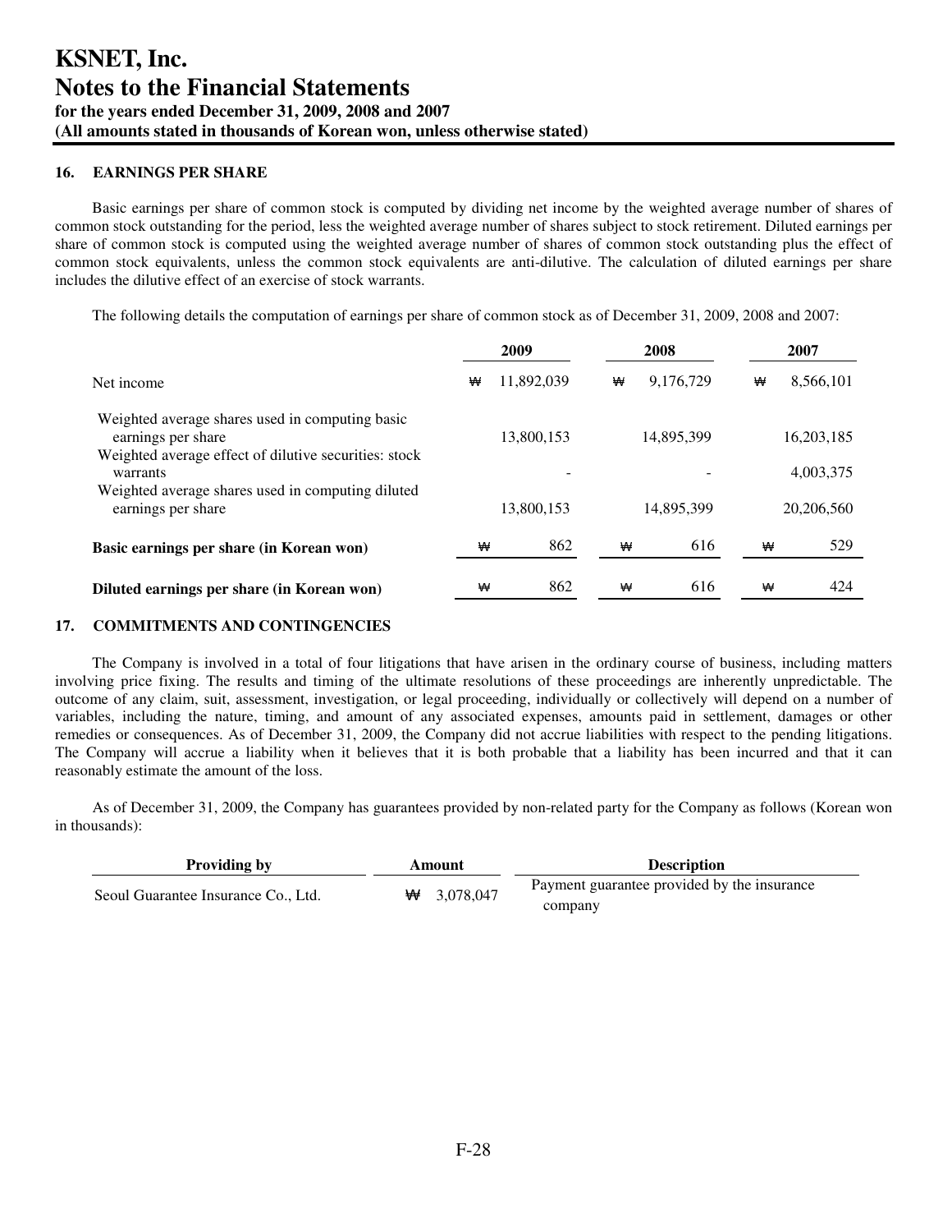# KSNET, Inc.
# Notes to the Financial Statements
### for the years ended December 31, 2009, 2008 and 2007
### (All amounts stated in thousands of Korean won, unless otherwise stated)

## 16. EARNINGS PER SHARE

Basic earnings per share of common stock is computed by dividing net income by the weighted average number of shares of common stock outstanding for the period, less the weighted average number of shares subject to stock retirement. Diluted earnings per share of common stock is computed using the weighted average number of shares of common stock outstanding plus the effect of common stock equivalents, unless the common stock equivalents are anti-dilutive. The calculation of diluted earnings per share includes the dilutive effect of an exercise of stock warrants.

The following details the computation of earnings per share of common stock as of December 31, 2009, 2008 and 2007:

| | 2009 | 2008 | 2007 |
|---|---|---|---|
| Net income | ₩ 11,892,039 | ₩ 9,176,729 | ₩ 8,566,101 |
| Weighted average shares used in computing basic earnings per share | 13,800,153 | 14,895,399 | 16,203,185 |
| Weighted average effect of dilutive securities: stock warrants | - | - | 4,003,375 |
| Weighted average shares used in computing diluted earnings per share | 13,800,153 | 14,895,399 | 20,206,560 |
| **Basic earnings per share (in Korean won)** | ₩ 862 | ₩ 616 | ₩ 529 |
| **Diluted earnings per share (in Korean won)** | ₩ 862 | ₩ 616 | ₩ 424 |

## 17. COMMITMENTS AND CONTINGENCIES

The Company is involved in a total of four litigations that have arisen in the ordinary course of business, including matters involving price fixing. The results and timing of the ultimate resolutions of these proceedings are inherently unpredictable. The outcome of any claim, suit, assessment, investigation, or legal proceeding, individually or collectively will depend on a number of variables, including the nature, timing, and amount of any associated expenses, amounts paid in settlement, damages or other remedies or consequences. As of December 31, 2009, the Company did not accrue liabilities with respect to the pending litigations. The Company will accrue a liability when it believes that it is both probable that a liability has been incurred and that it can reasonably estimate the amount of the loss.

As of December 31, 2009, the Company has guarantees provided by non-related party for the Company as follows (Korean won in thousands):

| Providing by | Amount | Description |
|---|---|---|
| Seoul Guarantee Insurance Co., Ltd. | ₩ 3,078,047 | Payment guarantee provided by the insurance company |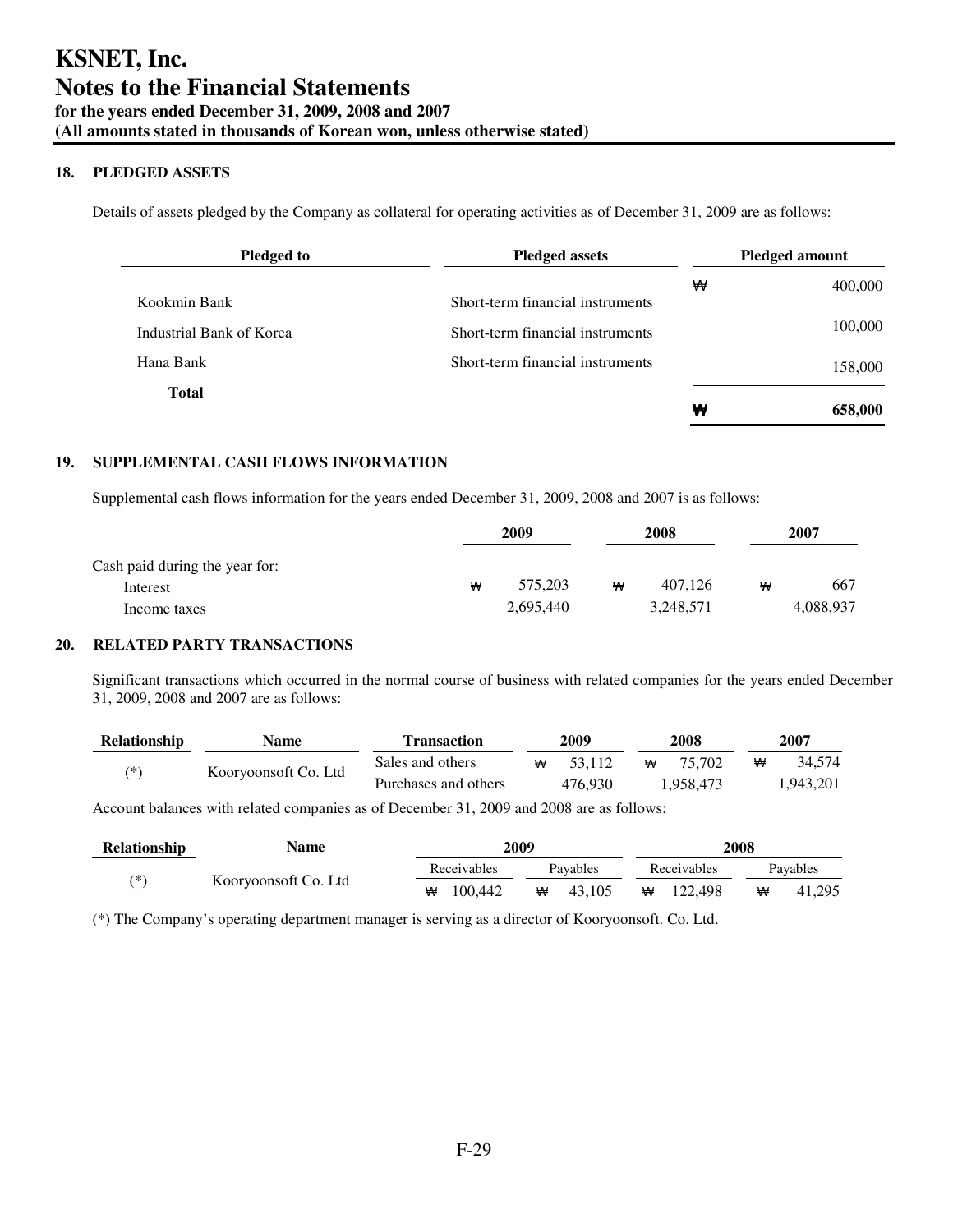# KSNET, Inc.
# Notes to the Financial Statements
**for the years ended December 31, 2009, 2008 and 2007**
**(All amounts stated in thousands of Korean won, unless otherwise stated)**

## 18. PLEDGED ASSETS

Details of assets pledged by the Company as collateral for operating activities as of December 31, 2009 are as follows:

| Pledged to | Pledged assets | Pledged amount |
|---|---|---|
| Kookmin Bank | Short-term financial instruments | ₩ 400,000 |
| Industrial Bank of Korea | Short-term financial instruments | 100,000 |
| Hana Bank | Short-term financial instruments | 158,000 |
| **Total** | | **₩ 658,000** |

## 19. SUPPLEMENTAL CASH FLOWS INFORMATION

Supplemental cash flows information for the years ended December 31, 2009, 2008 and 2007 is as follows:

| | 2009 | 2008 | 2007 |
|---|---|---|---|
| Cash paid during the year for: | | | |
| Interest | ₩ 575,203 | ₩ 407,126 | ₩ 667 |
| Income taxes | 2,695,440 | 3,248,571 | 4,088,937 |

## 20. RELATED PARTY TRANSACTIONS

Significant transactions which occurred in the normal course of business with related companies for the years ended December 31, 2009, 2008 and 2007 are as follows:

| Relationship | Name | Transaction | 2009 | 2008 | 2007 |
|---|---|---|---|---|---|
| (*) | Kooryoonsoft Co. Ltd | Sales and others | ₩ 53,112 | ₩ 75,702 | ₩ 34,574 |
| | | Purchases and others | 476,930 | 1,958,473 | 1,943,201 |

Account balances with related companies as of December 31, 2009 and 2008 are as follows:

| Relationship | Name | 2009 | | 2008 | |
|---|---|---|---|---|---|
| | | Receivables | Payables | Receivables | Payables |
| (*) | Kooryoonsoft Co. Ltd | ₩ 100,442 | ₩ 43,105 | ₩ 122,498 | ₩ 41,295 |

(*) The Company's operating department manager is serving as a director of Kooryoonsoft. Co. Ltd.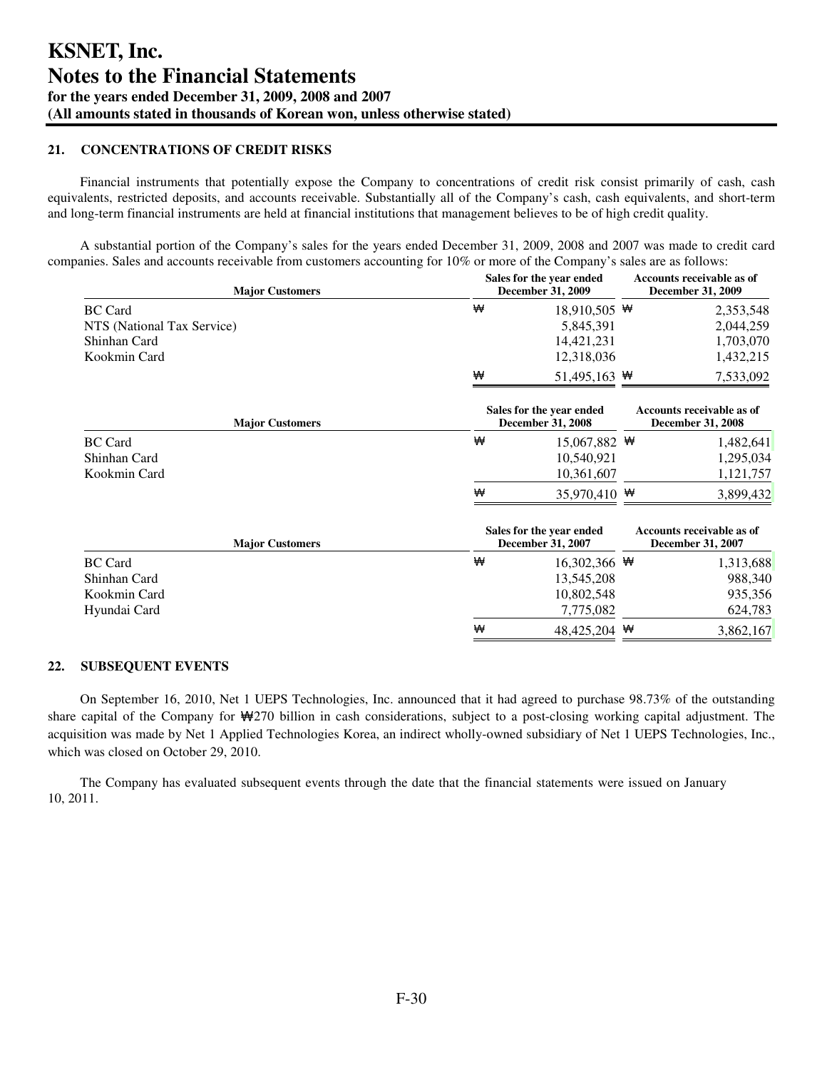# KSNET, Inc.
# Notes to the Financial Statements
### for the years ended December 31, 2009, 2008 and 2007
### (All amounts stated in thousands of Korean won, unless otherwise stated)

## 21. CONCENTRATIONS OF CREDIT RISKS

Financial instruments that potentially expose the Company to concentrations of credit risk consist primarily of cash, cash equivalents, restricted deposits, and accounts receivable. Substantially all of the Company's cash, cash equivalents, and short-term and long-term financial instruments are held at financial institutions that management believes to be of high credit quality.

A substantial portion of the Company's sales for the years ended December 31, 2009, 2008 and 2007 was made to credit card companies. Sales and accounts receivable from customers accounting for 10% or more of the Company's sales are as follows:

| Major Customers | Sales for the year ended December 31, 2009 | Accounts receivable as of December 31, 2009 |
|---|---|---|
| BC Card | ₩ 18,910,505 | ₩ 2,353,548 |
| NTS (National Tax Service) | 5,845,391 | 2,044,259 |
| Shinhan Card | 14,421,231 | 1,703,070 |
| Kookmin Card | 12,318,036 | 1,432,215 |
| | ₩ 51,495,163 | ₩ 7,533,092 |

| Major Customers | Sales for the year ended December 31, 2008 | Accounts receivable as of December 31, 2008 |
|---|---|---|
| BC Card | ₩ 15,067,882 | ₩ 1,482,641 |
| Shinhan Card | 10,540,921 | 1,295,034 |
| Kookmin Card | 10,361,607 | 1,121,757 |
| | ₩ 35,970,410 | ₩ 3,899,432 |

| Major Customers | Sales for the year ended December 31, 2007 | Accounts receivable as of December 31, 2007 |
|---|---|---|
| BC Card | ₩ 16,302,366 | ₩ 1,313,688 |
| Shinhan Card | 13,545,208 | 988,340 |
| Kookmin Card | 10,802,548 | 935,356 |
| Hyundai Card | 7,775,082 | 624,783 |
| | ₩ 48,425,204 | ₩ 3,862,167 |

## 22. SUBSEQUENT EVENTS

On September 16, 2010, Net 1 UEPS Technologies, Inc. announced that it had agreed to purchase 98.73% of the outstanding share capital of the Company for ₩270 billion in cash considerations, subject to a post-closing working capital adjustment. The acquisition was made by Net 1 Applied Technologies Korea, an indirect wholly-owned subsidiary of Net 1 UEPS Technologies, Inc., which was closed on October 29, 2010.

The Company has evaluated subsequent events through the date that the financial statements were issued on January 10, 2011.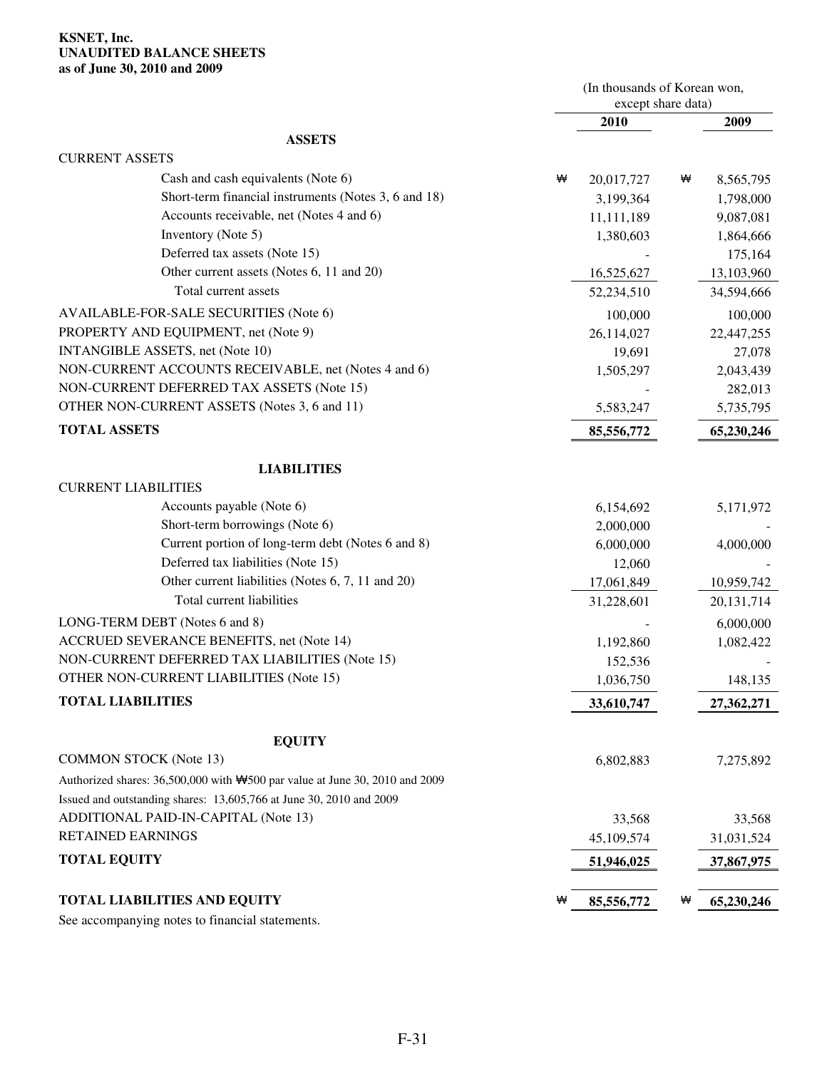**KSNET, Inc.**
**UNAUDITED BALANCE SHEETS**
**as of June 30, 2010 and 2009**

| | (In thousands of Korean won, except share data) | |
|---|---|---|
| | **2010** | **2009** |
| **ASSETS** | | |
| CURRENT ASSETS | | |
| Cash and cash equivalents (Note 6) | ₩ 20,017,727 | ₩ 8,565,795 |
| Short-term financial instruments (Notes 3, 6 and 18) | 3,199,364 | 1,798,000 |
| Accounts receivable, net (Notes 4 and 6) | 11,111,189 | 9,087,081 |
| Inventory (Note 5) | 1,380,603 | 1,864,666 |
| Deferred tax assets (Note 15) | - | 175,164 |
| Other current assets (Notes 6, 11 and 20) | 16,525,627 | 13,103,960 |
| Total current assets | 52,234,510 | 34,594,666 |
| AVAILABLE-FOR-SALE SECURITIES (Note 6) | 100,000 | 100,000 |
| PROPERTY AND EQUIPMENT, net (Note 9) | 26,114,027 | 22,447,255 |
| INTANGIBLE ASSETS, net (Note 10) | 19,691 | 27,078 |
| NON-CURRENT ACCOUNTS RECEIVABLE, net (Notes 4 and 6) | 1,505,297 | 2,043,439 |
| NON-CURRENT DEFERRED TAX ASSETS (Note 15) | - | 282,013 |
| OTHER NON-CURRENT ASSETS (Notes 3, 6 and 11) | 5,583,247 | 5,735,795 |
| **TOTAL ASSETS** | **85,556,772** | **65,230,246** |
| **LIABILITIES** | | |
| CURRENT LIABILITIES | | |
| Accounts payable (Note 6) | 6,154,692 | 5,171,972 |
| Short-term borrowings (Note 6) | 2,000,000 | - |
| Current portion of long-term debt (Notes 6 and 8) | 6,000,000 | 4,000,000 |
| Deferred tax liabilities (Note 15) | 12,060 | - |
| Other current liabilities (Notes 6, 7, 11 and 20) | 17,061,849 | 10,959,742 |
| Total current liabilities | 31,228,601 | 20,131,714 |
| LONG-TERM DEBT (Notes 6 and 8) | - | 6,000,000 |
| ACCRUED SEVERANCE BENEFITS, net (Note 14) | 1,192,860 | 1,082,422 |
| NON-CURRENT DEFERRED TAX LIABILITIES (Note 15) | 152,536 | - |
| OTHER NON-CURRENT LIABILITIES (Note 15) | 1,036,750 | 148,135 |
| **TOTAL LIABILITIES** | **33,610,747** | **27,362,271** |
| **EQUITY** | | |
| COMMON STOCK (Note 13) | 6,802,883 | 7,275,892 |
| Authorized shares: 36,500,000 with ₩500 par value at June 30, 2010 and 2009 | | |
| Issued and outstanding shares: 13,605,766 at June 30, 2010 and 2009 | | |
| ADDITIONAL PAID-IN-CAPITAL (Note 13) | 33,568 | 33,568 |
| RETAINED EARNINGS | 45,109,574 | 31,031,524 |
| **TOTAL EQUITY** | **51,946,025** | **37,867,975** |
| **TOTAL LIABILITIES AND EQUITY** | ₩ **85,556,772** | ₩ **65,230,246** |

See accompanying notes to financial statements.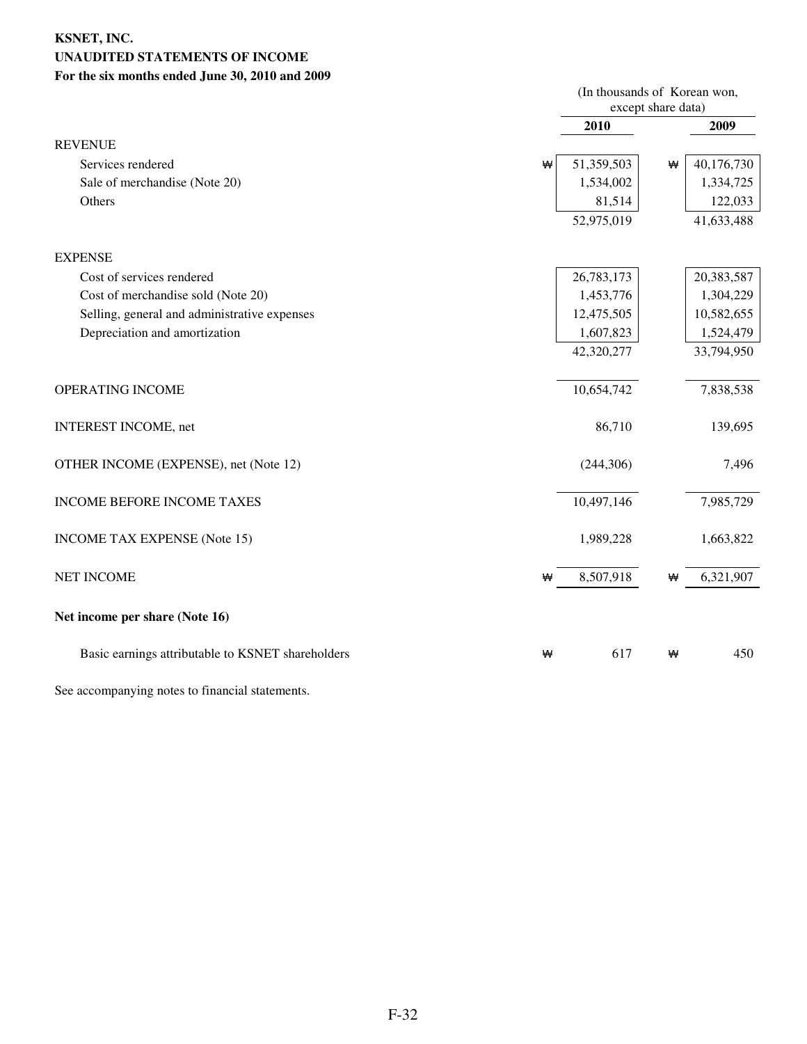**KSNET, INC.**
**UNAUDITED STATEMENTS OF INCOME**
**For the six months ended June 30, 2010 and 2009**

| | (In thousands of Korean won, except share data) | |
|---|---|---|
| | **2010** | **2009** |
| REVENUE | | |
| Services rendered | ₩ 51,359,503 | ₩ 40,176,730 |
| Sale of merchandise (Note 20) | 1,534,002 | 1,334,725 |
| Others | 81,514 | 122,033 |
| | 52,975,019 | 41,633,488 |
| EXPENSE | | |
| Cost of services rendered | 26,783,173 | 20,383,587 |
| Cost of merchandise sold (Note 20) | 1,453,776 | 1,304,229 |
| Selling, general and administrative expenses | 12,475,505 | 10,582,655 |
| Depreciation and amortization | 1,607,823 | 1,524,479 |
| | 42,320,277 | 33,794,950 |
| OPERATING INCOME | 10,654,742 | 7,838,538 |
| INTEREST INCOME, net | 86,710 | 139,695 |
| OTHER INCOME (EXPENSE), net (Note 12) | (244,306) | 7,496 |
| INCOME BEFORE INCOME TAXES | 10,497,146 | 7,985,729 |
| INCOME TAX EXPENSE (Note 15) | 1,989,228 | 1,663,822 |
| NET INCOME | ₩ 8,507,918 | ₩ 6,321,907 |
| **Net income per share (Note 16)** | | |
| Basic earnings attributable to KSNET shareholders | ₩ 617 | ₩ 450 |

See accompanying notes to financial statements.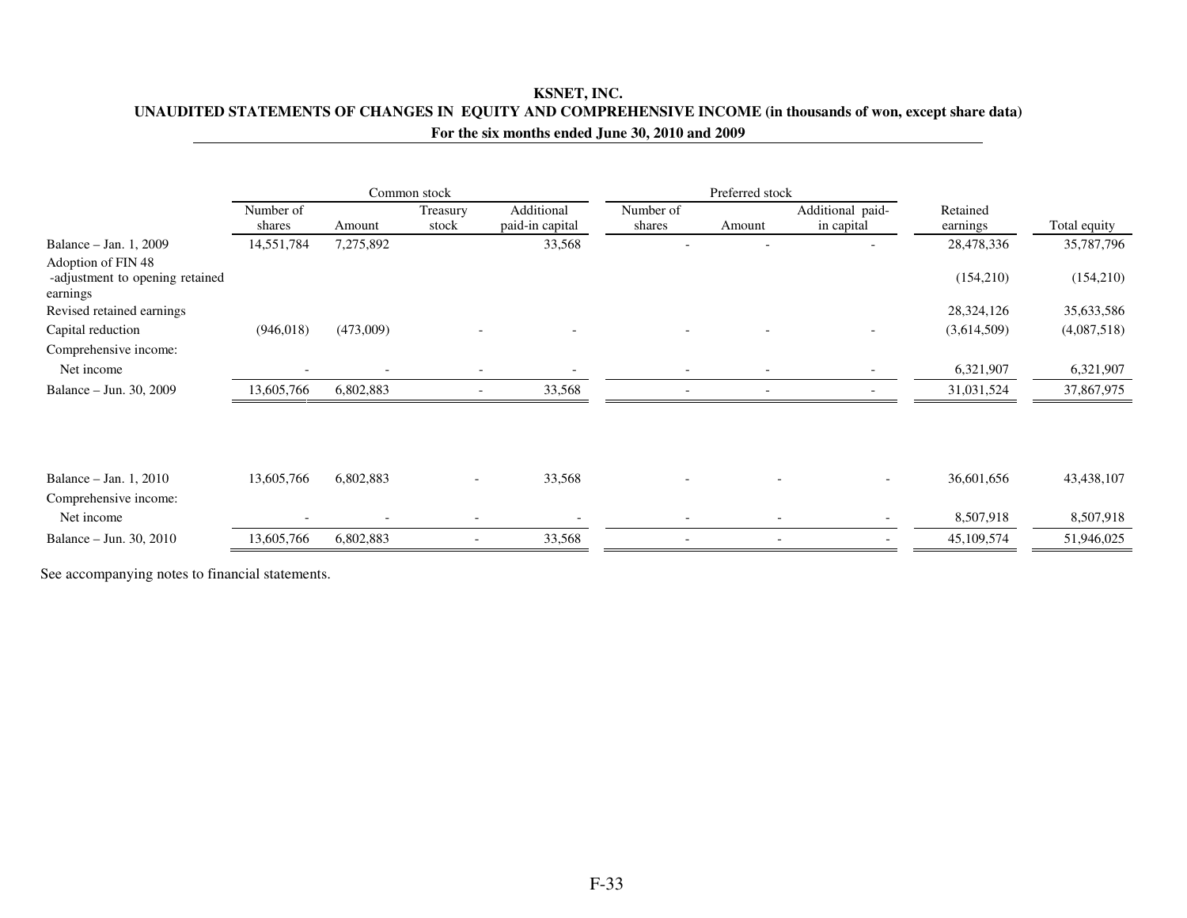**KSNET, INC.**

**UNAUDITED STATEMENTS OF CHANGES IN EQUITY AND COMPREHENSIVE INCOME (in thousands of won, except share data)**

**For the six months ended June 30, 2010 and 2009**

| | Common stock | | | | Preferred stock | | | | |
|---|---|---|---|---|---|---|---|---|---|
| | Number of shares | Amount | Treasury stock | Additional paid-in capital | Number of shares | Amount | Additional paid-in capital | Retained earnings | Total equity |
| Balance – Jan. 1, 2009 | 14,551,784 | 7,275,892 | | 33,568 | - | - | - | 28,478,336 | 35,787,796 |
| Adoption of FIN 48 -adjustment to opening retained earnings | | | | | | | | (154,210) | (154,210) |
| Revised retained earnings | | | | | | | | 28,324,126 | 35,633,586 |
| Capital reduction | (946,018) | (473,009) | - | - | - | - | - | (3,614,509) | (4,087,518) |
| Comprehensive income: | | | | | | | | | |
| Net income | - | - | - | - | - | - | - | 6,321,907 | 6,321,907 |
| Balance – Jun. 30, 2009 | 13,605,766 | 6,802,883 | - | 33,568 | - | - | - | 31,031,524 | 37,867,975 |
| | | | | | | | | | |
| Balance – Jan. 1, 2010 | 13,605,766 | 6,802,883 | - | 33,568 | - | - | - | 36,601,656 | 43,438,107 |
| Comprehensive income: | | | | | | | | | |
| Net income | - | - | - | - | - | - | - | 8,507,918 | 8,507,918 |
| Balance – Jun. 30, 2010 | 13,605,766 | 6,802,883 | - | 33,568 | - | - | - | 45,109,574 | 51,946,025 |

See accompanying notes to financial statements.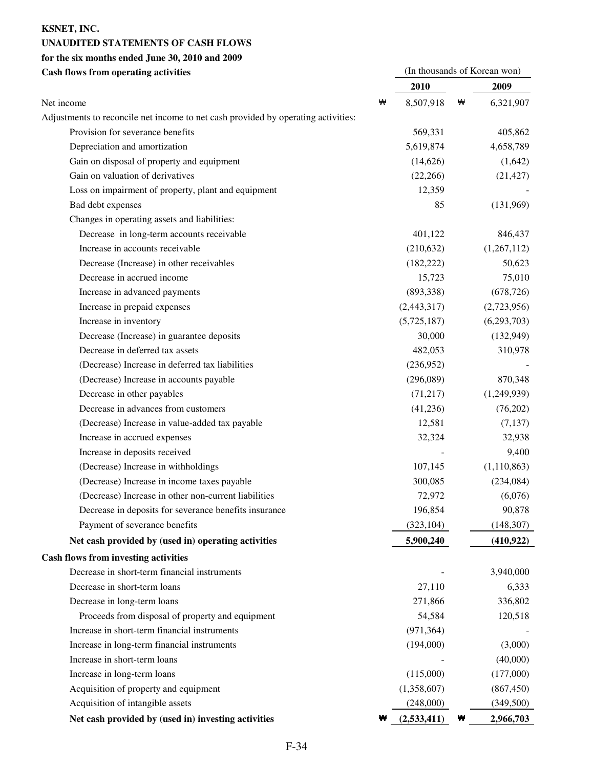**KSNET, INC.**

**UNAUDITED STATEMENTS OF CASH FLOWS**

**for the six months ended June 30, 2010 and 2009**

| **Cash flows from operating activities** | (In thousands of Korean won) | |
|---|---|---|
| | **2010** | **2009** |
| Net income | ₩ 8,507,918 | ₩ 6,321,907 |
| Adjustments to reconcile net income to net cash provided by operating activities: | | |
| Provision for severance benefits | 569,331 | 405,862 |
| Depreciation and amortization | 5,619,874 | 4,658,789 |
| Gain on disposal of property and equipment | (14,626) | (1,642) |
| Gain on valuation of derivatives | (22,266) | (21,427) |
| Loss on impairment of property, plant and equipment | 12,359 | - |
| Bad debt expenses | 85 | (131,969) |
| Changes in operating assets and liabilities: | | |
| Decrease in long-term accounts receivable | 401,122 | 846,437 |
| Increase in accounts receivable | (210,632) | (1,267,112) |
| Decrease (Increase) in other receivables | (182,222) | 50,623 |
| Decrease in accrued income | 15,723 | 75,010 |
| Increase in advanced payments | (893,338) | (678,726) |
| Increase in prepaid expenses | (2,443,317) | (2,723,956) |
| Increase in inventory | (5,725,187) | (6,293,703) |
| Decrease (Increase) in guarantee deposits | 30,000 | (132,949) |
| Decrease in deferred tax assets | 482,053 | 310,978 |
| (Decrease) Increase in deferred tax liabilities | (236,952) | - |
| (Decrease) Increase in accounts payable | (296,089) | 870,348 |
| Decrease in other payables | (71,217) | (1,249,939) |
| Decrease in advances from customers | (41,236) | (76,202) |
| (Decrease) Increase in value-added tax payable | 12,581 | (7,137) |
| Increase in accrued expenses | 32,324 | 32,938 |
| Increase in deposits received | - | 9,400 |
| (Decrease) Increase in withholdings | 107,145 | (1,110,863) |
| (Decrease) Increase in income taxes payable | 300,085 | (234,084) |
| (Decrease) Increase in other non-current liabilities | 72,972 | (6,076) |
| Decrease in deposits for severance benefits insurance | 196,854 | 90,878 |
| Payment of severance benefits | (323,104) | (148,307) |
| **Net cash provided by (used in) operating activities** | **5,900,240** | **(410,922)** |
| **Cash flows from investing activities** | | |
| Decrease in short-term financial instruments | - | 3,940,000 |
| Decrease in short-term loans | 27,110 | 6,333 |
| Decrease in long-term loans | 271,866 | 336,802 |
| Proceeds from disposal of property and equipment | 54,584 | 120,518 |
| Increase in short-term financial instruments | (971,364) | - |
| Increase in long-term financial instruments | (194,000) | (3,000) |
| Increase in short-term loans | - | (40,000) |
| Increase in long-term loans | (115,000) | (177,000) |
| Acquisition of property and equipment | (1,358,607) | (867,450) |
| Acquisition of intangible assets | (248,000) | (349,500) |
| **Net cash provided by (used in) investing activities** | **₩ (2,533,411)** | **₩ 2,966,703** |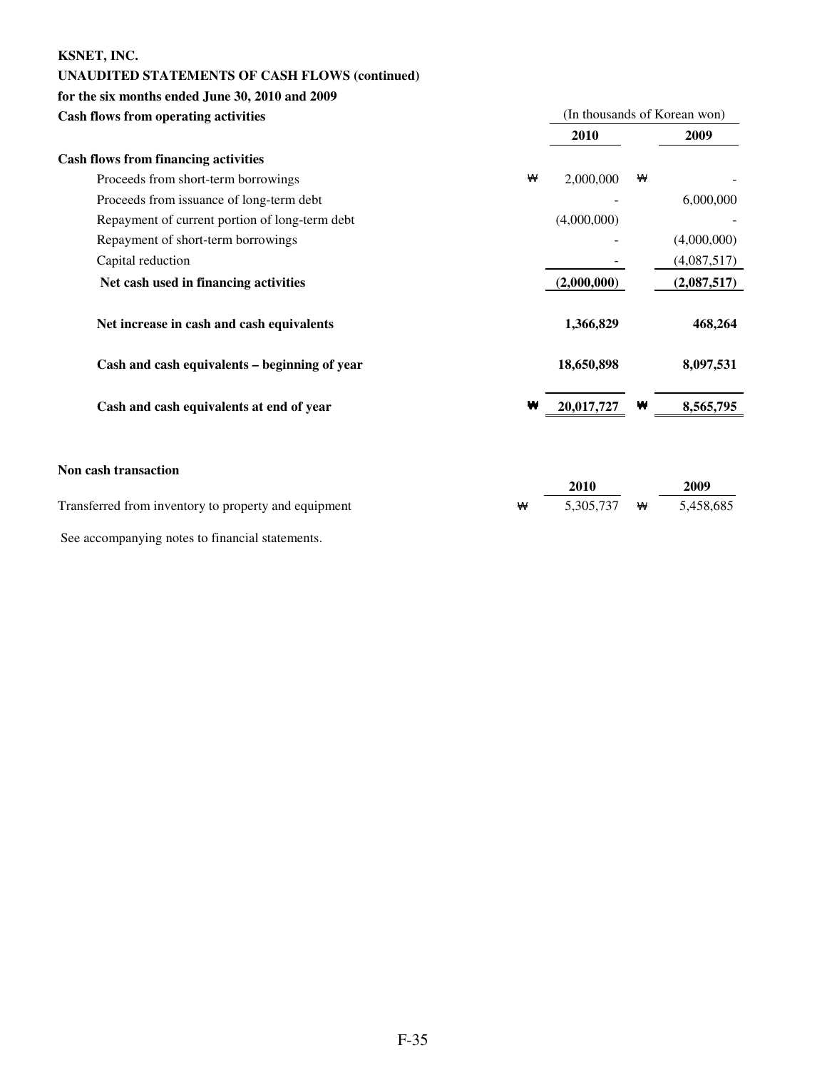**KSNET, INC.**

**UNAUDITED STATEMENTS OF CASH FLOWS (continued)**

**for the six months ended June 30, 2010 and 2009**

**Cash flows from operating activities**

| | (In thousands of Korean won) | |
|---|---|---|
| | **2010** | **2009** |
| **Cash flows from financing activities** | | |
| Proceeds from short-term borrowings | ₩ 2,000,000 | ₩ - |
| Proceeds from issuance of long-term debt | - | 6,000,000 |
| Repayment of current portion of long-term debt | (4,000,000) | - |
| Repayment of short-term borrowings | - | (4,000,000) |
| Capital reduction | - | (4,087,517) |
| **Net cash used in financing activities** | **(2,000,000)** | **(2,087,517)** |
| **Net increase in cash and cash equivalents** | **1,366,829** | **468,264** |
| **Cash and cash equivalents – beginning of year** | **18,650,898** | **8,097,531** |
| **Cash and cash equivalents at end of year** | **₩ 20,017,727** | **₩ 8,565,795** |

**Non cash transaction**

| | **2010** | **2009** |
|---|---|---|
| Transferred from inventory to property and equipment | ₩ 5,305,737 | ₩ 5,458,685 |

See accompanying notes to financial statements.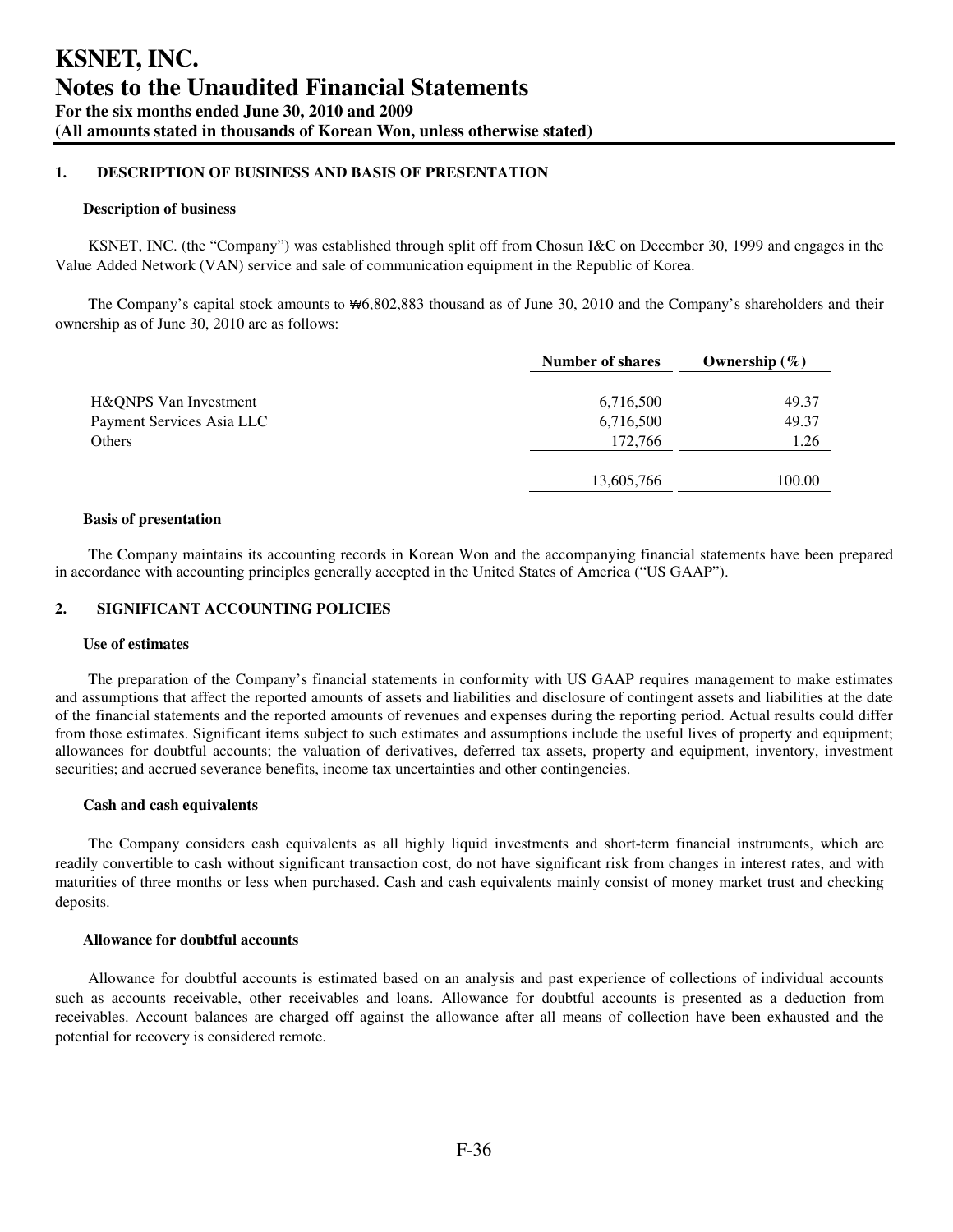# KSNET, INC.
# Notes to the Unaudited Financial Statements
**For the six months ended June 30, 2010 and 2009**
**(All amounts stated in thousands of Korean Won, unless otherwise stated)**

## 1. DESCRIPTION OF BUSINESS AND BASIS OF PRESENTATION

### Description of business

KSNET, INC. (the "Company") was established through split off from Chosun I&C on December 30, 1999 and engages in the Value Added Network (VAN) service and sale of communication equipment in the Republic of Korea.

The Company's capital stock amounts to ₩6,802,883 thousand as of June 30, 2010 and the Company's shareholders and their ownership as of June 30, 2010 are as follows:

| | Number of shares | Ownership (%) |
|---|---|---|
| H&QNPS Van Investment | 6,716,500 | 49.37 |
| Payment Services Asia LLC | 6,716,500 | 49.37 |
| Others | 172,766 | 1.26 |
| | 13,605,766 | 100.00 |

### Basis of presentation

The Company maintains its accounting records in Korean Won and the accompanying financial statements have been prepared in accordance with accounting principles generally accepted in the United States of America ("US GAAP").

## 2. SIGNIFICANT ACCOUNTING POLICIES

### Use of estimates

The preparation of the Company's financial statements in conformity with US GAAP requires management to make estimates and assumptions that affect the reported amounts of assets and liabilities and disclosure of contingent assets and liabilities at the date of the financial statements and the reported amounts of revenues and expenses during the reporting period. Actual results could differ from those estimates. Significant items subject to such estimates and assumptions include the useful lives of property and equipment; allowances for doubtful accounts; the valuation of derivatives, deferred tax assets, property and equipment, inventory, investment securities; and accrued severance benefits, income tax uncertainties and other contingencies.

### Cash and cash equivalents

The Company considers cash equivalents as all highly liquid investments and short-term financial instruments, which are readily convertible to cash without significant transaction cost, do not have significant risk from changes in interest rates, and with maturities of three months or less when purchased. Cash and cash equivalents mainly consist of money market trust and checking deposits.

### Allowance for doubtful accounts

Allowance for doubtful accounts is estimated based on an analysis and past experience of collections of individual accounts such as accounts receivable, other receivables and loans. Allowance for doubtful accounts is presented as a deduction from receivables. Account balances are charged off against the allowance after all means of collection have been exhausted and the potential for recovery is considered remote.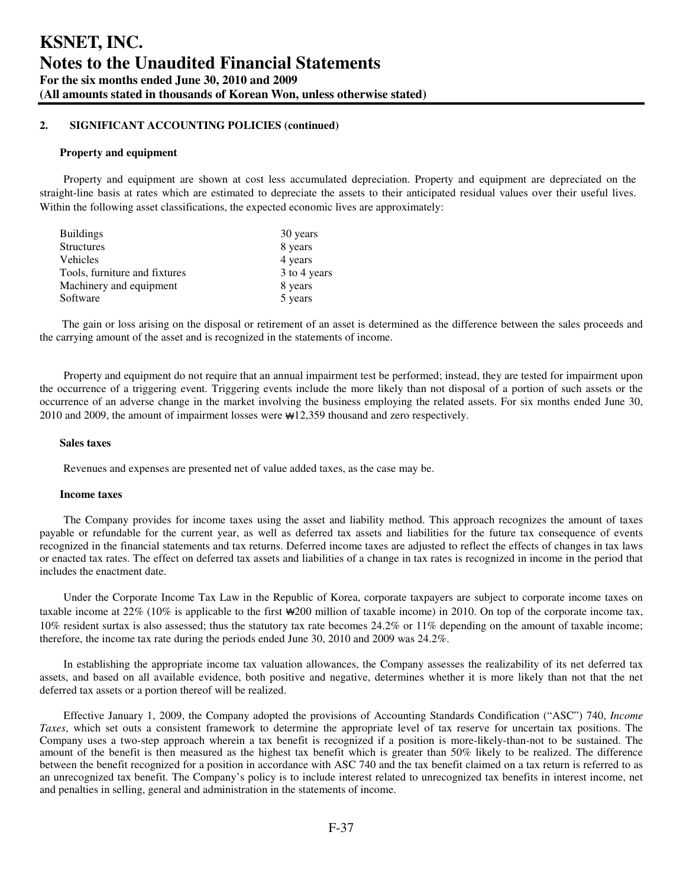## 2. SIGNIFICANT ACCOUNTING POLICIES (continued)

### Property and equipment

Property and equipment are shown at cost less accumulated depreciation. Property and equipment are depreciated on the straight-line basis at rates which are estimated to depreciate the assets to their anticipated residual values over their useful lives. Within the following asset classifications, the expected economic lives are approximately:

| | |
|---|---|
| Buildings | 30 years |
| Structures | 8 years |
| Vehicles | 4 years |
| Tools, furniture and fixtures | 3 to 4 years |
| Machinery and equipment | 8 years |
| Software | 5 years |

The gain or loss arising on the disposal or retirement of an asset is determined as the difference between the sales proceeds and the carrying amount of the asset and is recognized in the statements of income.

Property and equipment do not require that an annual impairment test be performed; instead, they are tested for impairment upon the occurrence of a triggering event. Triggering events include the more likely than not disposal of a portion of such assets or the occurrence of an adverse change in the market involving the business employing the related assets. For six months ended June 30, 2010 and 2009, the amount of impairment losses were ₩12,359 thousand and zero respectively.

### Sales taxes

Revenues and expenses are presented net of value added taxes, as the case may be.

### Income taxes

The Company provides for income taxes using the asset and liability method. This approach recognizes the amount of taxes payable or refundable for the current year, as well as deferred tax assets and liabilities for the future tax consequence of events recognized in the financial statements and tax returns. Deferred income taxes are adjusted to reflect the effects of changes in tax laws or enacted tax rates. The effect on deferred tax assets and liabilities of a change in tax rates is recognized in income in the period that includes the enactment date.

Under the Corporate Income Tax Law in the Republic of Korea, corporate taxpayers are subject to corporate income taxes on taxable income at 22% (10% is applicable to the first ₩200 million of taxable income) in 2010. On top of the corporate income tax, 10% resident surtax is also assessed; thus the statutory tax rate becomes 24.2% or 11% depending on the amount of taxable income; therefore, the income tax rate during the periods ended June 30, 2010 and 2009 was 24.2%.

In establishing the appropriate income tax valuation allowances, the Company assesses the realizability of its net deferred tax assets, and based on all available evidence, both positive and negative, determines whether it is more likely than not that the net deferred tax assets or a portion thereof will be realized.

Effective January 1, 2009, the Company adopted the provisions of Accounting Standards Condification ("ASC") 740, *Income Taxes*, which set outs a consistent framework to determine the appropriate level of tax reserve for uncertain tax positions. The Company uses a two-step approach wherein a tax benefit is recognized if a position is more-likely-than-not to be sustained. The amount of the benefit is then measured as the highest tax benefit which is greater than 50% likely to be realized. The difference between the benefit recognized for a position in accordance with ASC 740 and the tax benefit claimed on a tax return is referred to as an unrecognized tax benefit. The Company's policy is to include interest related to unrecognized tax benefits in interest income, net and penalties in selling, general and administration in the statements of income.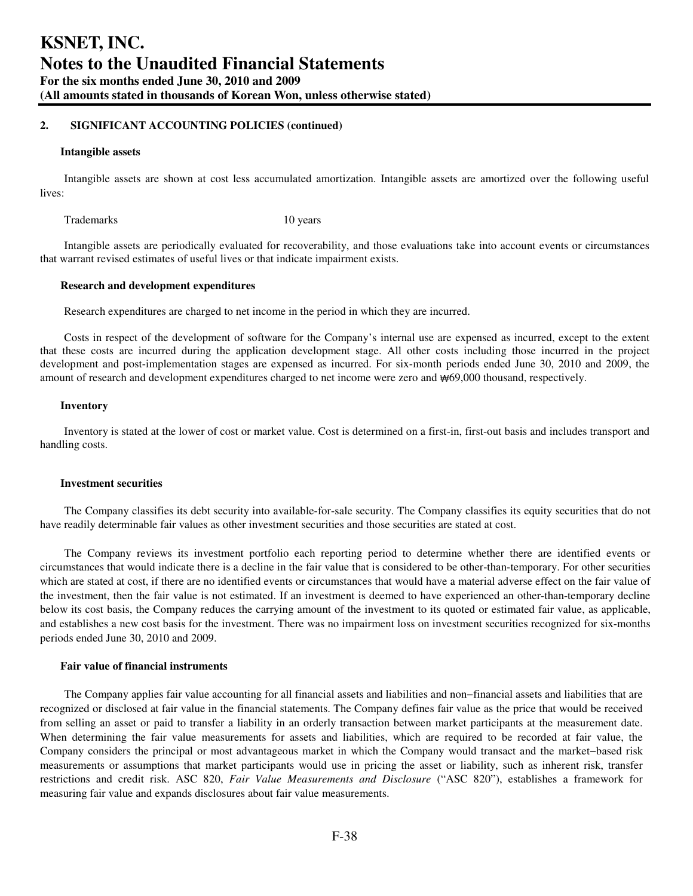## 2. SIGNIFICANT ACCOUNTING POLICIES (continued)

**Intangible assets**

Intangible assets are shown at cost less accumulated amortization. Intangible assets are amortized over the following useful lives:

| | |
|---|---|
| Trademarks | 10 years |

Intangible assets are periodically evaluated for recoverability, and those evaluations take into account events or circumstances that warrant revised estimates of useful lives or that indicate impairment exists.

**Research and development expenditures**

Research expenditures are charged to net income in the period in which they are incurred.

Costs in respect of the development of software for the Company's internal use are expensed as incurred, except to the extent that these costs are incurred during the application development stage. All other costs including those incurred in the project development and post-implementation stages are expensed as incurred. For six-month periods ended June 30, 2010 and 2009, the amount of research and development expenditures charged to net income were zero and ₩69,000 thousand, respectively.

**Inventory**

Inventory is stated at the lower of cost or market value. Cost is determined on a first-in, first-out basis and includes transport and handling costs.

**Investment securities**

The Company classifies its debt security into available-for-sale security. The Company classifies its equity securities that do not have readily determinable fair values as other investment securities and those securities are stated at cost.

The Company reviews its investment portfolio each reporting period to determine whether there are identified events or circumstances that would indicate there is a decline in the fair value that is considered to be other-than-temporary. For other securities which are stated at cost, if there are no identified events or circumstances that would have a material adverse effect on the fair value of the investment, then the fair value is not estimated. If an investment is deemed to have experienced an other-than-temporary decline below its cost basis, the Company reduces the carrying amount of the investment to its quoted or estimated fair value, as applicable, and establishes a new cost basis for the investment. There was no impairment loss on investment securities recognized for six-months periods ended June 30, 2010 and 2009.

**Fair value of financial instruments**

The Company applies fair value accounting for all financial assets and liabilities and non−financial assets and liabilities that are recognized or disclosed at fair value in the financial statements. The Company defines fair value as the price that would be received from selling an asset or paid to transfer a liability in an orderly transaction between market participants at the measurement date. When determining the fair value measurements for assets and liabilities, which are required to be recorded at fair value, the Company considers the principal or most advantageous market in which the Company would transact and the market−based risk measurements or assumptions that market participants would use in pricing the asset or liability, such as inherent risk, transfer restrictions and credit risk. ASC 820, *Fair Value Measurements and Disclosure* ("ASC 820"), establishes a framework for measuring fair value and expands disclosures about fair value measurements.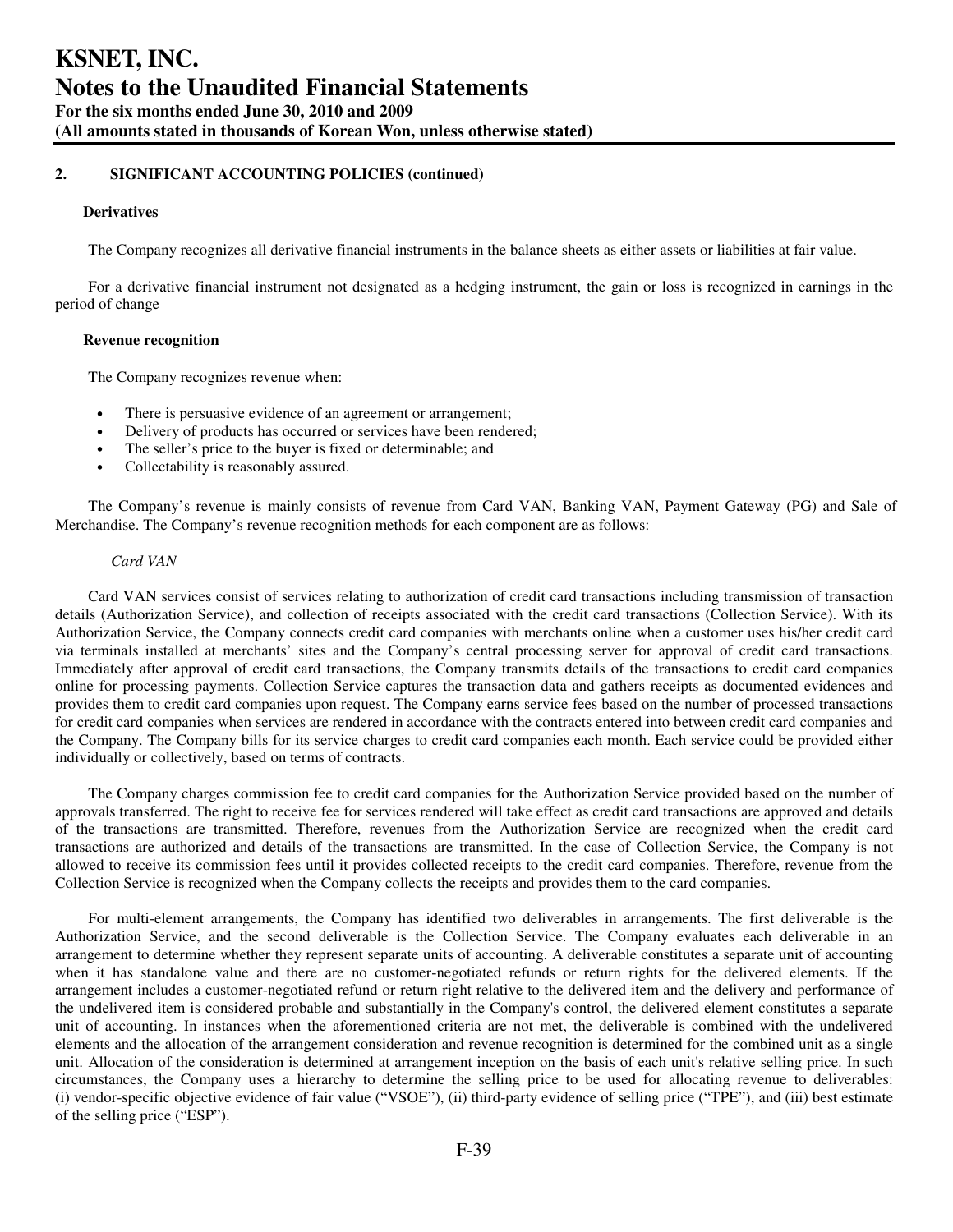# KSNET, INC.
# Notes to the Unaudited Financial Statements

**For the six months ended June 30, 2010 and 2009**
**(All amounts stated in thousands of Korean Won, unless otherwise stated)**

## 2. SIGNIFICANT ACCOUNTING POLICIES (continued)

### Derivatives

The Company recognizes all derivative financial instruments in the balance sheets as either assets or liabilities at fair value.

For a derivative financial instrument not designated as a hedging instrument, the gain or loss is recognized in earnings in the period of change

### Revenue recognition

The Company recognizes revenue when:

- There is persuasive evidence of an agreement or arrangement;
- Delivery of products has occurred or services have been rendered;
- The seller's price to the buyer is fixed or determinable; and
- Collectability is reasonably assured.

The Company's revenue is mainly consists of revenue from Card VAN, Banking VAN, Payment Gateway (PG) and Sale of Merchandise. The Company's revenue recognition methods for each component are as follows:

*Card VAN*

Card VAN services consist of services relating to authorization of credit card transactions including transmission of transaction details (Authorization Service), and collection of receipts associated with the credit card transactions (Collection Service). With its Authorization Service, the Company connects credit card companies with merchants online when a customer uses his/her credit card via terminals installed at merchants' sites and the Company's central processing server for approval of credit card transactions. Immediately after approval of credit card transactions, the Company transmits details of the transactions to credit card companies online for processing payments. Collection Service captures the transaction data and gathers receipts as documented evidences and provides them to credit card companies upon request. The Company earns service fees based on the number of processed transactions for credit card companies when services are rendered in accordance with the contracts entered into between credit card companies and the Company. The Company bills for its service charges to credit card companies each month. Each service could be provided either individually or collectively, based on terms of contracts.

The Company charges commission fee to credit card companies for the Authorization Service provided based on the number of approvals transferred. The right to receive fee for services rendered will take effect as credit card transactions are approved and details of the transactions are transmitted. Therefore, revenues from the Authorization Service are recognized when the credit card transactions are authorized and details of the transactions are transmitted. In the case of Collection Service, the Company is not allowed to receive its commission fees until it provides collected receipts to the credit card companies. Therefore, revenue from the Collection Service is recognized when the Company collects the receipts and provides them to the card companies.

For multi-element arrangements, the Company has identified two deliverables in arrangements. The first deliverable is the Authorization Service, and the second deliverable is the Collection Service. The Company evaluates each deliverable in an arrangement to determine whether they represent separate units of accounting. A deliverable constitutes a separate unit of accounting when it has standalone value and there are no customer-negotiated refunds or return rights for the delivered elements. If the arrangement includes a customer-negotiated refund or return right relative to the delivered item and the delivery and performance of the undelivered item is considered probable and substantially in the Company's control, the delivered element constitutes a separate unit of accounting. In instances when the aforementioned criteria are not met, the deliverable is combined with the undelivered elements and the allocation of the arrangement consideration and revenue recognition is determined for the combined unit as a single unit. Allocation of the consideration is determined at arrangement inception on the basis of each unit's relative selling price. In such circumstances, the Company uses a hierarchy to determine the selling price to be used for allocating revenue to deliverables: (i) vendor-specific objective evidence of fair value ("VSOE"), (ii) third-party evidence of selling price ("TPE"), and (iii) best estimate of the selling price ("ESP").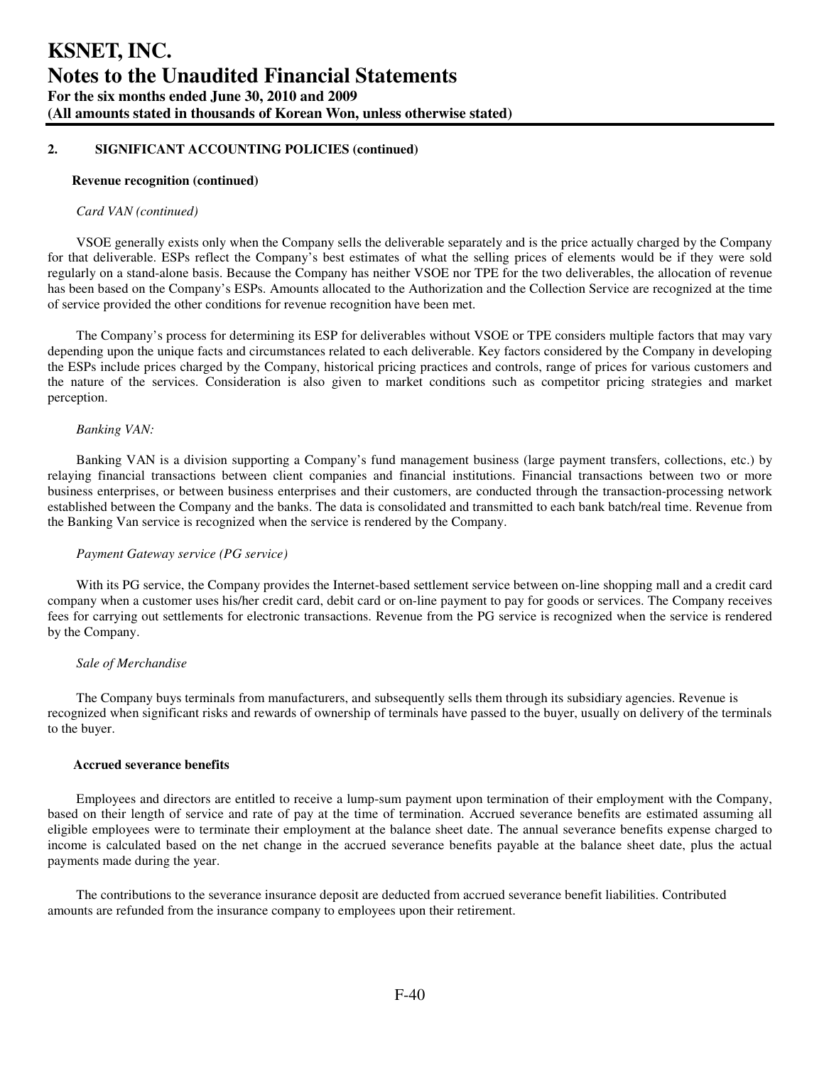## 2. SIGNIFICANT ACCOUNTING POLICIES (continued)

### Revenue recognition (continued)

*Card VAN (continued)*

VSOE generally exists only when the Company sells the deliverable separately and is the price actually charged by the Company for that deliverable. ESPs reflect the Company's best estimates of what the selling prices of elements would be if they were sold regularly on a stand-alone basis. Because the Company has neither VSOE nor TPE for the two deliverables, the allocation of revenue has been based on the Company's ESPs. Amounts allocated to the Authorization and the Collection Service are recognized at the time of service provided the other conditions for revenue recognition have been met.

The Company's process for determining its ESP for deliverables without VSOE or TPE considers multiple factors that may vary depending upon the unique facts and circumstances related to each deliverable. Key factors considered by the Company in developing the ESPs include prices charged by the Company, historical pricing practices and controls, range of prices for various customers and the nature of the services. Consideration is also given to market conditions such as competitor pricing strategies and market perception.

*Banking VAN:*

Banking VAN is a division supporting a Company's fund management business (large payment transfers, collections, etc.) by relaying financial transactions between client companies and financial institutions. Financial transactions between two or more business enterprises, or between business enterprises and their customers, are conducted through the transaction-processing network established between the Company and the banks. The data is consolidated and transmitted to each bank batch/real time. Revenue from the Banking Van service is recognized when the service is rendered by the Company.

*Payment Gateway service (PG service)*

With its PG service, the Company provides the Internet-based settlement service between on-line shopping mall and a credit card company when a customer uses his/her credit card, debit card or on-line payment to pay for goods or services. The Company receives fees for carrying out settlements for electronic transactions. Revenue from the PG service is recognized when the service is rendered by the Company.

*Sale of Merchandise*

The Company buys terminals from manufacturers, and subsequently sells them through its subsidiary agencies. Revenue is recognized when significant risks and rewards of ownership of terminals have passed to the buyer, usually on delivery of the terminals to the buyer.

### Accrued severance benefits

Employees and directors are entitled to receive a lump-sum payment upon termination of their employment with the Company, based on their length of service and rate of pay at the time of termination. Accrued severance benefits are estimated assuming all eligible employees were to terminate their employment at the balance sheet date. The annual severance benefits expense charged to income is calculated based on the net change in the accrued severance benefits payable at the balance sheet date, plus the actual payments made during the year.

The contributions to the severance insurance deposit are deducted from accrued severance benefit liabilities. Contributed amounts are refunded from the insurance company to employees upon their retirement.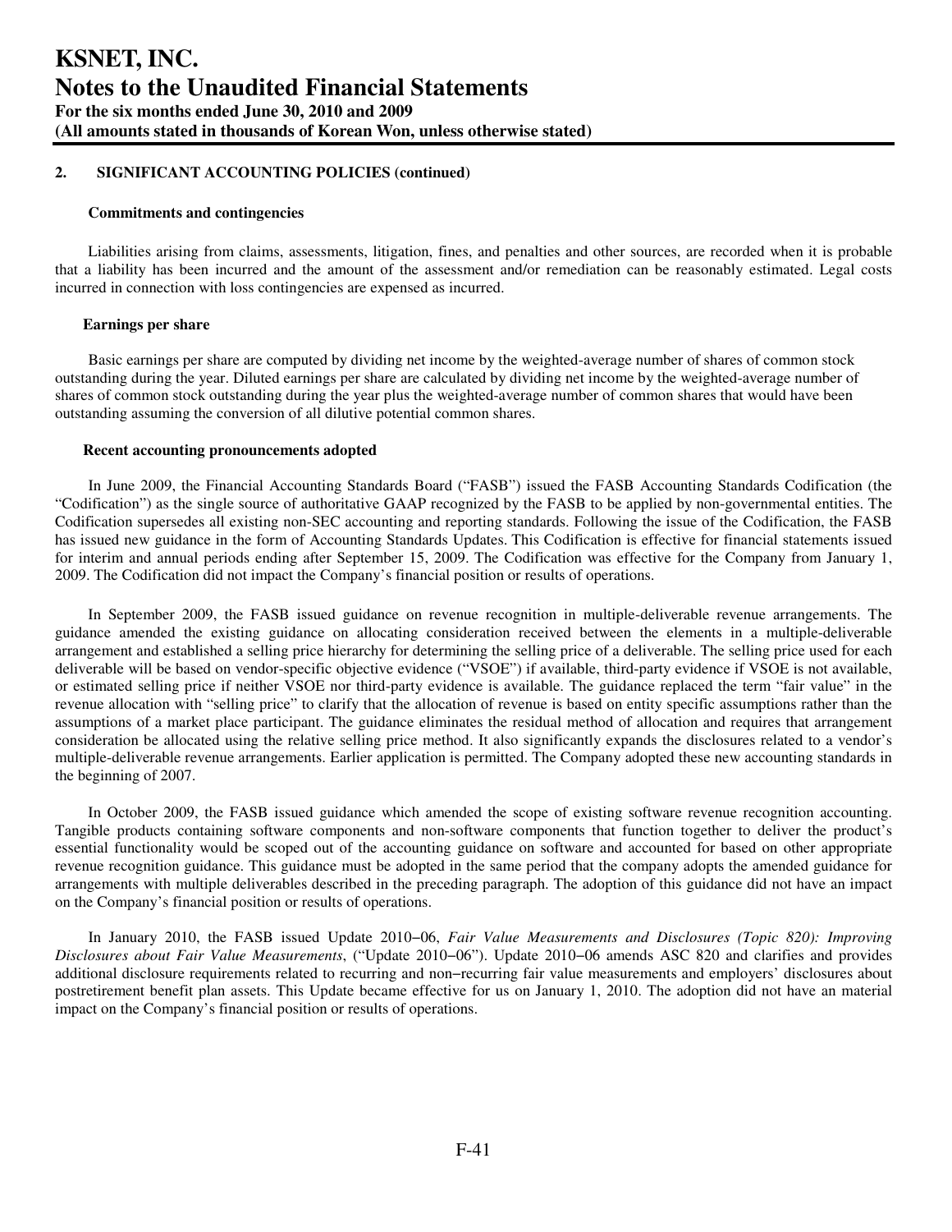# KSNET, INC.
# Notes to the Unaudited Financial Statements
**For the six months ended June 30, 2010 and 2009**
**(All amounts stated in thousands of Korean Won, unless otherwise stated)**

## 2. SIGNIFICANT ACCOUNTING POLICIES (continued)

### Commitments and contingencies

Liabilities arising from claims, assessments, litigation, fines, and penalties and other sources, are recorded when it is probable that a liability has been incurred and the amount of the assessment and/or remediation can be reasonably estimated. Legal costs incurred in connection with loss contingencies are expensed as incurred.

### Earnings per share

Basic earnings per share are computed by dividing net income by the weighted-average number of shares of common stock outstanding during the year. Diluted earnings per share are calculated by dividing net income by the weighted-average number of shares of common stock outstanding during the year plus the weighted-average number of common shares that would have been outstanding assuming the conversion of all dilutive potential common shares.

### Recent accounting pronouncements adopted

In June 2009, the Financial Accounting Standards Board ("FASB") issued the FASB Accounting Standards Codification (the "Codification") as the single source of authoritative GAAP recognized by the FASB to be applied by non-governmental entities. The Codification supersedes all existing non-SEC accounting and reporting standards. Following the issue of the Codification, the FASB has issued new guidance in the form of Accounting Standards Updates. This Codification is effective for financial statements issued for interim and annual periods ending after September 15, 2009. The Codification was effective for the Company from January 1, 2009. The Codification did not impact the Company's financial position or results of operations.

In September 2009, the FASB issued guidance on revenue recognition in multiple-deliverable revenue arrangements. The guidance amended the existing guidance on allocating consideration received between the elements in a multiple-deliverable arrangement and established a selling price hierarchy for determining the selling price of a deliverable. The selling price used for each deliverable will be based on vendor-specific objective evidence ("VSOE") if available, third-party evidence if VSOE is not available, or estimated selling price if neither VSOE nor third-party evidence is available. The guidance replaced the term "fair value" in the revenue allocation with "selling price" to clarify that the allocation of revenue is based on entity specific assumptions rather than the assumptions of a market place participant. The guidance eliminates the residual method of allocation and requires that arrangement consideration be allocated using the relative selling price method. It also significantly expands the disclosures related to a vendor's multiple-deliverable revenue arrangements. Earlier application is permitted. The Company adopted these new accounting standards in the beginning of 2007.

In October 2009, the FASB issued guidance which amended the scope of existing software revenue recognition accounting. Tangible products containing software components and non-software components that function together to deliver the product's essential functionality would be scoped out of the accounting guidance on software and accounted for based on other appropriate revenue recognition guidance. This guidance must be adopted in the same period that the company adopts the amended guidance for arrangements with multiple deliverables described in the preceding paragraph. The adoption of this guidance did not have an impact on the Company's financial position or results of operations.

In January 2010, the FASB issued Update 2010–06, *Fair Value Measurements and Disclosures (Topic 820): Improving Disclosures about Fair Value Measurements*, ("Update 2010–06"). Update 2010–06 amends ASC 820 and clarifies and provides additional disclosure requirements related to recurring and non–recurring fair value measurements and employers' disclosures about postretirement benefit plan assets. This Update became effective for us on January 1, 2010. The adoption did not have an material impact on the Company's financial position or results of operations.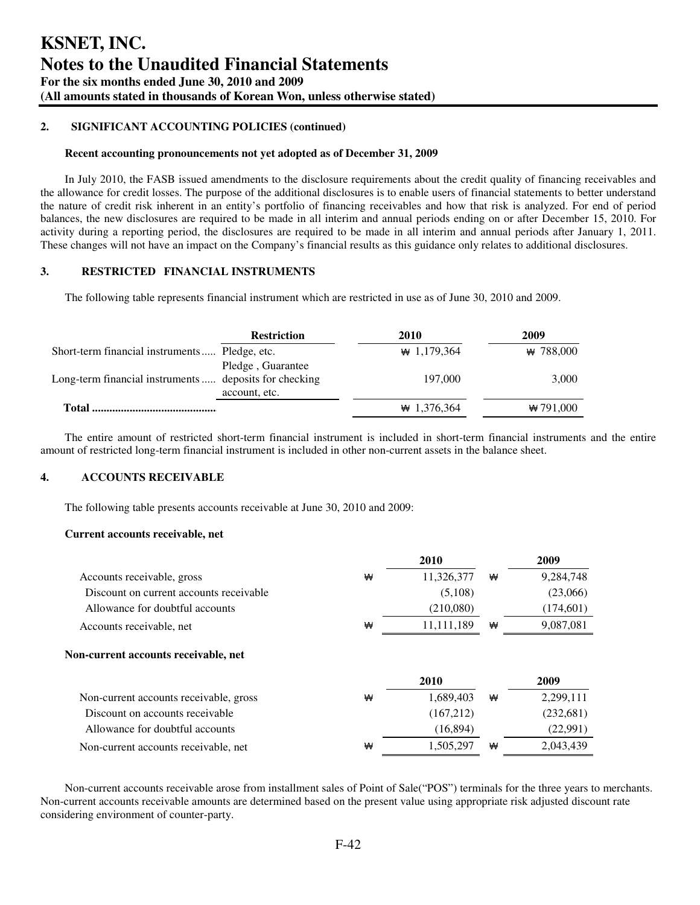## 2. SIGNIFICANT ACCOUNTING POLICIES (continued)

**Recent accounting pronouncements not yet adopted as of December 31, 2009**

In July 2010, the FASB issued amendments to the disclosure requirements about the credit quality of financing receivables and the allowance for credit losses. The purpose of the additional disclosures is to enable users of financial statements to better understand the nature of credit risk inherent in an entity's portfolio of financing receivables and how that risk is analyzed. For end of period balances, the new disclosures are required to be made in all interim and annual periods ending on or after December 15, 2010. For activity during a reporting period, the disclosures are required to be made in all interim and annual periods after January 1, 2011. These changes will not have an impact on the Company's financial results as this guidance only relates to additional disclosures.

## 3. RESTRICTED FINANCIAL INSTRUMENTS

The following table represents financial instrument which are restricted in use as of June 30, 2010 and 2009.

| | Restriction | 2010 | 2009 |
|---|---|---|---|
| Short-term financial instruments | Pledge, etc. | ₩ 1,179,364 | ₩ 788,000 |
| Long-term financial instruments | Pledge , Guarantee deposits for checking account, etc. | 197,000 | 3,000 |
| **Total** | | ₩ 1,376,364 | ₩ 791,000 |

The entire amount of restricted short-term financial instrument is included in short-term financial instruments and the entire amount of restricted long-term financial instrument is included in other non-current assets in the balance sheet.

## 4. ACCOUNTS RECEIVABLE

The following table presents accounts receivable at June 30, 2010 and 2009:

**Current accounts receivable, net**

| | 2010 | 2009 |
|---|---|---|
| Accounts receivable, gross | ₩ 11,326,377 | ₩ 9,284,748 |
| Discount on current accounts receivable | (5,108) | (23,066) |
| Allowance for doubtful accounts | (210,080) | (174,601) |
| Accounts receivable, net | ₩ 11,111,189 | ₩ 9,087,081 |

**Non-current accounts receivable, net**

| | 2010 | 2009 |
|---|---|---|
| Non-current accounts receivable, gross | ₩ 1,689,403 | ₩ 2,299,111 |
| Discount on accounts receivable | (167,212) | (232,681) |
| Allowance for doubtful accounts | (16,894) | (22,991) |
| Non-current accounts receivable, net | ₩ 1,505,297 | ₩ 2,043,439 |

Non-current accounts receivable arose from installment sales of Point of Sale("POS") terminals for the three years to merchants. Non-current accounts receivable amounts are determined based on the present value using appropriate risk adjusted discount rate considering environment of counter-party.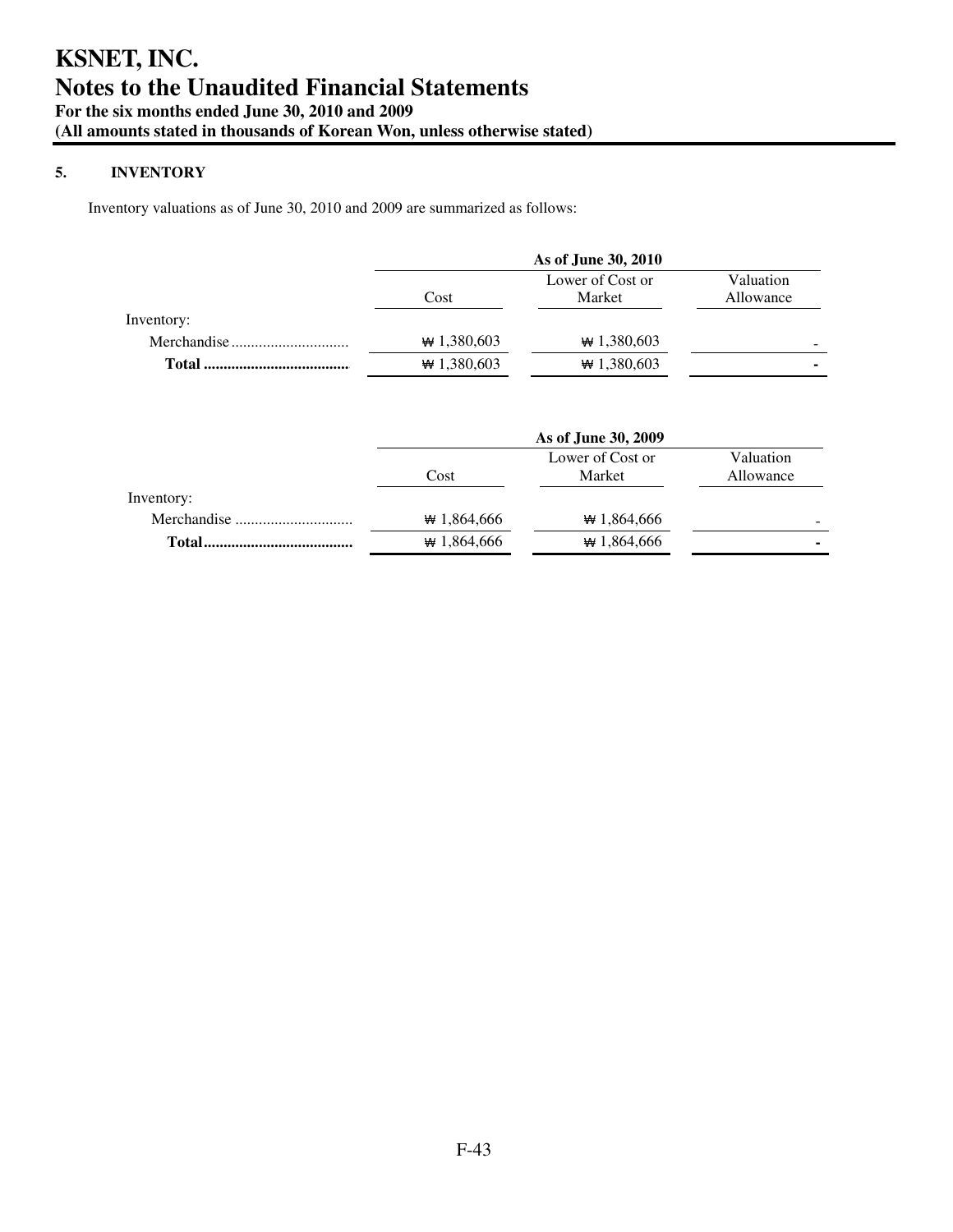# KSNET, INC.
# Notes to the Unaudited Financial Statements
**For the six months ended June 30, 2010 and 2009**
**(All amounts stated in thousands of Korean Won, unless otherwise stated)**

## 5. INVENTORY

Inventory valuations as of June 30, 2010 and 2009 are summarized as follows:

| | As of June 30, 2010 | | |
|---|---|---|---|
| | Cost | Lower of Cost or Market | Valuation Allowance |
| Inventory: | | | |
| Merchandise | ₩ 1,380,603 | ₩ 1,380,603 | - |
| **Total** | ₩ 1,380,603 | ₩ 1,380,603 | - |

| | As of June 30, 2009 | | |
|---|---|---|---|
| | Cost | Lower of Cost or Market | Valuation Allowance |
| Inventory: | | | |
| Merchandise | ₩ 1,864,666 | ₩ 1,864,666 | - |
| **Total** | ₩ 1,864,666 | ₩ 1,864,666 | - |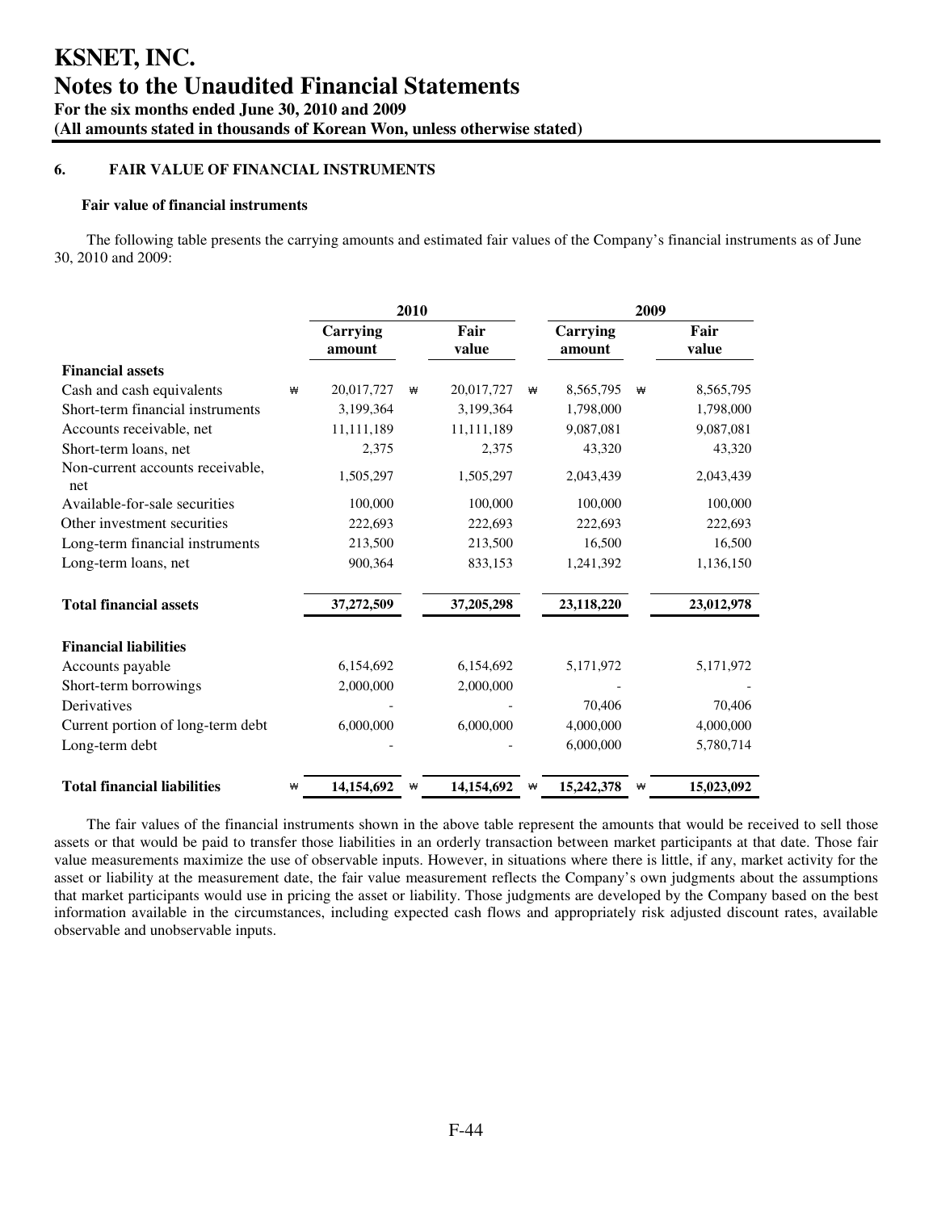# KSNET, INC.

# Notes to the Unaudited Financial Statements

**For the six months ended June 30, 2010 and 2009**

**(All amounts stated in thousands of Korean Won, unless otherwise stated)**

## 6. FAIR VALUE OF FINANCIAL INSTRUMENTS

### Fair value of financial instruments

The following table presents the carrying amounts and estimated fair values of the Company's financial instruments as of June 30, 2010 and 2009:

| | 2010 | | 2009 | |
|---|---|---|---|---|
| | Carrying amount | Fair value | Carrying amount | Fair value |
| **Financial assets** | | | | |
| Cash and cash equivalents | ₩ 20,017,727 | ₩ 20,017,727 | ₩ 8,565,795 | ₩ 8,565,795 |
| Short-term financial instruments | 3,199,364 | 3,199,364 | 1,798,000 | 1,798,000 |
| Accounts receivable, net | 11,111,189 | 11,111,189 | 9,087,081 | 9,087,081 |
| Short-term loans, net | 2,375 | 2,375 | 43,320 | 43,320 |
| Non-current accounts receivable, net | 1,505,297 | 1,505,297 | 2,043,439 | 2,043,439 |
| Available-for-sale securities | 100,000 | 100,000 | 100,000 | 100,000 |
| Other investment securities | 222,693 | 222,693 | 222,693 | 222,693 |
| Long-term financial instruments | 213,500 | 213,500 | 16,500 | 16,500 |
| Long-term loans, net | 900,364 | 833,153 | 1,241,392 | 1,136,150 |
| **Total financial assets** | **37,272,509** | **37,205,298** | **23,118,220** | **23,012,978** |
| **Financial liabilities** | | | | |
| Accounts payable | 6,154,692 | 6,154,692 | 5,171,972 | 5,171,972 |
| Short-term borrowings | 2,000,000 | 2,000,000 | - | - |
| Derivatives | - | - | 70,406 | 70,406 |
| Current portion of long-term debt | 6,000,000 | 6,000,000 | 4,000,000 | 4,000,000 |
| Long-term debt | - | - | 6,000,000 | 5,780,714 |
| **Total financial liabilities** | ₩ **14,154,692** | ₩ **14,154,692** | ₩ **15,242,378** | ₩ **15,023,092** |

The fair values of the financial instruments shown in the above table represent the amounts that would be received to sell those assets or that would be paid to transfer those liabilities in an orderly transaction between market participants at that date. Those fair value measurements maximize the use of observable inputs. However, in situations where there is little, if any, market activity for the asset or liability at the measurement date, the fair value measurement reflects the Company's own judgments about the assumptions that market participants would use in pricing the asset or liability. Those judgments are developed by the Company based on the best information available in the circumstances, including expected cash flows and appropriately risk adjusted discount rates, available observable and unobservable inputs.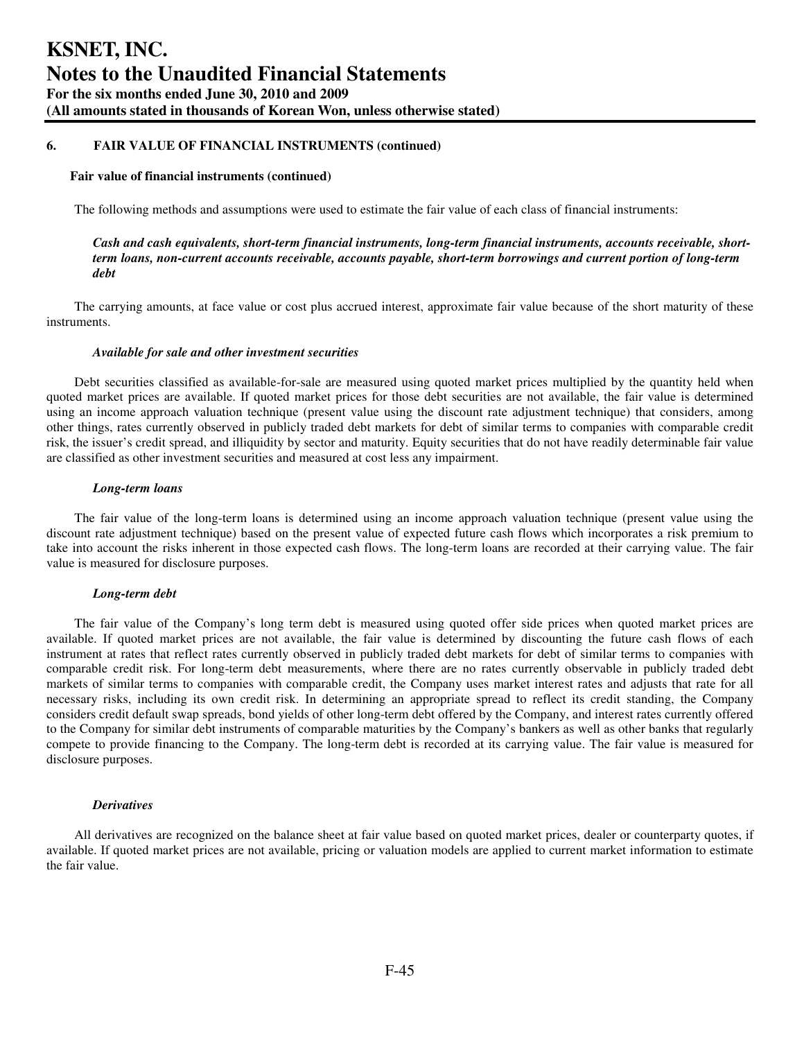## 6. FAIR VALUE OF FINANCIAL INSTRUMENTS (continued)

### Fair value of financial instruments (continued)

The following methods and assumptions were used to estimate the fair value of each class of financial instruments:

***Cash and cash equivalents, short-term financial instruments, long-term financial instruments, accounts receivable, short-term loans, non-current accounts receivable, accounts payable, short-term borrowings and current portion of long-term debt***

The carrying amounts, at face value or cost plus accrued interest, approximate fair value because of the short maturity of these instruments.

***Available for sale and other investment securities***

Debt securities classified as available-for-sale are measured using quoted market prices multiplied by the quantity held when quoted market prices are available. If quoted market prices for those debt securities are not available, the fair value is determined using an income approach valuation technique (present value using the discount rate adjustment technique) that considers, among other things, rates currently observed in publicly traded debt markets for debt of similar terms to companies with comparable credit risk, the issuer's credit spread, and illiquidity by sector and maturity. Equity securities that do not have readily determinable fair value are classified as other investment securities and measured at cost less any impairment.

***Long-term loans***

The fair value of the long-term loans is determined using an income approach valuation technique (present value using the discount rate adjustment technique) based on the present value of expected future cash flows which incorporates a risk premium to take into account the risks inherent in those expected cash flows. The long-term loans are recorded at their carrying value. The fair value is measured for disclosure purposes.

***Long-term debt***

The fair value of the Company's long term debt is measured using quoted offer side prices when quoted market prices are available. If quoted market prices are not available, the fair value is determined by discounting the future cash flows of each instrument at rates that reflect rates currently observed in publicly traded debt markets for debt of similar terms to companies with comparable credit risk. For long-term debt measurements, where there are no rates currently observable in publicly traded debt markets of similar terms to companies with comparable credit, the Company uses market interest rates and adjusts that rate for all necessary risks, including its own credit risk. In determining an appropriate spread to reflect its credit standing, the Company considers credit default swap spreads, bond yields of other long-term debt offered by the Company, and interest rates currently offered to the Company for similar debt instruments of comparable maturities by the Company's bankers as well as other banks that regularly compete to provide financing to the Company. The long-term debt is recorded at its carrying value. The fair value is measured for disclosure purposes.

***Derivatives***

All derivatives are recognized on the balance sheet at fair value based on quoted market prices, dealer or counterparty quotes, if available. If quoted market prices are not available, pricing or valuation models are applied to current market information to estimate the fair value.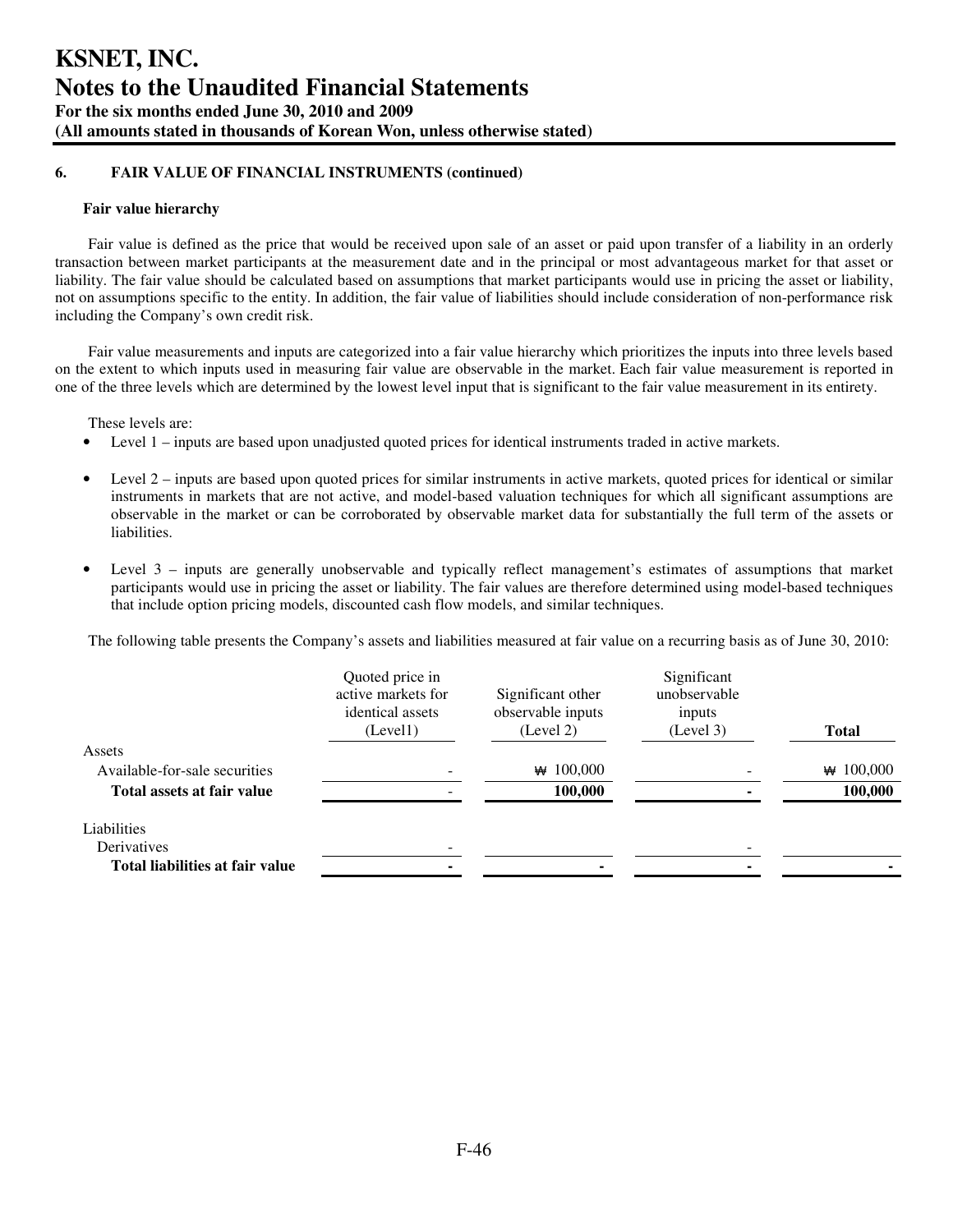# KSNET, INC.
# Notes to the Unaudited Financial Statements
**For the six months ended June 30, 2010 and 2009**
**(All amounts stated in thousands of Korean Won, unless otherwise stated)**

**6. FAIR VALUE OF FINANCIAL INSTRUMENTS (continued)**

**Fair value hierarchy**

Fair value is defined as the price that would be received upon sale of an asset or paid upon transfer of a liability in an orderly transaction between market participants at the measurement date and in the principal or most advantageous market for that asset or liability. The fair value should be calculated based on assumptions that market participants would use in pricing the asset or liability, not on assumptions specific to the entity. In addition, the fair value of liabilities should include consideration of non-performance risk including the Company's own credit risk.

Fair value measurements and inputs are categorized into a fair value hierarchy which prioritizes the inputs into three levels based on the extent to which inputs used in measuring fair value are observable in the market. Each fair value measurement is reported in one of the three levels which are determined by the lowest level input that is significant to the fair value measurement in its entirety.

These levels are:

- Level 1 – inputs are based upon unadjusted quoted prices for identical instruments traded in active markets.
- Level 2 – inputs are based upon quoted prices for similar instruments in active markets, quoted prices for identical or similar instruments in markets that are not active, and model-based valuation techniques for which all significant assumptions are observable in the market or can be corroborated by observable market data for substantially the full term of the assets or liabilities.
- Level 3 – inputs are generally unobservable and typically reflect management's estimates of assumptions that market participants would use in pricing the asset or liability. The fair values are therefore determined using model-based techniques that include option pricing models, discounted cash flow models, and similar techniques.

The following table presents the Company's assets and liabilities measured at fair value on a recurring basis as of June 30, 2010:

| | Quoted price in active markets for identical assets (Level1) | Significant other observable inputs (Level 2) | Significant unobservable inputs (Level 3) | **Total** |
|---|---|---|---|---|
| Assets | | | | |
| Available-for-sale securities | - | ₩ 100,000 | - | ₩ 100,000 |
| **Total assets at fair value** | - | **100,000** | **-** | **100,000** |
| Liabilities | | | | |
| Derivatives | - | | - | |
| **Total liabilities at fair value** | **-** | **-** | **-** | **-** |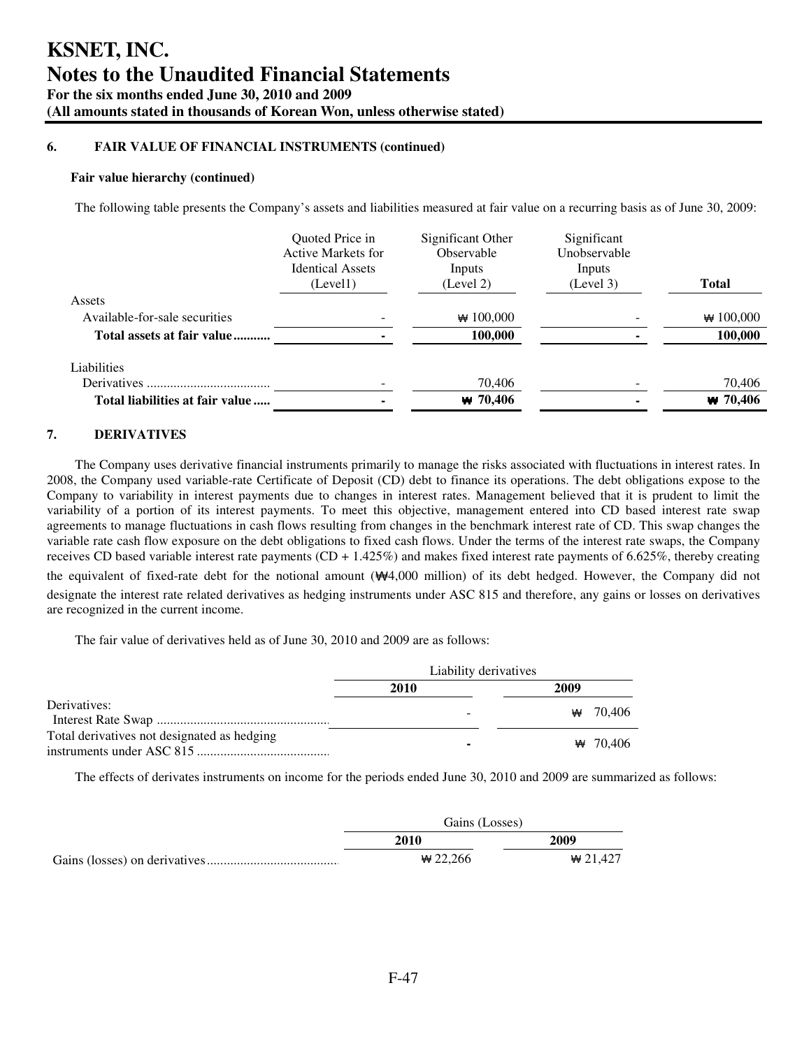# KSNET, INC.
# Notes to the Unaudited Financial Statements

**For the six months ended June 30, 2010 and 2009**
**(All amounts stated in thousands of Korean Won, unless otherwise stated)**

## 6. FAIR VALUE OF FINANCIAL INSTRUMENTS (continued)

### Fair value hierarchy (continued)

The following table presents the Company's assets and liabilities measured at fair value on a recurring basis as of June 30, 2009:

| | Quoted Price in Active Markets for Identical Assets (Level1) | Significant Other Observable Inputs (Level 2) | Significant Unobservable Inputs (Level 3) | **Total** |
|---|---|---|---|---|
| Assets | | | | |
| Available-for-sale securities | - | ₩ 100,000 | - | ₩ 100,000 |
| **Total assets at fair value** | **-** | **100,000** | **-** | **100,000** |
| Liabilities | | | | |
| Derivatives | - | 70,406 | - | 70,406 |
| **Total liabilities at fair value** | **-** | **₩ 70,406** | **-** | **₩ 70,406** |

## 7. DERIVATIVES

The Company uses derivative financial instruments primarily to manage the risks associated with fluctuations in interest rates. In 2008, the Company used variable-rate Certificate of Deposit (CD) debt to finance its operations. The debt obligations expose to the Company to variability in interest payments due to changes in interest rates. Management believed that it is prudent to limit the variability of a portion of its interest payments. To meet this objective, management entered into CD based interest rate swap agreements to manage fluctuations in cash flows resulting from changes in the benchmark interest rate of CD. This swap changes the variable rate cash flow exposure on the debt obligations to fixed cash flows. Under the terms of the interest rate swaps, the Company receives CD based variable interest rate payments (CD + 1.425%) and makes fixed interest rate payments of 6.625%, thereby creating the equivalent of fixed-rate debt for the notional amount (₩4,000 million) of its debt hedged. However, the Company did not designate the interest rate related derivatives as hedging instruments under ASC 815 and therefore, any gains or losses on derivatives are recognized in the current income.

The fair value of derivatives held as of June 30, 2010 and 2009 are as follows:

| | Liability derivatives | |
|---|---|---|
| | **2010** | **2009** |
| Derivatives: Interest Rate Swap | - | ₩ 70,406 |
| Total derivatives not designated as hedging instruments under ASC 815 | - | ₩ 70,406 |

The effects of derivates instruments on income for the periods ended June 30, 2010 and 2009 are summarized as follows:

| | Gains (Losses) | |
|---|---|---|
| | **2010** | **2009** |
| Gains (losses) on derivatives | ₩ 22,266 | ₩ 21,427 |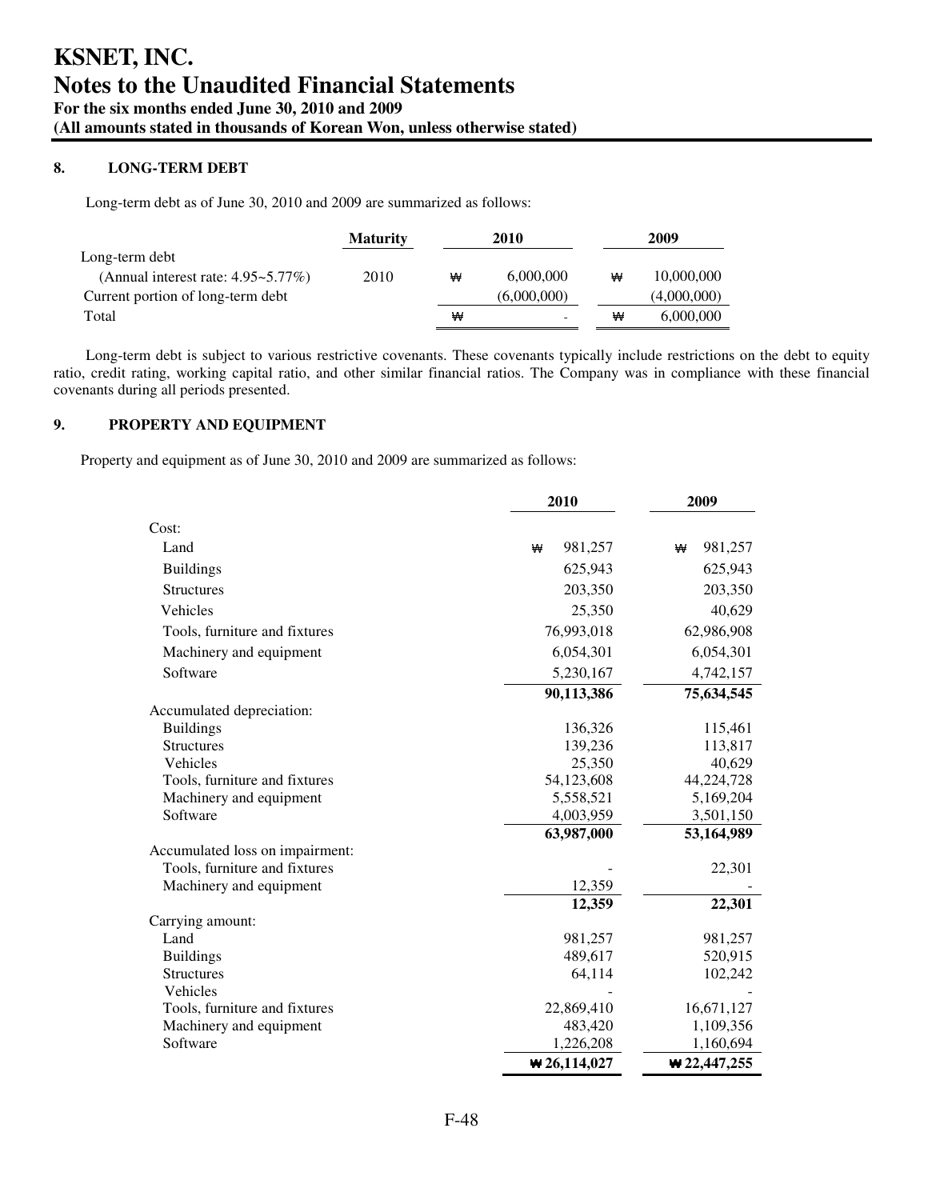# KSNET, INC.
# Notes to the Unaudited Financial Statements
**For the six months ended June 30, 2010 and 2009**
**(All amounts stated in thousands of Korean Won, unless otherwise stated)**

### 8. LONG-TERM DEBT

Long-term debt as of June 30, 2010 and 2009 are summarized as follows:

| | Maturity | 2010 | 2009 |
|---|---|---|---|
| Long-term debt | | | |
| (Annual interest rate: 4.95~5.77%) | 2010 | ₩ 6,000,000 | ₩ 10,000,000 |
| Current portion of long-term debt | | (6,000,000) | (4,000,000) |
| Total | | ₩ - | ₩ 6,000,000 |

Long-term debt is subject to various restrictive covenants. These covenants typically include restrictions on the debt to equity ratio, credit rating, working capital ratio, and other similar financial ratios. The Company was in compliance with these financial covenants during all periods presented.

### 9. PROPERTY AND EQUIPMENT

Property and equipment as of June 30, 2010 and 2009 are summarized as follows:

| | 2010 | 2009 |
|---|---|---|
| Cost: | | |
| Land | ₩ 981,257 | ₩ 981,257 |
| Buildings | 625,943 | 625,943 |
| Structures | 203,350 | 203,350 |
| Vehicles | 25,350 | 40,629 |
| Tools, furniture and fixtures | 76,993,018 | 62,986,908 |
| Machinery and equipment | 6,054,301 | 6,054,301 |
| Software | 5,230,167 | 4,742,157 |
| | **90,113,386** | **75,634,545** |
| Accumulated depreciation: | | |
| Buildings | 136,326 | 115,461 |
| Structures | 139,236 | 113,817 |
| Vehicles | 25,350 | 40,629 |
| Tools, furniture and fixtures | 54,123,608 | 44,224,728 |
| Machinery and equipment | 5,558,521 | 5,169,204 |
| Software | 4,003,959 | 3,501,150 |
| | **63,987,000** | **53,164,989** |
| Accumulated loss on impairment: | | |
| Tools, furniture and fixtures | - | 22,301 |
| Machinery and equipment | 12,359 | - |
| | **12,359** | **22,301** |
| Carrying amount: | | |
| Land | 981,257 | 981,257 |
| Buildings | 489,617 | 520,915 |
| Structures | 64,114 | 102,242 |
| Vehicles | - | - |
| Tools, furniture and fixtures | 22,869,410 | 16,671,127 |
| Machinery and equipment | 483,420 | 1,109,356 |
| Software | 1,226,208 | 1,160,694 |
| | **₩ 26,114,027** | **₩ 22,447,255** |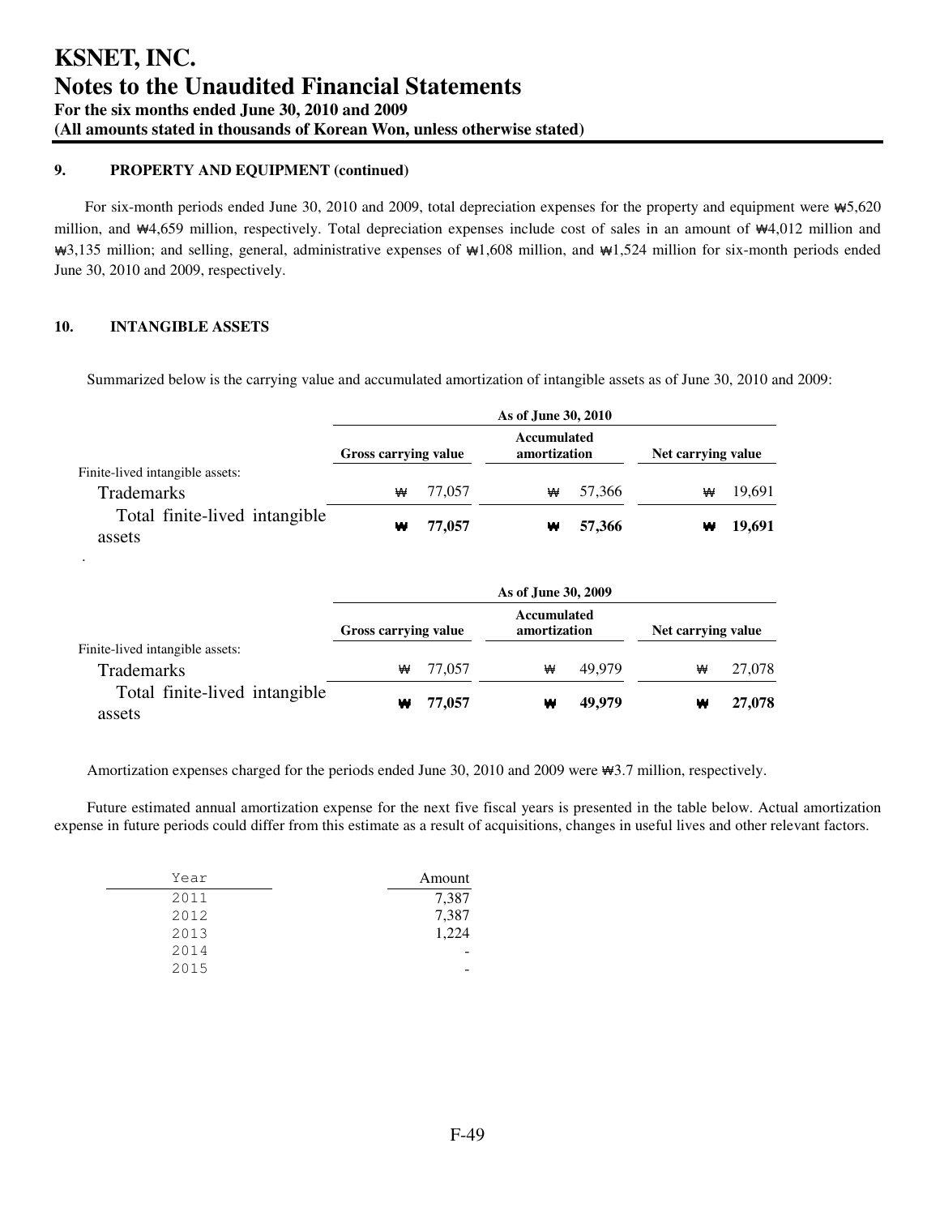# KSNET, INC.
# Notes to the Unaudited Financial Statements
### For the six months ended June 30, 2010 and 2009
### (All amounts stated in thousands of Korean Won, unless otherwise stated)

**9. PROPERTY AND EQUIPMENT (continued)**

For six-month periods ended June 30, 2010 and 2009, total depreciation expenses for the property and equipment were ₩5,620 million, and ₩4,659 million, respectively. Total depreciation expenses include cost of sales in an amount of ₩4,012 million and ₩3,135 million; and selling, general, administrative expenses of ₩1,608 million, and ₩1,524 million for six-month periods ended June 30, 2010 and 2009, respectively.

**10. INTANGIBLE ASSETS**

Summarized below is the carrying value and accumulated amortization of intangible assets as of June 30, 2010 and 2009:

| | As of June 30, 2010 | | |
|---|---|---|---|
| | **Gross carrying value** | **Accumulated amortization** | **Net carrying value** |
| Finite-lived intangible assets: | | | |
| Trademarks | ₩ 77,057 | ₩ 57,366 | ₩ 19,691 |
| Total finite-lived intangible assets | **₩ 77,057** | **₩ 57,366** | **₩ 19,691** |

| | As of June 30, 2009 | | |
|---|---|---|---|
| | **Gross carrying value** | **Accumulated amortization** | **Net carrying value** |
| Finite-lived intangible assets: | | | |
| Trademarks | ₩ 77,057 | ₩ 49,979 | ₩ 27,078 |
| Total finite-lived intangible assets | **₩ 77,057** | **₩ 49,979** | **₩ 27,078** |

Amortization expenses charged for the periods ended June 30, 2010 and 2009 were ₩3.7 million, respectively.

Future estimated annual amortization expense for the next five fiscal years is presented in the table below. Actual amortization expense in future periods could differ from this estimate as a result of acquisitions, changes in useful lives and other relevant factors.

| Year | Amount |
|---|---|
| 2011 | 7,387 |
| 2012 | 7,387 |
| 2013 | 1,224 |
| 2014 | - |
| 2015 | - |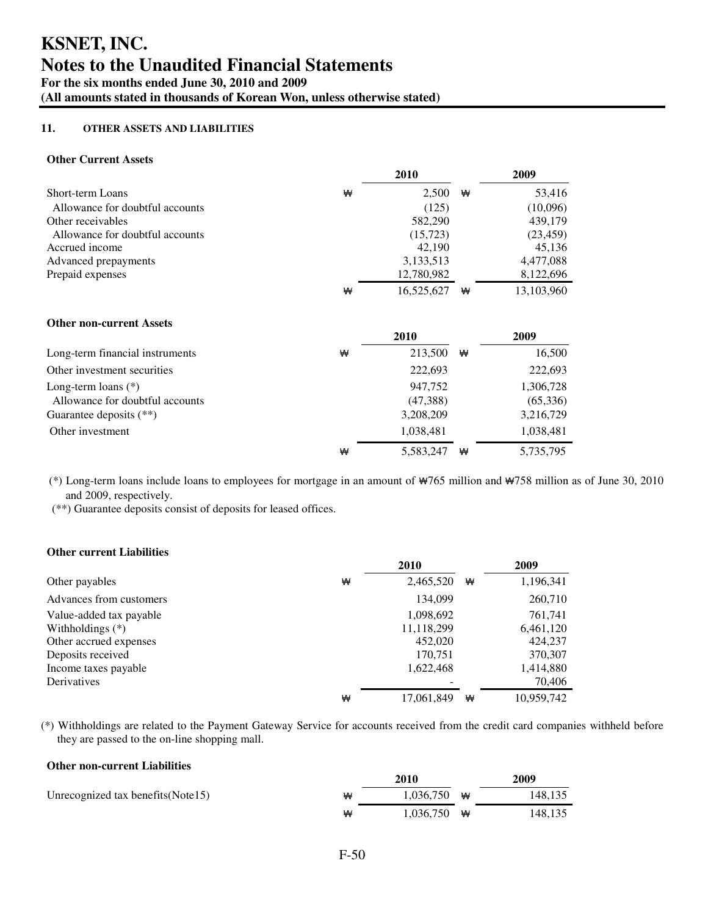# KSNET, INC.
# Notes to the Unaudited Financial Statements
**For the six months ended June 30, 2010 and 2009**
**(All amounts stated in thousands of Korean Won, unless otherwise stated)**

**11. OTHER ASSETS AND LIABILITIES**

**Other Current Assets**

| | | 2010 | | 2009 |
|---|---|---|---|---|
| Short-term Loans | ₩ | 2,500 | ₩ | 53,416 |
| Allowance for doubtful accounts | | (125) | | (10,096) |
| Other receivables | | 582,290 | | 439,179 |
| Allowance for doubtful accounts | | (15,723) | | (23,459) |
| Accrued income | | 42,190 | | 45,136 |
| Advanced prepayments | | 3,133,513 | | 4,477,088 |
| Prepaid expenses | | 12,780,982 | | 8,122,696 |
| | ₩ | 16,525,627 | ₩ | 13,103,960 |

**Other non-current Assets**

| | | 2010 | | 2009 |
|---|---|---|---|---|
| Long-term financial instruments | ₩ | 213,500 | ₩ | 16,500 |
| Other investment securities | | 222,693 | | 222,693 |
| Long-term loans (*) | | 947,752 | | 1,306,728 |
| Allowance for doubtful accounts | | (47,388) | | (65,336) |
| Guarantee deposits (**) | | 3,208,209 | | 3,216,729 |
| Other investment | | 1,038,481 | | 1,038,481 |
| | ₩ | 5,583,247 | ₩ | 5,735,795 |

(*) Long-term loans include loans to employees for mortgage in an amount of ₩765 million and ₩758 million as of June 30, 2010 and 2009, respectively.

(**) Guarantee deposits consist of deposits for leased offices.

**Other current Liabilities**

| | | 2010 | | 2009 |
|---|---|---|---|---|
| Other payables | ₩ | 2,465,520 | ₩ | 1,196,341 |
| Advances from customers | | 134,099 | | 260,710 |
| Value-added tax payable | | 1,098,692 | | 761,741 |
| Withholdings (*) | | 11,118,299 | | 6,461,120 |
| Other accrued expenses | | 452,020 | | 424,237 |
| Deposits received | | 170,751 | | 370,307 |
| Income taxes payable | | 1,622,468 | | 1,414,880 |
| Derivatives | | - | | 70,406 |
| | ₩ | 17,061,849 | ₩ | 10,959,742 |

(*) Withholdings are related to the Payment Gateway Service for accounts received from the credit card companies withheld before they are passed to the on-line shopping mall.

**Other non-current Liabilities**

| | | 2010 | | 2009 |
|---|---|---|---|---|
| Unrecognized tax benefits(Note15) | ₩ | 1,036,750 | ₩ | 148,135 |
| | ₩ | 1,036,750 | ₩ | 148,135 |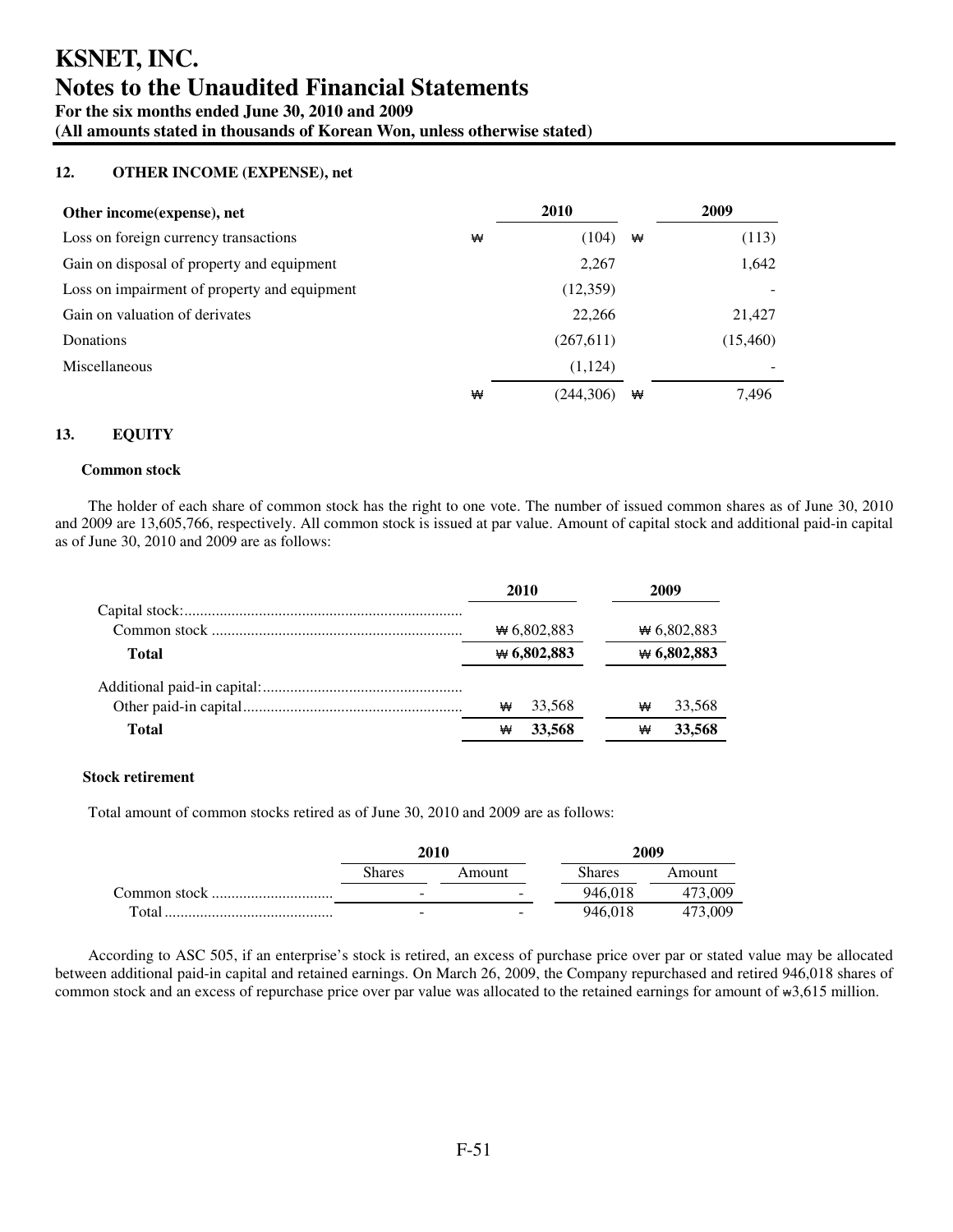# KSNET, INC.
# Notes to the Unaudited Financial Statements
**For the six months ended June 30, 2010 and 2009**
**(All amounts stated in thousands of Korean Won, unless otherwise stated)**

## 12. OTHER INCOME (EXPENSE), net

| Other income(expense), net | | 2010 | | 2009 |
|---|---|---|---|---|
| Loss on foreign currency transactions | ₩ | (104) | ₩ | (113) |
| Gain on disposal of property and equipment | | 2,267 | | 1,642 |
| Loss on impairment of property and equipment | | (12,359) | | - |
| Gain on valuation of derivates | | 22,266 | | 21,427 |
| Donations | | (267,611) | | (15,460) |
| Miscellaneous | | (1,124) | | - |
| | ₩ | (244,306) | ₩ | 7,496 |

## 13. EQUITY

### Common stock

The holder of each share of common stock has the right to one vote. The number of issued common shares as of June 30, 2010 and 2009 are 13,605,766, respectively. All common stock is issued at par value. Amount of capital stock and additional paid-in capital as of June 30, 2010 and 2009 are as follows:

| | 2010 | 2009 |
|---|---|---|
| Capital stock: | | |
| Common stock | ₩ 6,802,883 | ₩ 6,802,883 |
| **Total** | **₩ 6,802,883** | **₩ 6,802,883** |
| Additional paid-in capital: | | |
| Other paid-in capital | ₩ 33,568 | ₩ 33,568 |
| **Total** | **₩ 33,568** | **₩ 33,568** |

### Stock retirement

Total amount of common stocks retired as of June 30, 2010 and 2009 are as follows:

| | 2010 | | 2009 | |
|---|---|---|---|---|
| | Shares | Amount | Shares | Amount |
| Common stock | - | - | 946,018 | 473,009 |
| Total | - | - | 946,018 | 473,009 |

According to ASC 505, if an enterprise's stock is retired, an excess of purchase price over par or stated value may be allocated between additional paid-in capital and retained earnings. On March 26, 2009, the Company repurchased and retired 946,018 shares of common stock and an excess of repurchase price over par value was allocated to the retained earnings for amount of ₩3,615 million.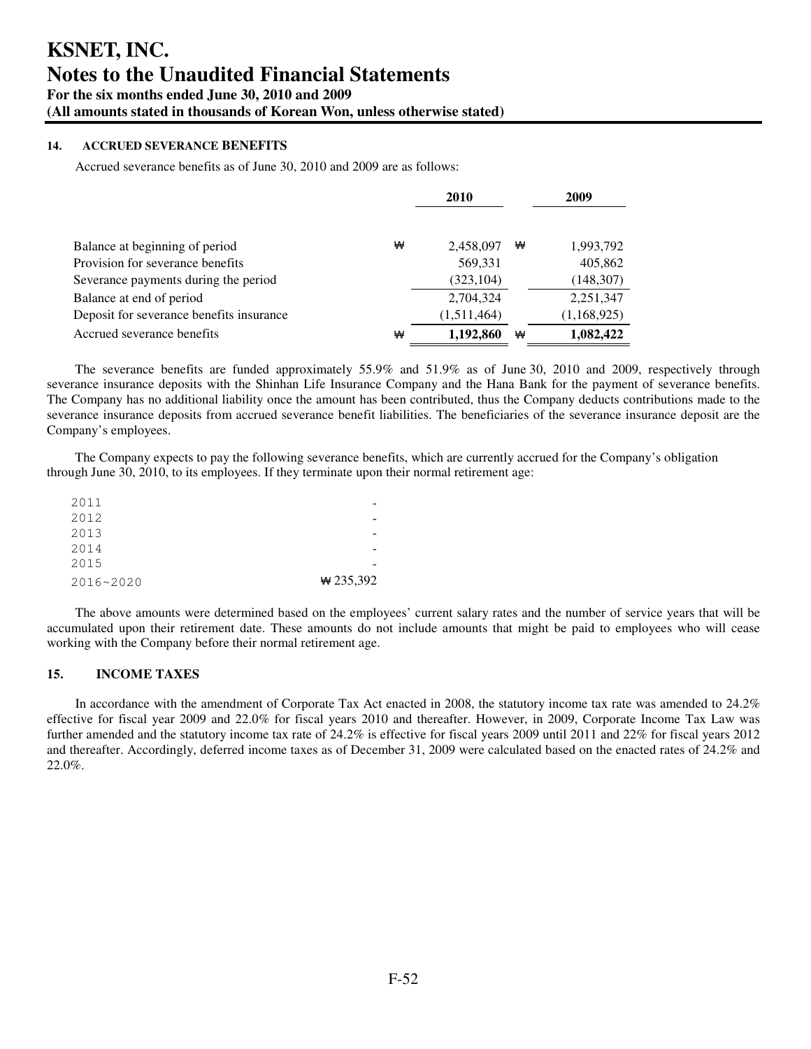# KSNET, INC.
# Notes to the Unaudited Financial Statements
**For the six months ended June 30, 2010 and 2009**
**(All amounts stated in thousands of Korean Won, unless otherwise stated)**

### 14. ACCRUED SEVERANCE BENEFITS

Accrued severance benefits as of June 30, 2010 and 2009 are as follows:

| | 2010 | 2009 |
|---|---|---|
| Balance at beginning of period | ₩ 2,458,097 | ₩ 1,993,792 |
| Provision for severance benefits | 569,331 | 405,862 |
| Severance payments during the period | (323,104) | (148,307) |
| Balance at end of period | 2,704,324 | 2,251,347 |
| Deposit for severance benefits insurance | (1,511,464) | (1,168,925) |
| Accrued severance benefits | ₩ **1,192,860** | ₩ **1,082,422** |

The severance benefits are funded approximately 55.9% and 51.9% as of June 30, 2010 and 2009, respectively through severance insurance deposits with the Shinhan Life Insurance Company and the Hana Bank for the payment of severance benefits. The Company has no additional liability once the amount has been contributed, thus the Company deducts contributions made to the severance insurance deposits from accrued severance benefit liabilities. The beneficiaries of the severance insurance deposit are the Company's employees.

The Company expects to pay the following severance benefits, which are currently accrued for the Company's obligation through June 30, 2010, to its employees. If they terminate upon their normal retirement age:

| | |
|---|---|
| 2011 | - |
| 2012 | - |
| 2013 | - |
| 2014 | - |
| 2015 | - |
| 2016~2020 | ₩ 235,392 |

The above amounts were determined based on the employees' current salary rates and the number of service years that will be accumulated upon their retirement date. These amounts do not include amounts that might be paid to employees who will cease working with the Company before their normal retirement age.

### 15. INCOME TAXES

In accordance with the amendment of Corporate Tax Act enacted in 2008, the statutory income tax rate was amended to 24.2% effective for fiscal year 2009 and 22.0% for fiscal years 2010 and thereafter. However, in 2009, Corporate Income Tax Law was further amended and the statutory income tax rate of 24.2% is effective for fiscal years 2009 until 2011 and 22% for fiscal years 2012 and thereafter. Accordingly, deferred income taxes as of December 31, 2009 were calculated based on the enacted rates of 24.2% and 22.0%.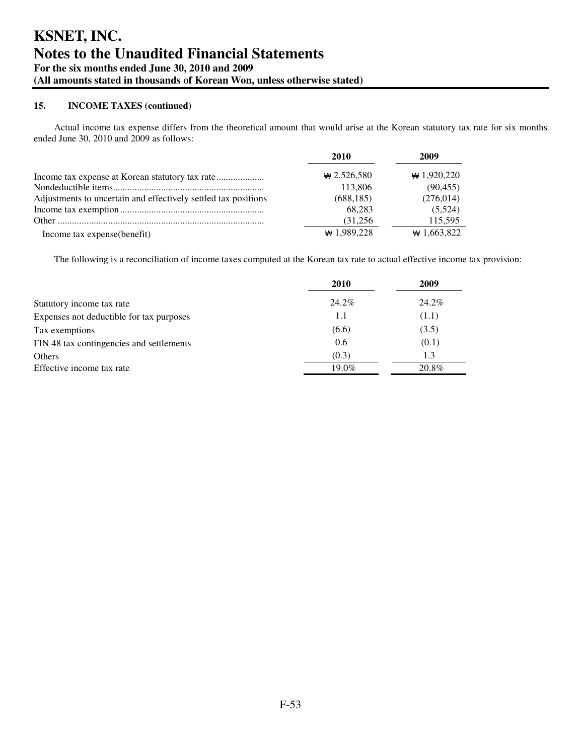# KSNET, INC.

# Notes to the Unaudited Financial Statements

**For the six months ended June 30, 2010 and 2009**

**(All amounts stated in thousands of Korean Won, unless otherwise stated)**

**15. INCOME TAXES (continued)**

Actual income tax expense differs from the theoretical amount that would arise at the Korean statutory tax rate for six months ended June 30, 2010 and 2009 as follows:

| | 2010 | 2009 |
|---|---|---|
| Income tax expense at Korean statutory tax rate | ₩ 2,526,580 | ₩ 1,920,220 |
| Nondeductible items | 113,806 | (90,455) |
| Adjustments to uncertain and effectively settled tax positions | (688,185) | (276,014) |
| Income tax exemption | 68,283 | (5,524) |
| Other | (31,256 | 115,595 |
| Income tax expense(benefit) | ₩ 1,989,228 | ₩ 1,663,822 |

The following is a reconciliation of income taxes computed at the Korean tax rate to actual effective income tax provision:

| | 2010 | 2009 |
|---|---|---|
| Statutory income tax rate | 24.2% | 24.2% |
| Expenses not deductible for tax purposes | 1.1 | (1.1) |
| Tax exemptions | (6.6) | (3.5) |
| FIN 48 tax contingencies and settlements | 0.6 | (0.1) |
| Others | (0.3) | 1.3 |
| Effective income tax rate | 19.0% | 20.8% |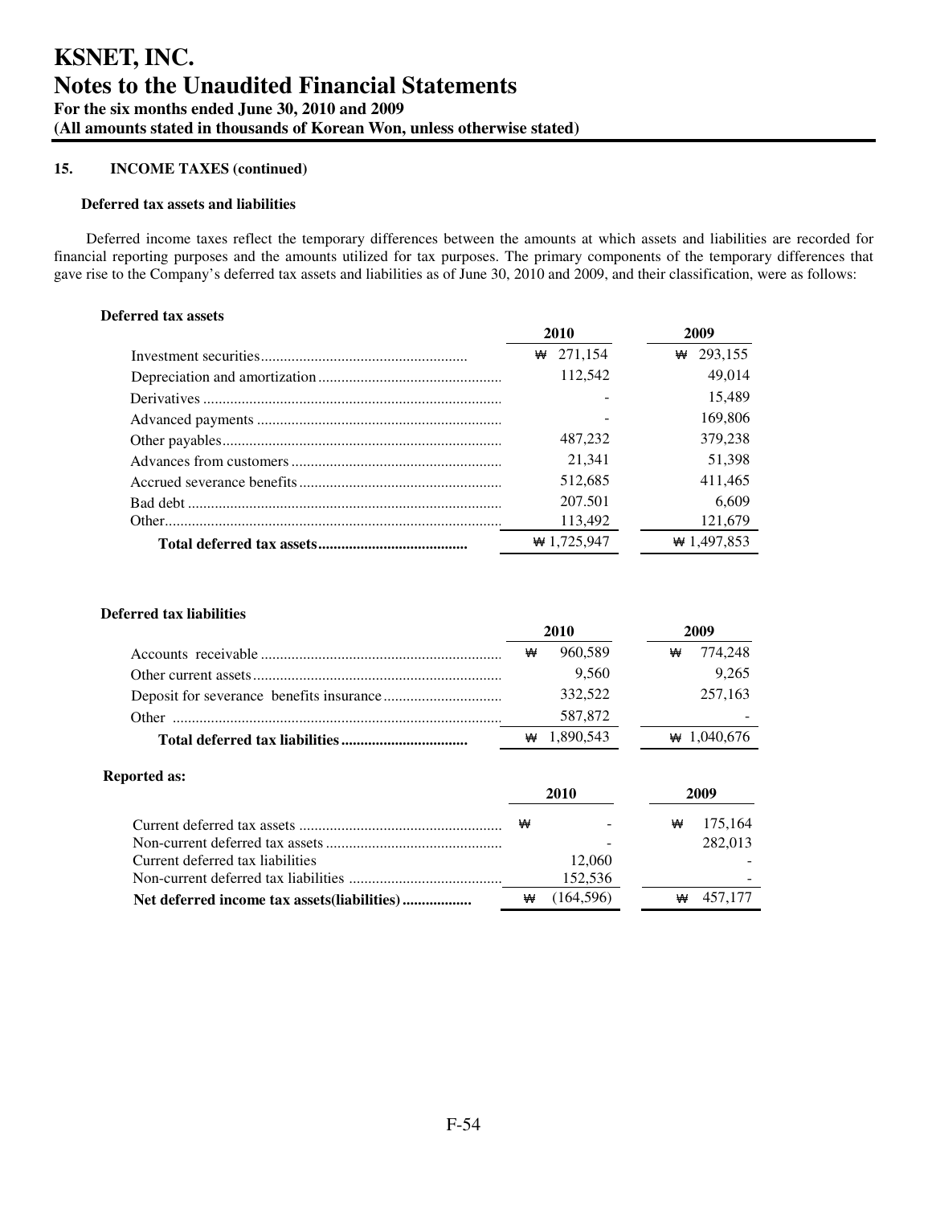# KSNET, INC.
# Notes to the Unaudited Financial Statements
**For the six months ended June 30, 2010 and 2009**
**(All amounts stated in thousands of Korean Won, unless otherwise stated)**

## 15. INCOME TAXES (continued)

### Deferred tax assets and liabilities

Deferred income taxes reflect the temporary differences between the amounts at which assets and liabilities are recorded for financial reporting purposes and the amounts utilized for tax purposes. The primary components of the temporary differences that gave rise to the Company's deferred tax assets and liabilities as of June 30, 2010 and 2009, and their classification, were as follows:

**Deferred tax assets**

| | 2010 | 2009 |
|---|---|---|
| Investment securities | ₩ 271,154 | ₩ 293,155 |
| Depreciation and amortization | 112,542 | 49,014 |
| Derivatives | - | 15,489 |
| Advanced payments | - | 169,806 |
| Other payables | 487,232 | 379,238 |
| Advances from customers | 21,341 | 51,398 |
| Accrued severance benefits | 512,685 | 411,465 |
| Bad debt | 207,501 | 6,609 |
| Other | 113,492 | 121,679 |
| **Total deferred tax assets** | ₩ 1,725,947 | ₩ 1,497,853 |

**Deferred tax liabilities**

| | 2010 | 2009 |
|---|---|---|
| Accounts receivable | ₩ 960,589 | ₩ 774,248 |
| Other current assets | 9,560 | 9,265 |
| Deposit for severance benefits insurance | 332,522 | 257,163 |
| Other | 587,872 | - |
| **Total deferred tax liabilities** | ₩ 1,890,543 | ₩ 1,040,676 |

**Reported as:**

| | 2010 | 2009 |
|---|---|---|
| Current deferred tax assets | ₩ - | ₩ 175,164 |
| Non-current deferred tax assets | - | 282,013 |
| Current deferred tax liabilities | 12,060 | - |
| Non-current deferred tax liabilities | 152,536 | - |
| **Net deferred income tax assets(liabilities)** | ₩ (164,596) | ₩ 457,177 |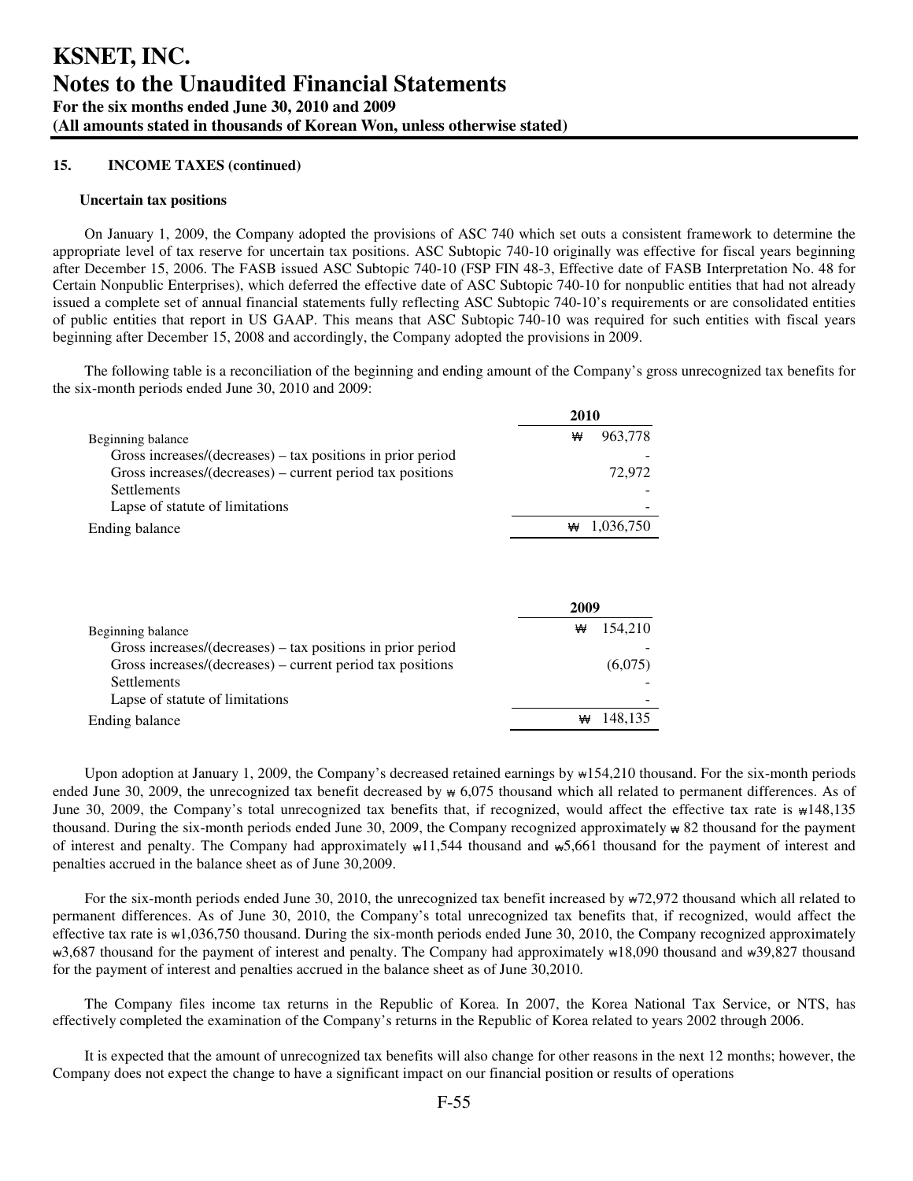### 15. INCOME TAXES (continued)

**Uncertain tax positions**

On January 1, 2009, the Company adopted the provisions of ASC 740 which set outs a consistent framework to determine the appropriate level of tax reserve for uncertain tax positions. ASC Subtopic 740-10 originally was effective for fiscal years beginning after December 15, 2006. The FASB issued ASC Subtopic 740-10 (FSP FIN 48-3, Effective date of FASB Interpretation No. 48 for Certain Nonpublic Enterprises), which deferred the effective date of ASC Subtopic 740-10 for nonpublic entities that had not already issued a complete set of annual financial statements fully reflecting ASC Subtopic 740-10's requirements or are consolidated entities of public entities that report in US GAAP. This means that ASC Subtopic 740-10 was required for such entities with fiscal years beginning after December 15, 2008 and accordingly, the Company adopted the provisions in 2009.

The following table is a reconciliation of the beginning and ending amount of the Company's gross unrecognized tax benefits for the six-month periods ended June 30, 2010 and 2009:

| | 2010 |
|---|---|
| Beginning balance | ₩ 963,778 |
| Gross increases/(decreases) – tax positions in prior period | - |
| Gross increases/(decreases) – current period tax positions | 72,972 |
| Settlements | - |
| Lapse of statute of limitations | - |
| Ending balance | ₩ 1,036,750 |

| | 2009 |
|---|---|
| Beginning balance | ₩ 154,210 |
| Gross increases/(decreases) – tax positions in prior period | - |
| Gross increases/(decreases) – current period tax positions | (6,075) |
| Settlements | - |
| Lapse of statute of limitations | - |
| Ending balance | ₩ 148,135 |

Upon adoption at January 1, 2009, the Company's decreased retained earnings by ₩154,210 thousand. For the six-month periods ended June 30, 2009, the unrecognized tax benefit decreased by ₩ 6,075 thousand which all related to permanent differences. As of June 30, 2009, the Company's total unrecognized tax benefits that, if recognized, would affect the effective tax rate is ₩148,135 thousand. During the six-month periods ended June 30, 2009, the Company recognized approximately ₩ 82 thousand for the payment of interest and penalty. The Company had approximately ₩11,544 thousand and ₩5,661 thousand for the payment of interest and penalties accrued in the balance sheet as of June 30,2009.

For the six-month periods ended June 30, 2010, the unrecognized tax benefit increased by ₩72,972 thousand which all related to permanent differences. As of June 30, 2010, the Company's total unrecognized tax benefits that, if recognized, would affect the effective tax rate is ₩1,036,750 thousand. During the six-month periods ended June 30, 2010, the Company recognized approximately ₩3,687 thousand for the payment of interest and penalty. The Company had approximately ₩18,090 thousand and ₩39,827 thousand for the payment of interest and penalties accrued in the balance sheet as of June 30,2010.

The Company files income tax returns in the Republic of Korea. In 2007, the Korea National Tax Service, or NTS, has effectively completed the examination of the Company's returns in the Republic of Korea related to years 2002 through 2006.

It is expected that the amount of unrecognized tax benefits will also change for other reasons in the next 12 months; however, the Company does not expect the change to have a significant impact on our financial position or results of operations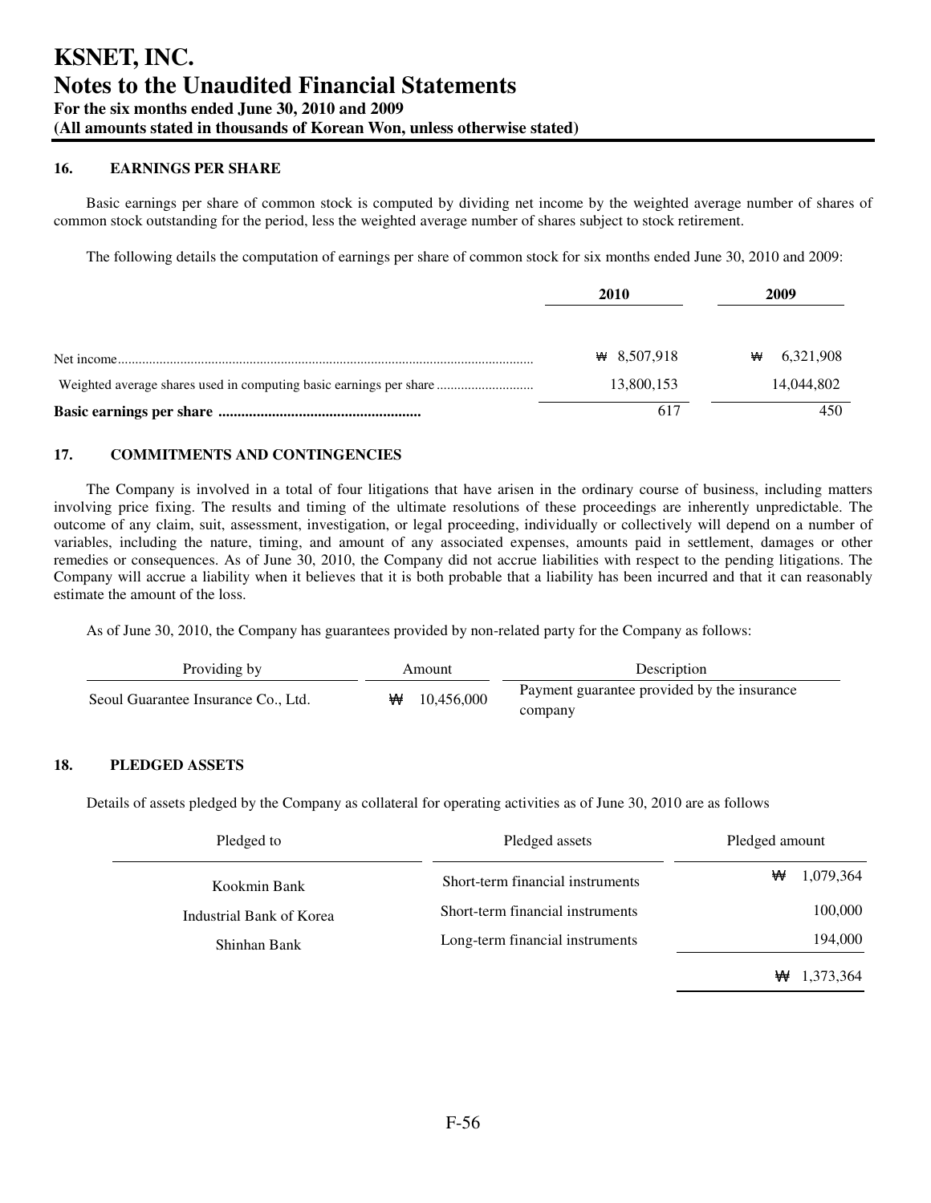# KSNET, INC.
# Notes to the Unaudited Financial Statements
**For the six months ended June 30, 2010 and 2009**
**(All amounts stated in thousands of Korean Won, unless otherwise stated)**

### 16. EARNINGS PER SHARE

Basic earnings per share of common stock is computed by dividing net income by the weighted average number of shares of common stock outstanding for the period, less the weighted average number of shares subject to stock retirement.

The following details the computation of earnings per share of common stock for six months ended June 30, 2010 and 2009:

| | 2010 | 2009 |
|---|---|---|
| Net income | ₩ 8,507,918 | ₩ 6,321,908 |
| Weighted average shares used in computing basic earnings per share | 13,800,153 | 14,044,802 |
| **Basic earnings per share** | 617 | 450 |

### 17. COMMITMENTS AND CONTINGENCIES

The Company is involved in a total of four litigations that have arisen in the ordinary course of business, including matters involving price fixing. The results and timing of the ultimate resolutions of these proceedings are inherently unpredictable. The outcome of any claim, suit, assessment, investigation, or legal proceeding, individually or collectively will depend on a number of variables, including the nature, timing, and amount of any associated expenses, amounts paid in settlement, damages or other remedies or consequences. As of June 30, 2010, the Company did not accrue liabilities with respect to the pending litigations. The Company will accrue a liability when it believes that it is both probable that a liability has been incurred and that it can reasonably estimate the amount of the loss.

As of June 30, 2010, the Company has guarantees provided by non-related party for the Company as follows:

| Providing by | Amount | Description |
|---|---|---|
| Seoul Guarantee Insurance Co., Ltd. | ₩ 10,456,000 | Payment guarantee provided by the insurance company |

### 18. PLEDGED ASSETS

Details of assets pledged by the Company as collateral for operating activities as of June 30, 2010 are as follows

| Pledged to | Pledged assets | Pledged amount |
|---|---|---|
| Kookmin Bank | Short-term financial instruments | ₩ 1,079,364 |
| Industrial Bank of Korea | Short-term financial instruments | 100,000 |
| Shinhan Bank | Long-term financial instruments | 194,000 |
| | | ₩ 1,373,364 |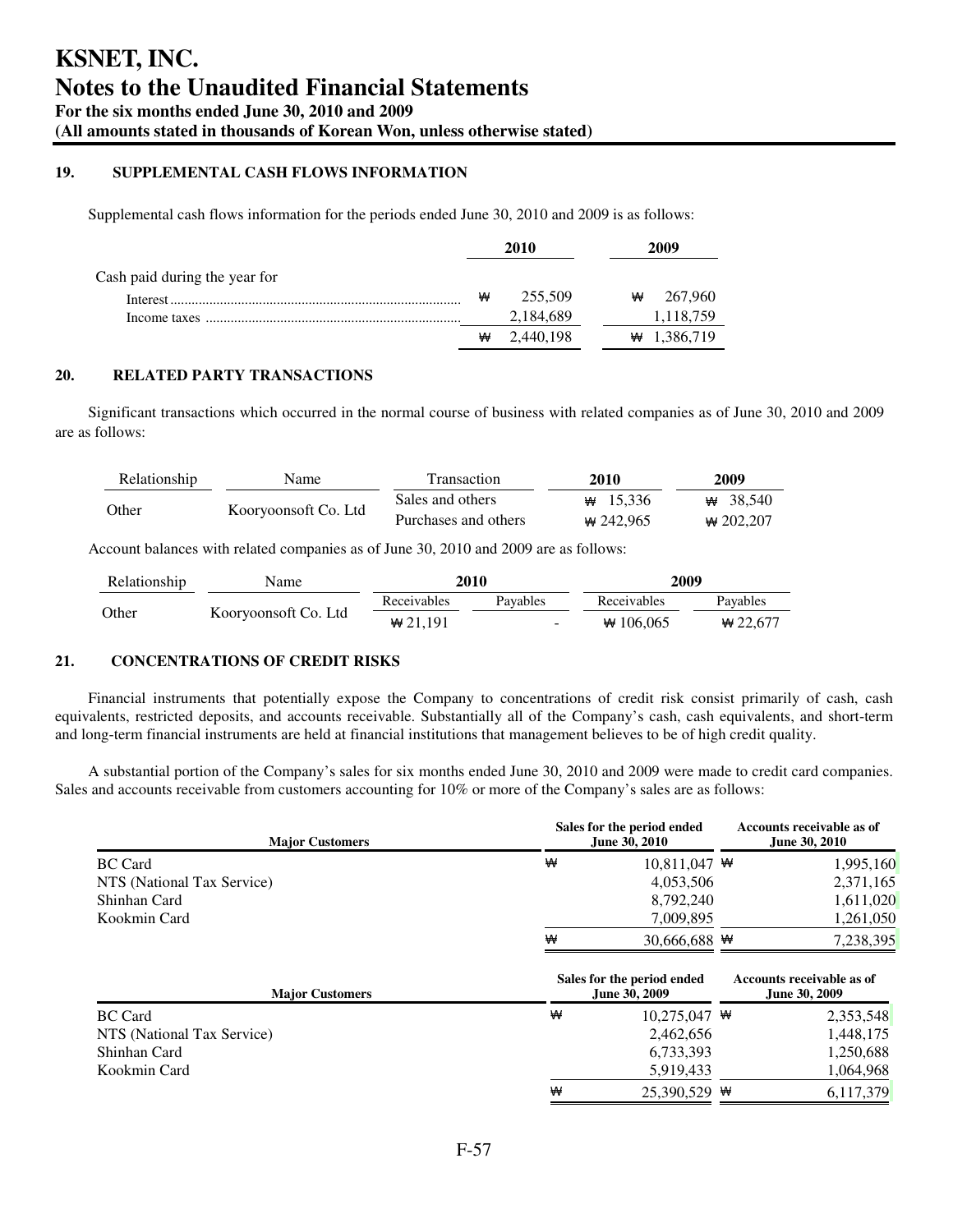**KSNET, INC.**
**Notes to the Unaudited Financial Statements**
**For the six months ended June 30, 2010 and 2009**
**(All amounts stated in thousands of Korean Won, unless otherwise stated)**

## 19. SUPPLEMENTAL CASH FLOWS INFORMATION

Supplemental cash flows information for the periods ended June 30, 2010 and 2009 is as follows:

| | 2010 | 2009 |
|---|---|---|
| Cash paid during the year for | | |
| Interest | ₩ 255,509 | ₩ 267,960 |
| Income taxes | 2,184,689 | 1,118,759 |
| | ₩ 2,440,198 | ₩ 1,386,719 |

## 20. RELATED PARTY TRANSACTIONS

Significant transactions which occurred in the normal course of business with related companies as of June 30, 2010 and 2009 are as follows:

| Relationship | Name | Transaction | 2010 | 2009 |
|---|---|---|---|---|
| Other | Kooryoonsoft Co. Ltd | Sales and others | ₩ 15,336 | ₩ 38,540 |
| | | Purchases and others | ₩ 242,965 | ₩ 202,207 |

Account balances with related companies as of June 30, 2010 and 2009 are as follows:

| Relationship | Name | 2010 | | 2009 | |
|---|---|---|---|---|---|
| | | Receivables | Payables | Receivables | Payables |
| Other | Kooryoonsoft Co. Ltd | ₩ 21,191 | - | ₩ 106,065 | ₩ 22,677 |

## 21. CONCENTRATIONS OF CREDIT RISKS

Financial instruments that potentially expose the Company to concentrations of credit risk consist primarily of cash, cash equivalents, restricted deposits, and accounts receivable. Substantially all of the Company's cash, cash equivalents, and short-term and long-term financial instruments are held at financial institutions that management believes to be of high credit quality.

A substantial portion of the Company's sales for six months ended June 30, 2010 and 2009 were made to credit card companies. Sales and accounts receivable from customers accounting for 10% or more of the Company's sales are as follows:

| Major Customers | Sales for the period ended June 30, 2010 | Accounts receivable as of June 30, 2010 |
|---|---|---|
| BC Card | ₩ 10,811,047 | ₩ 1,995,160 |
| NTS (National Tax Service) | 4,053,506 | 2,371,165 |
| Shinhan Card | 8,792,240 | 1,611,020 |
| Kookmin Card | 7,009,895 | 1,261,050 |
| | ₩ 30,666,688 | ₩ 7,238,395 |

| Major Customers | Sales for the period ended June 30, 2009 | Accounts receivable as of June 30, 2009 |
|---|---|---|
| BC Card | ₩ 10,275,047 | ₩ 2,353,548 |
| NTS (National Tax Service) | 2,462,656 | 1,448,175 |
| Shinhan Card | 6,733,393 | 1,250,688 |
| Kookmin Card | 5,919,433 | 1,064,968 |
| | ₩ 25,390,529 | ₩ 6,117,379 |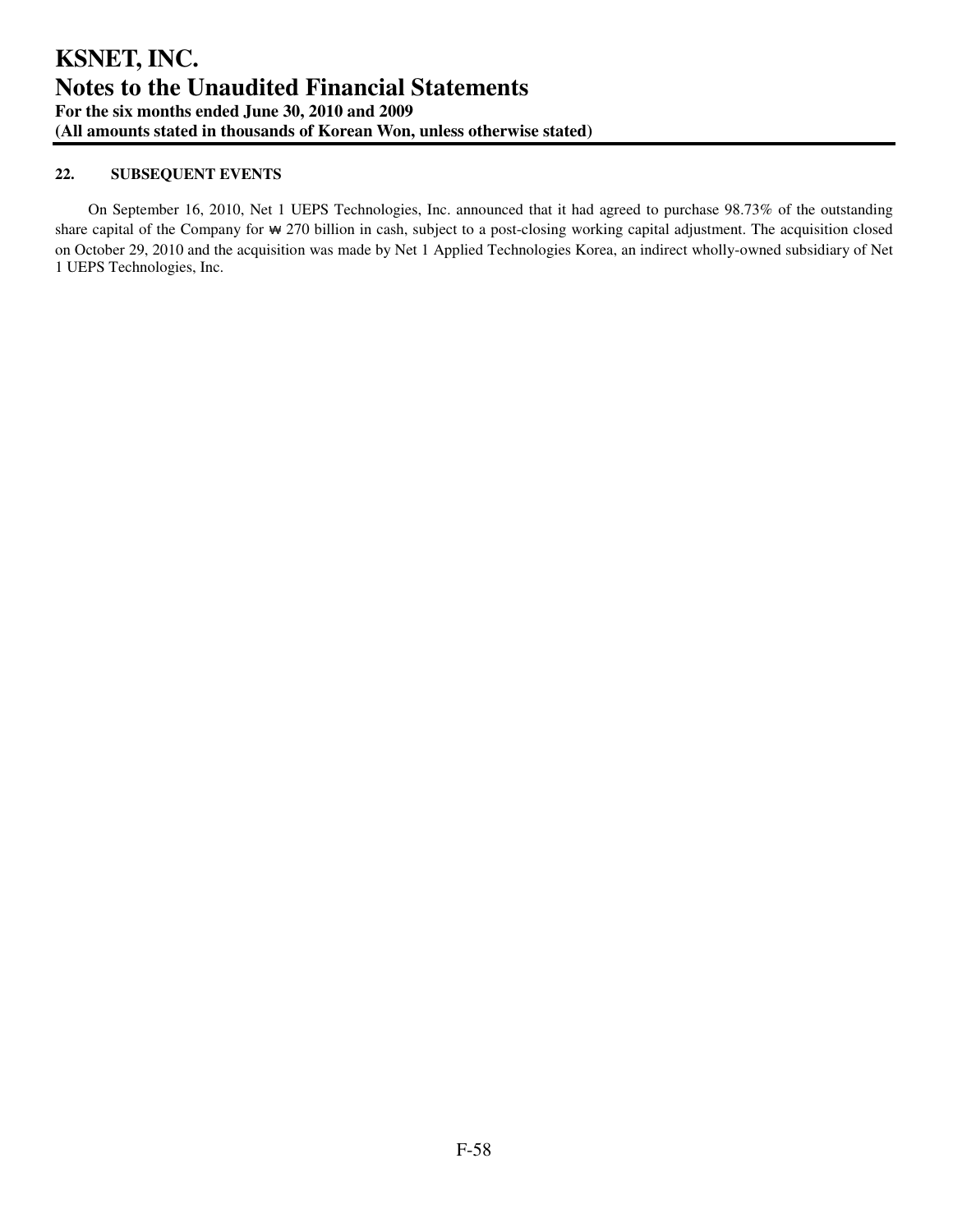# KSNET, INC.
# Notes to the Unaudited Financial Statements
**For the six months ended June 30, 2010 and 2009**
**(All amounts stated in thousands of Korean Won, unless otherwise stated)**

### 22. SUBSEQUENT EVENTS

On September 16, 2010, Net 1 UEPS Technologies, Inc. announced that it had agreed to purchase 98.73% of the outstanding share capital of the Company for ₩ 270 billion in cash, subject to a post-closing working capital adjustment. The acquisition closed on October 29, 2010 and the acquisition was made by Net 1 Applied Technologies Korea, an indirect wholly-owned subsidiary of Net 1 UEPS Technologies, Inc.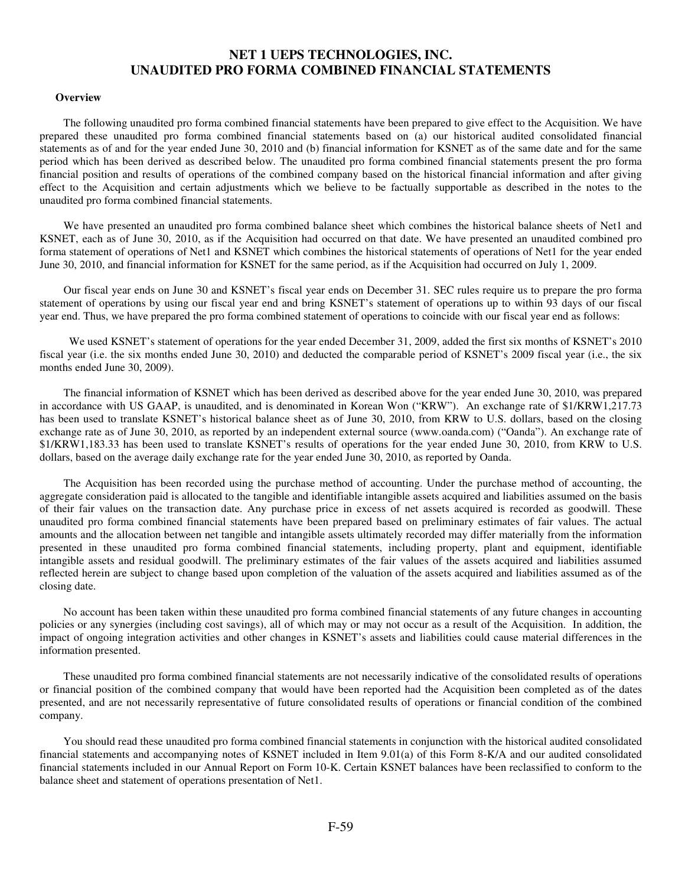# NET 1 UEPS TECHNOLOGIES, INC.
# UNAUDITED PRO FORMA COMBINED FINANCIAL STATEMENTS

**Overview**

The following unaudited pro forma combined financial statements have been prepared to give effect to the Acquisition. We have prepared these unaudited pro forma combined financial statements based on (a) our historical audited consolidated financial statements as of and for the year ended June 30, 2010 and (b) financial information for KSNET as of the same date and for the same period which has been derived as described below. The unaudited pro forma combined financial statements present the pro forma financial position and results of operations of the combined company based on the historical financial information and after giving effect to the Acquisition and certain adjustments which we believe to be factually supportable as described in the notes to the unaudited pro forma combined financial statements.

We have presented an unaudited pro forma combined balance sheet which combines the historical balance sheets of Net1 and KSNET, each as of June 30, 2010, as if the Acquisition had occurred on that date. We have presented an unaudited combined pro forma statement of operations of Net1 and KSNET which combines the historical statements of operations of Net1 for the year ended June 30, 2010, and financial information for KSNET for the same period, as if the Acquisition had occurred on July 1, 2009.

Our fiscal year ends on June 30 and KSNET's fiscal year ends on December 31. SEC rules require us to prepare the pro forma statement of operations by using our fiscal year end and bring KSNET's statement of operations up to within 93 days of our fiscal year end. Thus, we have prepared the pro forma combined statement of operations to coincide with our fiscal year end as follows:

We used KSNET's statement of operations for the year ended December 31, 2009, added the first six months of KSNET's 2010 fiscal year (i.e. the six months ended June 30, 2010) and deducted the comparable period of KSNET's 2009 fiscal year (i.e., the six months ended June 30, 2009).

The financial information of KSNET which has been derived as described above for the year ended June 30, 2010, was prepared in accordance with US GAAP, is unaudited, and is denominated in Korean Won ("KRW"). An exchange rate of $1/KRW1,217.73 has been used to translate KSNET's historical balance sheet as of June 30, 2010, from KRW to U.S. dollars, based on the closing exchange rate as of June 30, 2010, as reported by an independent external source (www.oanda.com) ("Oanda"). An exchange rate of $1/KRW1,183.33 has been used to translate KSNET's results of operations for the year ended June 30, 2010, from KRW to U.S. dollars, based on the average daily exchange rate for the year ended June 30, 2010, as reported by Oanda.

The Acquisition has been recorded using the purchase method of accounting. Under the purchase method of accounting, the aggregate consideration paid is allocated to the tangible and identifiable intangible assets acquired and liabilities assumed on the basis of their fair values on the transaction date. Any purchase price in excess of net assets acquired is recorded as goodwill. These unaudited pro forma combined financial statements have been prepared based on preliminary estimates of fair values. The actual amounts and the allocation between net tangible and intangible assets ultimately recorded may differ materially from the information presented in these unaudited pro forma combined financial statements, including property, plant and equipment, identifiable intangible assets and residual goodwill. The preliminary estimates of the fair values of the assets acquired and liabilities assumed reflected herein are subject to change based upon completion of the valuation of the assets acquired and liabilities assumed as of the closing date.

No account has been taken within these unaudited pro forma combined financial statements of any future changes in accounting policies or any synergies (including cost savings), all of which may or may not occur as a result of the Acquisition. In addition, the impact of ongoing integration activities and other changes in KSNET's assets and liabilities could cause material differences in the information presented.

These unaudited pro forma combined financial statements are not necessarily indicative of the consolidated results of operations or financial position of the combined company that would have been reported had the Acquisition been completed as of the dates presented, and are not necessarily representative of future consolidated results of operations or financial condition of the combined company.

You should read these unaudited pro forma combined financial statements in conjunction with the historical audited consolidated financial statements and accompanying notes of KSNET included in Item 9.01(a) of this Form 8-K/A and our audited consolidated financial statements included in our Annual Report on Form 10-K. Certain KSNET balances have been reclassified to conform to the balance sheet and statement of operations presentation of Net1.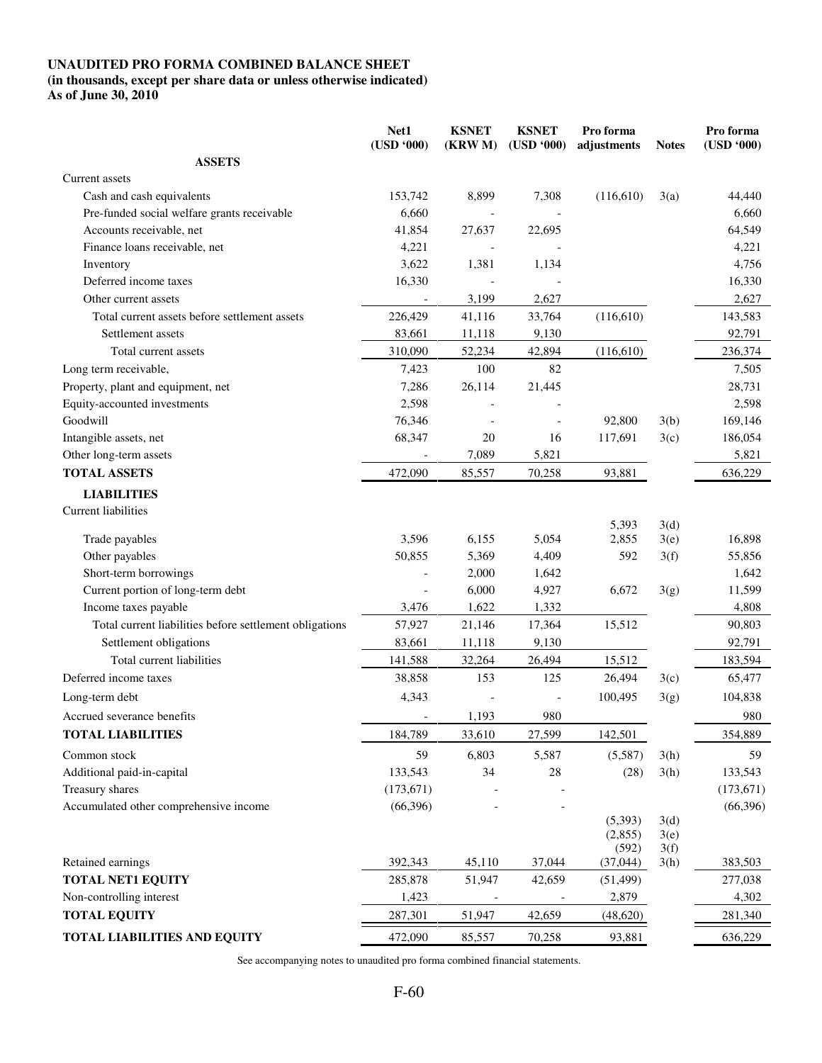**UNAUDITED PRO FORMA COMBINED BALANCE SHEET**
**(in thousands, except per share data or unless otherwise indicated)**
**As of June 30, 2010**

| | Net1 (USD '000) | KSNET (KRW M) | KSNET (USD '000) | Pro forma adjustments | Notes | Pro forma (USD '000) |
|---|---|---|---|---|---|---|
| **ASSETS** | | | | | | |
| Current assets | | | | | | |
| Cash and cash equivalents | 153,742 | 8,899 | 7,308 | (116,610) | 3(a) | 44,440 |
| Pre-funded social welfare grants receivable | 6,660 | - | - | | | 6,660 |
| Accounts receivable, net | 41,854 | 27,637 | 22,695 | | | 64,549 |
| Finance loans receivable, net | 4,221 | - | - | | | 4,221 |
| Inventory | 3,622 | 1,381 | 1,134 | | | 4,756 |
| Deferred income taxes | 16,330 | - | - | | | 16,330 |
| Other current assets | - | 3,199 | 2,627 | | | 2,627 |
| Total current assets before settlement assets | 226,429 | 41,116 | 33,764 | (116,610) | | 143,583 |
| Settlement assets | 83,661 | 11,118 | 9,130 | | | 92,791 |
| Total current assets | 310,090 | 52,234 | 42,894 | (116,610) | | 236,374 |
| Long term receivable, | 7,423 | 100 | 82 | | | 7,505 |
| Property, plant and equipment, net | 7,286 | 26,114 | 21,445 | | | 28,731 |
| Equity-accounted investments | 2,598 | - | - | | | 2,598 |
| Goodwill | 76,346 | - | - | 92,800 | 3(b) | 169,146 |
| Intangible assets, net | 68,347 | 20 | 16 | 117,691 | 3(c) | 186,054 |
| Other long-term assets | - | 7,089 | 5,821 | | | 5,821 |
| **TOTAL ASSETS** | 472,090 | 85,557 | 70,258 | 93,881 | | 636,229 |
| **LIABILITIES** | | | | | | |
| Current liabilities | | | | | | |
| | | | | 5,393 | 3(d) | |
| Trade payables | 3,596 | 6,155 | 5,054 | 2,855 | 3(e) | 16,898 |
| Other payables | 50,855 | 5,369 | 4,409 | 592 | 3(f) | 55,856 |
| Short-term borrowings | - | 2,000 | 1,642 | | | 1,642 |
| Current portion of long-term debt | - | 6,000 | 4,927 | 6,672 | 3(g) | 11,599 |
| Income taxes payable | 3,476 | 1,622 | 1,332 | | | 4,808 |
| Total current liabilities before settlement obligations | 57,927 | 21,146 | 17,364 | 15,512 | | 90,803 |
| Settlement obligations | 83,661 | 11,118 | 9,130 | | | 92,791 |
| Total current liabilities | 141,588 | 32,264 | 26,494 | 15,512 | | 183,594 |
| Deferred income taxes | 38,858 | 153 | 125 | 26,494 | 3(c) | 65,477 |
| Long-term debt | 4,343 | - | - | 100,495 | 3(g) | 104,838 |
| Accrued severance benefits | - | 1,193 | 980 | | | 980 |
| **TOTAL LIABILITIES** | 184,789 | 33,610 | 27,599 | 142,501 | | 354,889 |
| Common stock | 59 | 6,803 | 5,587 | (5,587) | 3(h) | 59 |
| Additional paid-in-capital | 133,543 | 34 | 28 | (28) | 3(h) | 133,543 |
| Treasury shares | (173,671) | - | - | | | (173,671) |
| Accumulated other comprehensive income | (66,396) | - | - | | | (66,396) |
| | | | | (5,393) | 3(d) | |
| | | | | (2,855) | 3(e) | |
| | | | | (592) | 3(f) | |
| Retained earnings | 392,343 | 45,110 | 37,044 | (37,044) | 3(h) | 383,503 |
| **TOTAL NET1 EQUITY** | 285,878 | 51,947 | 42,659 | (51,499) | | 277,038 |
| Non-controlling interest | 1,423 | - | - | 2,879 | | 4,302 |
| **TOTAL EQUITY** | 287,301 | 51,947 | 42,659 | (48,620) | | 281,340 |
| **TOTAL LIABILITIES AND EQUITY** | 472,090 | 85,557 | 70,258 | 93,881 | | 636,229 |

See accompanying notes to unaudited pro forma combined financial statements.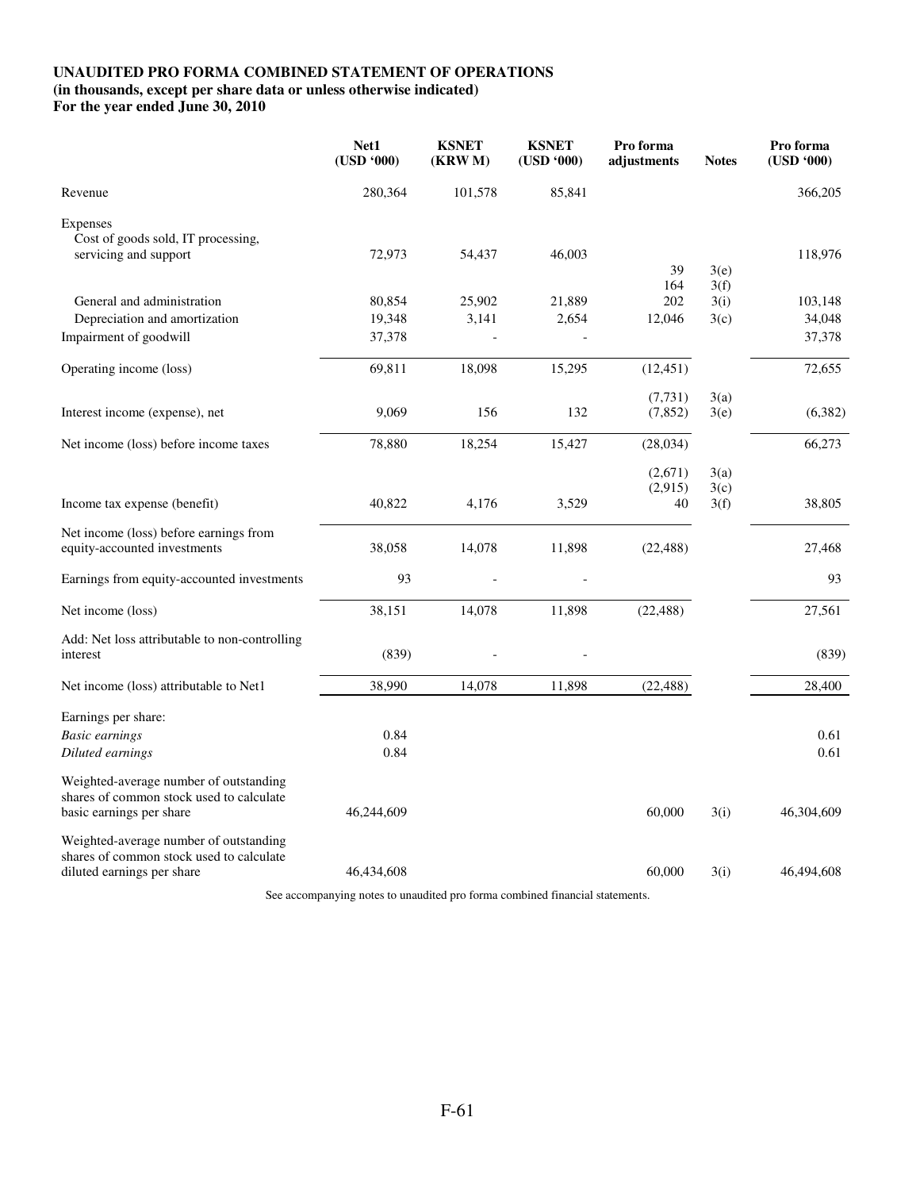**UNAUDITED PRO FORMA COMBINED STATEMENT OF OPERATIONS**
**(in thousands, except per share data or unless otherwise indicated)**
**For the year ended June 30, 2010**

| | Net1 (USD '000) | KSNET (KRW M) | KSNET (USD '000) | Pro forma adjustments | Notes | Pro forma (USD '000) |
|---|---|---|---|---|---|---|
| Revenue | 280,364 | 101,578 | 85,841 | | | 366,205 |
| Expenses | | | | | | |
| Cost of goods sold, IT processing, servicing and support | 72,973 | 54,437 | 46,003 | | | 118,976 |
| | | | | 39 | 3(e) | |
| | | | | 164 | 3(f) | |
| General and administration | 80,854 | 25,902 | 21,889 | 202 | 3(i) | 103,148 |
| Depreciation and amortization | 19,348 | 3,141 | 2,654 | 12,046 | 3(c) | 34,048 |
| Impairment of goodwill | 37,378 | - | - | | | 37,378 |
| Operating income (loss) | 69,811 | 18,098 | 15,295 | (12,451) | | 72,655 |
| | | | | (7,731) | 3(a) | |
| Interest income (expense), net | 9,069 | 156 | 132 | (7,852) | 3(e) | (6,382) |
| Net income (loss) before income taxes | 78,880 | 18,254 | 15,427 | (28,034) | | 66,273 |
| | | | | (2,671) | 3(a) | |
| | | | | (2,915) | 3(c) | |
| Income tax expense (benefit) | 40,822 | 4,176 | 3,529 | 40 | 3(f) | 38,805 |
| Net income (loss) before earnings from equity-accounted investments | 38,058 | 14,078 | 11,898 | (22,488) | | 27,468 |
| Earnings from equity-accounted investments | 93 | - | - | | | 93 |
| Net income (loss) | 38,151 | 14,078 | 11,898 | (22,488) | | 27,561 |
| Add: Net loss attributable to non-controlling interest | (839) | - | - | | | (839) |
| Net income (loss) attributable to Net1 | 38,990 | 14,078 | 11,898 | (22,488) | | 28,400 |
| Earnings per share: | | | | | | |
| *Basic earnings* | 0.84 | | | | | 0.61 |
| *Diluted earnings* | 0.84 | | | | | 0.61 |
| Weighted-average number of outstanding shares of common stock used to calculate basic earnings per share | 46,244,609 | | | 60,000 | 3(i) | 46,304,609 |
| Weighted-average number of outstanding shares of common stock used to calculate diluted earnings per share | 46,434,608 | | | 60,000 | 3(i) | 46,494,608 |

See accompanying notes to unaudited pro forma combined financial statements.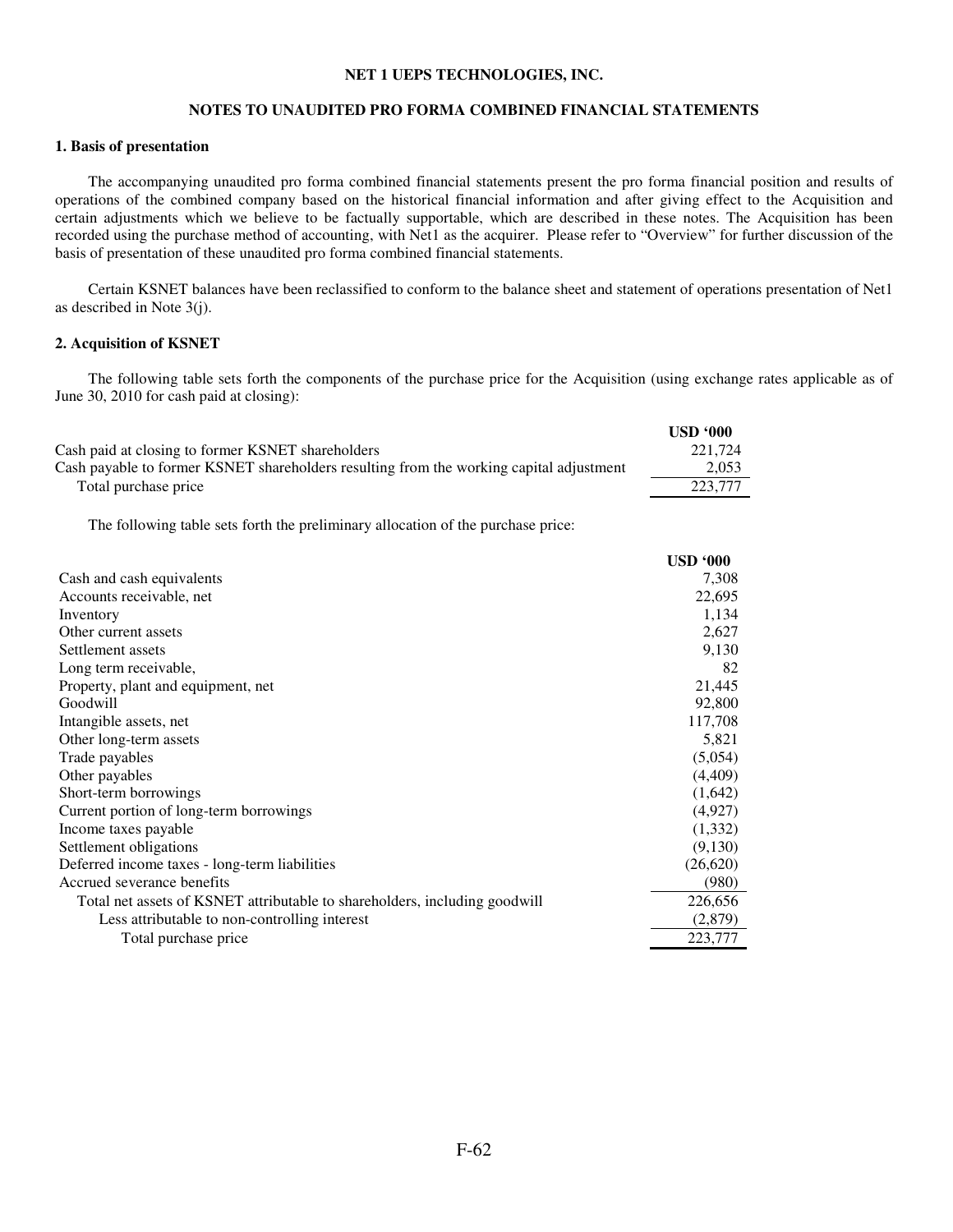## NET 1 UEPS TECHNOLOGIES, INC.

### NOTES TO UNAUDITED PRO FORMA COMBINED FINANCIAL STATEMENTS

**1. Basis of presentation**

The accompanying unaudited pro forma combined financial statements present the pro forma financial position and results of operations of the combined company based on the historical financial information and after giving effect to the Acquisition and certain adjustments which we believe to be factually supportable, which are described in these notes. The Acquisition has been recorded using the purchase method of accounting, with Net1 as the acquirer. Please refer to "Overview" for further discussion of the basis of presentation of these unaudited pro forma combined financial statements.

Certain KSNET balances have been reclassified to conform to the balance sheet and statement of operations presentation of Net1 as described in Note 3(j).

**2. Acquisition of KSNET**

The following table sets forth the components of the purchase price for the Acquisition (using exchange rates applicable as of June 30, 2010 for cash paid at closing):

| | USD '000 |
|---|---|
| Cash paid at closing to former KSNET shareholders | 221,724 |
| Cash payable to former KSNET shareholders resulting from the working capital adjustment | 2,053 |
| Total purchase price | 223,777 |

The following table sets forth the preliminary allocation of the purchase price:

| | USD '000 |
|---|---|
| Cash and cash equivalents | 7,308 |
| Accounts receivable, net | 22,695 |
| Inventory | 1,134 |
| Other current assets | 2,627 |
| Settlement assets | 9,130 |
| Long term receivable, | 82 |
| Property, plant and equipment, net | 21,445 |
| Goodwill | 92,800 |
| Intangible assets, net | 117,708 |
| Other long-term assets | 5,821 |
| Trade payables | (5,054) |
| Other payables | (4,409) |
| Short-term borrowings | (1,642) |
| Current portion of long-term borrowings | (4,927) |
| Income taxes payable | (1,332) |
| Settlement obligations | (9,130) |
| Deferred income taxes - long-term liabilities | (26,620) |
| Accrued severance benefits | (980) |
| Total net assets of KSNET attributable to shareholders, including goodwill | 226,656 |
| Less attributable to non-controlling interest | (2,879) |
| Total purchase price | 223,777 |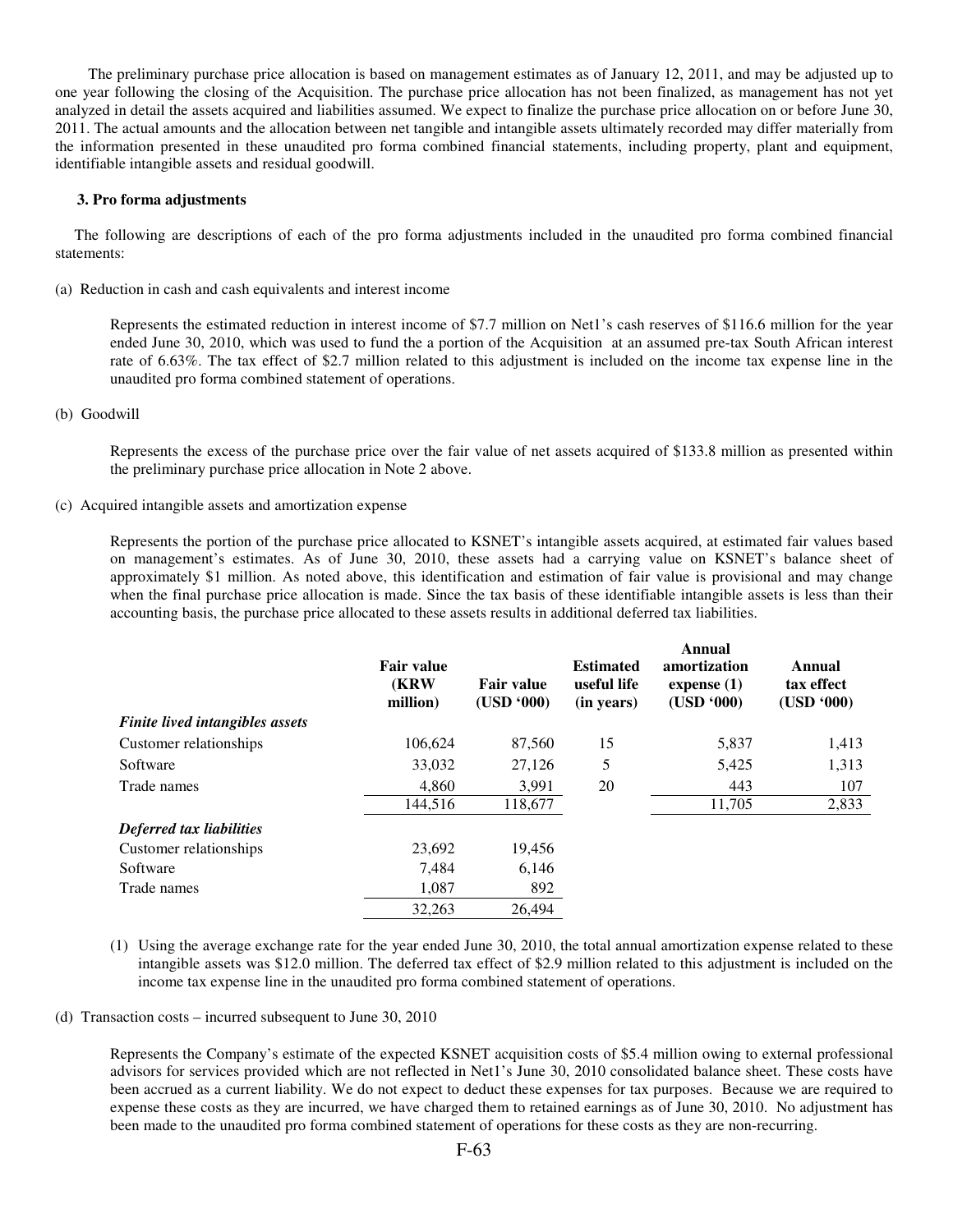The preliminary purchase price allocation is based on management estimates as of January 12, 2011, and may be adjusted up to one year following the closing of the Acquisition. The purchase price allocation has not been finalized, as management has not yet analyzed in detail the assets acquired and liabilities assumed. We expect to finalize the purchase price allocation on or before June 30, 2011. The actual amounts and the allocation between net tangible and intangible assets ultimately recorded may differ materially from the information presented in these unaudited pro forma combined financial statements, including property, plant and equipment, identifiable intangible assets and residual goodwill.

### 3. Pro forma adjustments

The following are descriptions of each of the pro forma adjustments included in the unaudited pro forma combined financial statements:

(a) Reduction in cash and cash equivalents and interest income

Represents the estimated reduction in interest income of $7.7 million on Net1's cash reserves of $116.6 million for the year ended June 30, 2010, which was used to fund the a portion of the Acquisition at an assumed pre-tax South African interest rate of 6.63%. The tax effect of $2.7 million related to this adjustment is included on the income tax expense line in the unaudited pro forma combined statement of operations.

(b) Goodwill

Represents the excess of the purchase price over the fair value of net assets acquired of $133.8 million as presented within the preliminary purchase price allocation in Note 2 above.

(c) Acquired intangible assets and amortization expense

Represents the portion of the purchase price allocated to KSNET's intangible assets acquired, at estimated fair values based on management's estimates. As of June 30, 2010, these assets had a carrying value on KSNET's balance sheet of approximately $1 million. As noted above, this identification and estimation of fair value is provisional and may change when the final purchase price allocation is made. Since the tax basis of these identifiable intangible assets is less than their accounting basis, the purchase price allocated to these assets results in additional deferred tax liabilities.

| | Fair value (KRW million) | Fair value (USD '000) | Estimated useful life (in years) | Annual amortization expense (1) (USD '000) | Annual tax effect (USD '000) |
|---|---|---|---|---|---|
| ***Finite lived intangibles assets*** | | | | | |
| Customer relationships | 106,624 | 87,560 | 15 | 5,837 | 1,413 |
| Software | 33,032 | 27,126 | 5 | 5,425 | 1,313 |
| Trade names | 4,860 | 3,991 | 20 | 443 | 107 |
| | 144,516 | 118,677 | | 11,705 | 2,833 |
| ***Deferred tax liabilities*** | | | | | |
| Customer relationships | 23,692 | 19,456 | | | |
| Software | 7,484 | 6,146 | | | |
| Trade names | 1,087 | 892 | | | |
| | 32,263 | 26,494 | | | |

(1) Using the average exchange rate for the year ended June 30, 2010, the total annual amortization expense related to these intangible assets was $12.0 million. The deferred tax effect of $2.9 million related to this adjustment is included on the income tax expense line in the unaudited pro forma combined statement of operations.

(d) Transaction costs – incurred subsequent to June 30, 2010

Represents the Company's estimate of the expected KSNET acquisition costs of $5.4 million owing to external professional advisors for services provided which are not reflected in Net1's June 30, 2010 consolidated balance sheet. These costs have been accrued as a current liability. We do not expect to deduct these expenses for tax purposes. Because we are required to expense these costs as they are incurred, we have charged them to retained earnings as of June 30, 2010. No adjustment has been made to the unaudited pro forma combined statement of operations for these costs as they are non-recurring.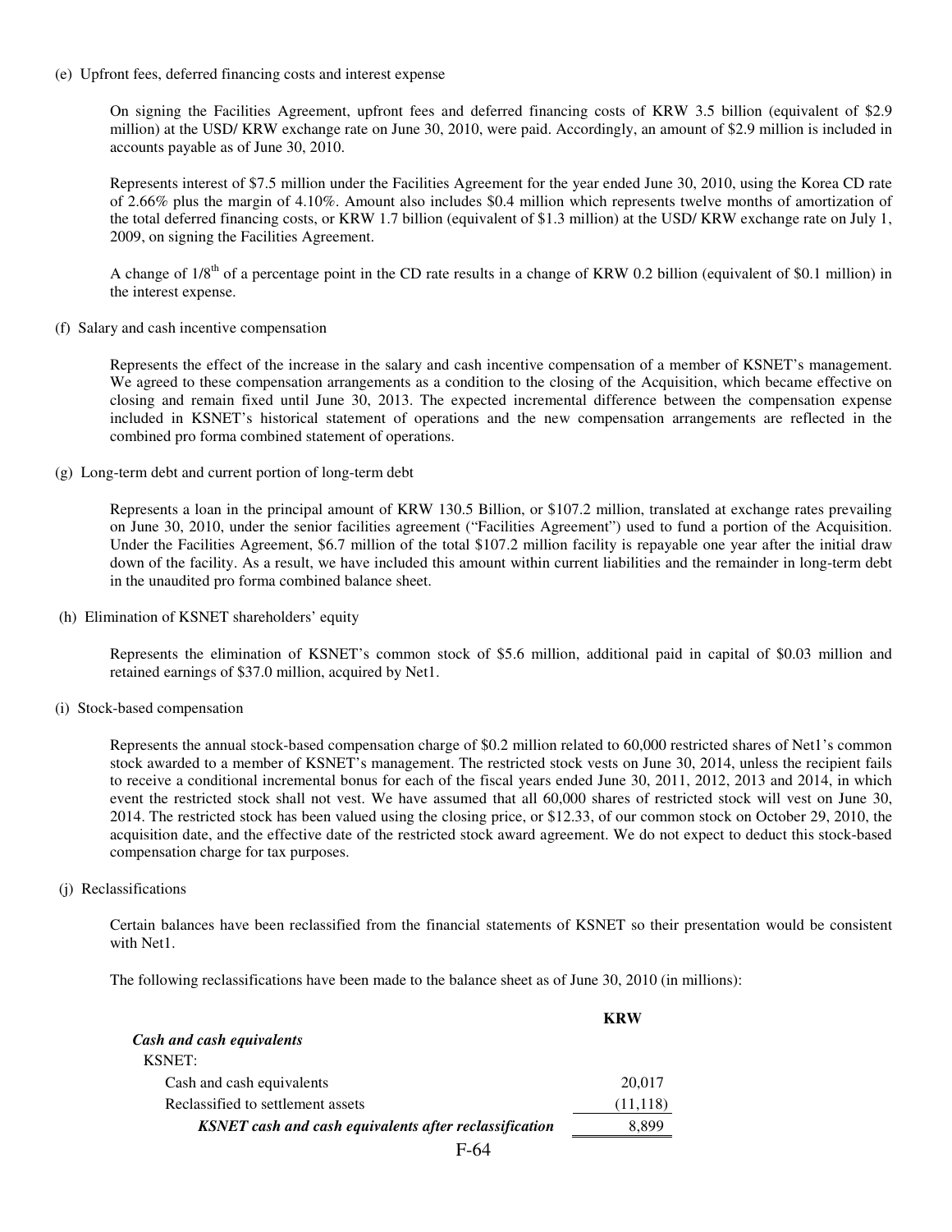(e) Upfront fees, deferred financing costs and interest expense

On signing the Facilities Agreement, upfront fees and deferred financing costs of KRW 3.5 billion (equivalent of $2.9 million) at the USD/ KRW exchange rate on June 30, 2010, were paid. Accordingly, an amount of $2.9 million is included in accounts payable as of June 30, 2010.

Represents interest of $7.5 million under the Facilities Agreement for the year ended June 30, 2010, using the Korea CD rate of 2.66% plus the margin of 4.10%. Amount also includes $0.4 million which represents twelve months of amortization of the total deferred financing costs, or KRW 1.7 billion (equivalent of $1.3 million) at the USD/ KRW exchange rate on July 1, 2009, on signing the Facilities Agreement.

A change of 1/8$^{th}$ of a percentage point in the CD rate results in a change of KRW 0.2 billion (equivalent of $0.1 million) in the interest expense.

(f) Salary and cash incentive compensation

Represents the effect of the increase in the salary and cash incentive compensation of a member of KSNET's management. We agreed to these compensation arrangements as a condition to the closing of the Acquisition, which became effective on closing and remain fixed until June 30, 2013. The expected incremental difference between the compensation expense included in KSNET's historical statement of operations and the new compensation arrangements are reflected in the combined pro forma combined statement of operations.

(g) Long-term debt and current portion of long-term debt

Represents a loan in the principal amount of KRW 130.5 Billion, or $107.2 million, translated at exchange rates prevailing on June 30, 2010, under the senior facilities agreement ("Facilities Agreement") used to fund a portion of the Acquisition. Under the Facilities Agreement, $6.7 million of the total $107.2 million facility is repayable one year after the initial draw down of the facility. As a result, we have included this amount within current liabilities and the remainder in long-term debt in the unaudited pro forma combined balance sheet.

(h) Elimination of KSNET shareholders' equity

Represents the elimination of KSNET's common stock of $5.6 million, additional paid in capital of $0.03 million and retained earnings of $37.0 million, acquired by Net1.

(i) Stock-based compensation

Represents the annual stock-based compensation charge of $0.2 million related to 60,000 restricted shares of Net1's common stock awarded to a member of KSNET's management. The restricted stock vests on June 30, 2014, unless the recipient fails to receive a conditional incremental bonus for each of the fiscal years ended June 30, 2011, 2012, 2013 and 2014, in which event the restricted stock shall not vest. We have assumed that all 60,000 shares of restricted stock will vest on June 30, 2014. The restricted stock has been valued using the closing price, or $12.33, of our common stock on October 29, 2010, the acquisition date, and the effective date of the restricted stock award agreement. We do not expect to deduct this stock-based compensation charge for tax purposes.

(j) Reclassifications

Certain balances have been reclassified from the financial statements of KSNET so their presentation would be consistent with Net1.

The following reclassifications have been made to the balance sheet as of June 30, 2010 (in millions):

| | KRW |
|---|---|
| ***Cash and cash equivalents*** | |
| KSNET: | |
| Cash and cash equivalents | 20,017 |
| Reclassified to settlement assets | (11,118) |
| ***KSNET cash and cash equivalents after reclassification*** | 8,899 |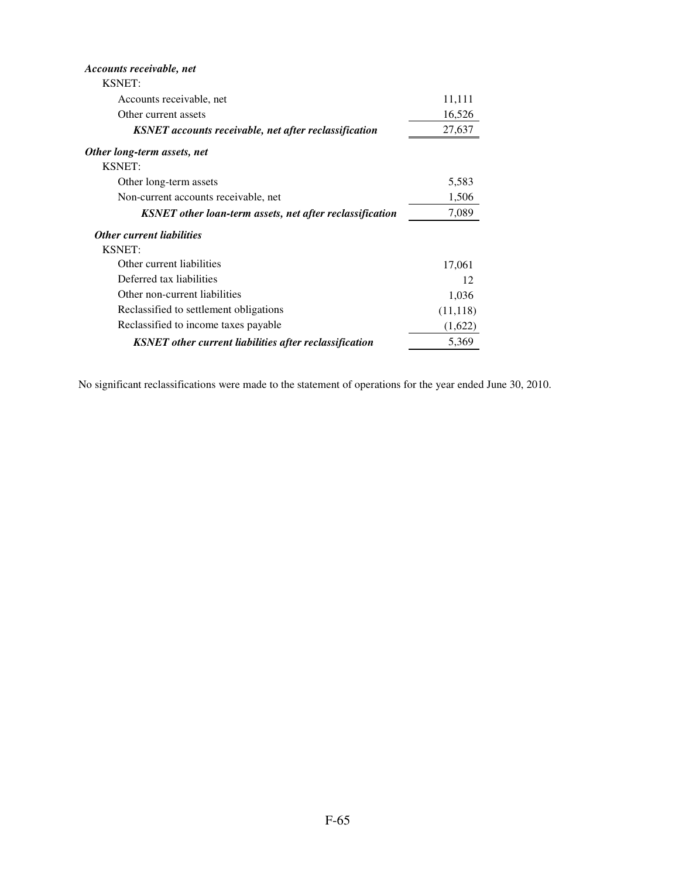| | |
|---|---|
| ***Accounts receivable, net*** | |
| KSNET: | |
| Accounts receivable, net | 11,111 |
| Other current assets | 16,526 |
| ***KSNET accounts receivable, net after reclassification*** | 27,637 |
| ***Other long-term assets, net*** | |
| KSNET: | |
| Other long-term assets | 5,583 |
| Non-current accounts receivable, net | 1,506 |
| ***KSNET other loan-term assets, net after reclassification*** | 7,089 |
| ***Other current liabilities*** | |
| KSNET: | |
| Other current liabilities | 17,061 |
| Deferred tax liabilities | 12 |
| Other non-current liabilities | 1,036 |
| Reclassified to settlement obligations | (11,118) |
| Reclassified to income taxes payable | (1,622) |
| ***KSNET other current liabilities after reclassification*** | 5,369 |

No significant reclassifications were made to the statement of operations for the year ended June 30, 2010.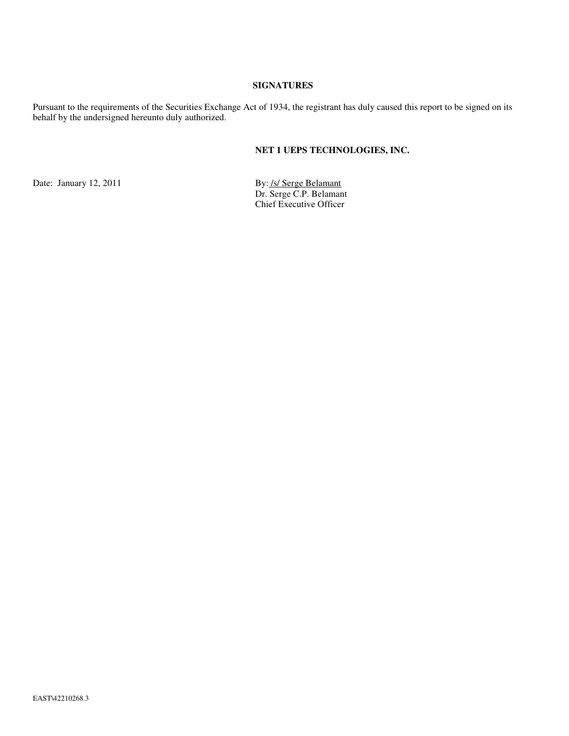**SIGNATURES**

Pursuant to the requirements of the Securities Exchange Act of 1934, the registrant has duly caused this report to be signed on its behalf by the undersigned hereunto duly authorized.

**NET 1 UEPS TECHNOLOGIES, INC.**

Date: January 12, 2011

By: /s/ Serge Belamant
Dr. Serge C.P. Belamant
Chief Executive Officer

EAST\42210268.3